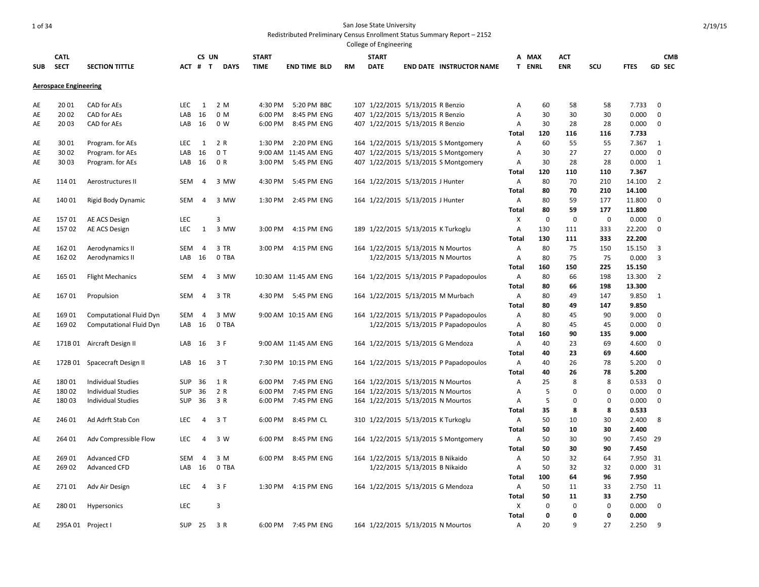San Jose State University

Redistributed Preliminary Census Enrollment Status Summary Report – 2152

College of Engineering

| SUB | CATL SECT | SECTION TITTLE | ACT | CS # | UN T | DAYS | START TIME | END TIME | BLD | RM | START DATE | END DATE | INSTRUCTOR NAME | AT | MAX ENRL | ACT ENR | SCU | FTES | GD | CMB SEC |
|---|---|---|---|---|---|---|---|---|---|---|---|---|---|---|---|---|---|---|---|---|
| **Aerospace Engineering** | | | | | | | | | | | | | | | | | | | | |
| AE | 20 01 | CAD for AEs | LEC | 1 | 2 | M | 4:30 PM | 5:20 PM | BBC | 107 | 1/22/2015 | 5/13/2015 | R Benzio | A | 60 | 58 | 58 | 7.733 | 0 | |
| AE | 20 02 | CAD for AEs | LAB | 16 | 0 | M | 6:00 PM | 8:45 PM | ENG | 407 | 1/22/2015 | 5/13/2015 | R Benzio | A | 30 | 30 | 30 | 0.000 | 0 | |
| AE | 20 03 | CAD for AEs | LAB | 16 | 0 | W | 6:00 PM | 8:45 PM | ENG | 407 | 1/22/2015 | 5/13/2015 | R Benzio | A | 30 | 28 | 28 | 0.000 | 0 | |
| | | | | | | | | | | | | | | **Total** | **120** | **116** | **116** | **7.733** | | |
| AE | 30 01 | Program. for AEs | LEC | 1 | 2 | R | 1:30 PM | 2:20 PM | ENG | 164 | 1/22/2015 | 5/13/2015 | S Montgomery | A | 60 | 55 | 55 | 7.367 | 1 | |
| AE | 30 02 | Program. for AEs | LAB | 16 | 0 | T | 9:00 AM | 11:45 AM | ENG | 407 | 1/22/2015 | 5/13/2015 | S Montgomery | A | 30 | 27 | 27 | 0.000 | 0 | |
| AE | 30 03 | Program. for AEs | LAB | 16 | 0 | R | 3:00 PM | 5:45 PM | ENG | 407 | 1/22/2015 | 5/13/2015 | S Montgomery | A | 30 | 28 | 28 | 0.000 | 1 | |
| | | | | | | | | | | | | | | **Total** | **120** | **110** | **110** | **7.367** | | |
| AE | 114 01 | Aerostructures II | SEM | 4 | 3 | MW | 4:30 PM | 5:45 PM | ENG | 164 | 1/22/2015 | 5/13/2015 | J Hunter | A | 80 | 70 | 210 | 14.100 | 2 | |
| | | | | | | | | | | | | | | **Total** | **80** | **70** | **210** | **14.100** | | |
| AE | 140 01 | Rigid Body Dynamic | SEM | 4 | 3 | MW | 1:30 PM | 2:45 PM | ENG | 164 | 1/22/2015 | 5/13/2015 | J Hunter | A | 80 | 59 | 177 | 11.800 | 0 | |
| | | | | | | | | | | | | | | **Total** | **80** | **59** | **177** | **11.800** | | |
| AE | 157 01 | AE ACS Design | LEC | | 3 | | | | | | | | | X | 0 | 0 | 0 | 0.000 | 0 | |
| AE | 157 02 | AE ACS Design | LEC | 1 | 3 | MW | 3:00 PM | 4:15 PM | ENG | 189 | 1/22/2015 | 5/13/2015 | K Turkoglu | A | 130 | 111 | 333 | 22.200 | 0 | |
| | | | | | | | | | | | | | | **Total** | **130** | **111** | **333** | **22.200** | | |
| AE | 162 01 | Aerodynamics II | SEM | 4 | 3 | TR | 3:00 PM | 4:15 PM | ENG | 164 | 1/22/2015 | 5/13/2015 | N Mourtos | A | 80 | 75 | 150 | 15.150 | 3 | |
| AE | 162 02 | Aerodynamics II | LAB | 16 | 0 | TBA | | | | | 1/22/2015 | 5/13/2015 | N Mourtos | A | 80 | 75 | 75 | 0.000 | 3 | |
| | | | | | | | | | | | | | | **Total** | **160** | **150** | **225** | **15.150** | | |
| AE | 165 01 | Flight Mechanics | SEM | 4 | 3 | MW | 10:30 AM | 11:45 AM | ENG | 164 | 1/22/2015 | 5/13/2015 | P Papadopoulos | A | 80 | 66 | 198 | 13.300 | 2 | |
| | | | | | | | | | | | | | | **Total** | **80** | **66** | **198** | **13.300** | | |
| AE | 167 01 | Propulsion | SEM | 4 | 3 | TR | 4:30 PM | 5:45 PM | ENG | 164 | 1/22/2015 | 5/13/2015 | M Murbach | A | 80 | 49 | 147 | 9.850 | 1 | |
| | | | | | | | | | | | | | | **Total** | **80** | **49** | **147** | **9.850** | | |
| AE | 169 01 | Computational Fluid Dyn | SEM | 4 | 3 | MW | 9:00 AM | 10:15 AM | ENG | 164 | 1/22/2015 | 5/13/2015 | P Papadopoulos | A | 80 | 45 | 90 | 9.000 | 0 | |
| AE | 169 02 | Computational Fluid Dyn | LAB | 16 | 0 | TBA | | | | | 1/22/2015 | 5/13/2015 | P Papadopoulos | A | 80 | 45 | 45 | 0.000 | 0 | |
| | | | | | | | | | | | | | | **Total** | **160** | **90** | **135** | **9.000** | | |
| AE | 171B 01 | Aircraft Design II | LAB | 16 | 3 | F | 9:00 AM | 11:45 AM | ENG | 164 | 1/22/2015 | 5/13/2015 | G Mendoza | A | 40 | 23 | 69 | 4.600 | 0 | |
| | | | | | | | | | | | | | | **Total** | **40** | **23** | **69** | **4.600** | | |
| AE | 172B 01 | Spacecraft Design II | LAB | 16 | 3 | T | 7:30 PM | 10:15 PM | ENG | 164 | 1/22/2015 | 5/13/2015 | P Papadopoulos | A | 40 | 26 | 78 | 5.200 | 0 | |
| | | | | | | | | | | | | | | **Total** | **40** | **26** | **78** | **5.200** | | |
| AE | 180 01 | Individual Studies | SUP | 36 | 1 | R | 6:00 PM | 7:45 PM | ENG | 164 | 1/22/2015 | 5/13/2015 | N Mourtos | A | 25 | 8 | 8 | 0.533 | 0 | |
| AE | 180 02 | Individual Studies | SUP | 36 | 2 | R | 6:00 PM | 7:45 PM | ENG | 164 | 1/22/2015 | 5/13/2015 | N Mourtos | A | 5 | 0 | 0 | 0.000 | 0 | |
| AE | 180 03 | Individual Studies | SUP | 36 | 3 | R | 6:00 PM | 7:45 PM | ENG | 164 | 1/22/2015 | 5/13/2015 | N Mourtos | A | 5 | 0 | 0 | 0.000 | 0 | |
| | | | | | | | | | | | | | | **Total** | **35** | **8** | **8** | **0.533** | | |
| AE | 246 01 | Ad Adrft Stab Con | LEC | 4 | 3 | T | 6:00 PM | 8:45 PM | CL | 310 | 1/22/2015 | 5/13/2015 | K Turkoglu | A | 50 | 10 | 30 | 2.400 | 8 | |
| | | | | | | | | | | | | | | **Total** | **50** | **10** | **30** | **2.400** | | |
| AE | 264 01 | Adv Compressible Flow | LEC | 4 | 3 | W | 6:00 PM | 8:45 PM | ENG | 164 | 1/22/2015 | 5/13/2015 | S Montgomery | A | 50 | 30 | 90 | 7.450 | 29 | |
| | | | | | | | | | | | | | | **Total** | **50** | **30** | **90** | **7.450** | | |
| AE | 269 01 | Advanced CFD | SEM | 4 | 3 | M | 6:00 PM | 8:45 PM | ENG | 164 | 1/22/2015 | 5/13/2015 | B Nikaido | A | 50 | 32 | 64 | 7.950 | 31 | |
| AE | 269 02 | Advanced CFD | LAB | 16 | 0 | TBA | | | | | 1/22/2015 | 5/13/2015 | B Nikaido | A | 50 | 32 | 32 | 0.000 | 31 | |
| | | | | | | | | | | | | | | **Total** | **100** | **64** | **96** | **7.950** | | |
| AE | 271 01 | Adv Air Design | LEC | 4 | 3 | F | 1:30 PM | 4:15 PM | ENG | 164 | 1/22/2015 | 5/13/2015 | G Mendoza | A | 50 | 11 | 33 | 2.750 | 11 | |
| | | | | | | | | | | | | | | **Total** | **50** | **11** | **33** | **2.750** | | |
| AE | 280 01 | Hypersonics | LEC | | 3 | | | | | | | | | X | 0 | 0 | 0 | 0.000 | 0 | |
| | | | | | | | | | | | | | | **Total** | **0** | **0** | **0** | **0.000** | | |
| AE | 295A 01 | Project I | SUP | 25 | 3 | R | 6:00 PM | 7:45 PM | ENG | 164 | 1/22/2015 | 5/13/2015 | N Mourtos | A | 20 | 9 | 27 | 2.250 | 9 | |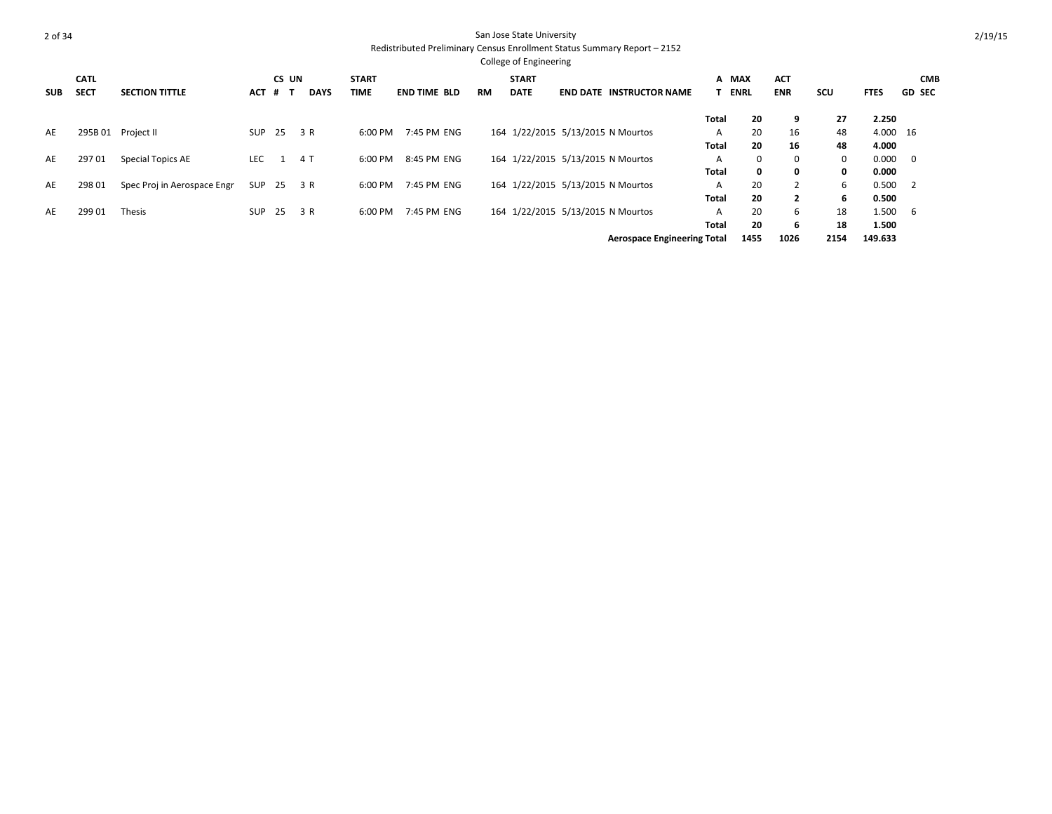San Jose State University

Redistributed Preliminary Census Enrollment Status Summary Report – 2152

College of Engineering

| SUB | CATL SECT | SECTION TITTLE | ACT | CS # | UN T | DAYS | START TIME | END TIME | BLD | RM | START DATE | END DATE | INSTRUCTOR NAME | AT | MAX ENRL | ACT ENR | SCU | FTES | GD | CMB SEC |
|---|---|---|---|---|---|---|---|---|---|---|---|---|---|---|---|---|---|---|---|---|
| | | | | | | | | | | | | | | **Total** | **20** | **9** | **27** | **2.250** | | |
| AE | 295B 01 | Project II | SUP | 25 | 3 | R | 6:00 PM | 7:45 PM | ENG | 164 | 1/22/2015 | 5/13/2015 | N Mourtos | A | 20 | 16 | 48 | 4.000 | 16 | |
| | | | | | | | | | | | | | | **Total** | **20** | **16** | **48** | **4.000** | | |
| AE | 297 01 | Special Topics AE | LEC | 1 | 4 | T | 6:00 PM | 8:45 PM | ENG | 164 | 1/22/2015 | 5/13/2015 | N Mourtos | A | 0 | 0 | 0 | 0.000 | 0 | |
| | | | | | | | | | | | | | | **Total** | **0** | **0** | **0** | **0.000** | | |
| AE | 298 01 | Spec Proj in Aerospace Engr | SUP | 25 | 3 | R | 6:00 PM | 7:45 PM | ENG | 164 | 1/22/2015 | 5/13/2015 | N Mourtos | A | 20 | 2 | 6 | 0.500 | 2 | |
| | | | | | | | | | | | | | | **Total** | **20** | **2** | **6** | **0.500** | | |
| AE | 299 01 | Thesis | SUP | 25 | 3 | R | 6:00 PM | 7:45 PM | ENG | 164 | 1/22/2015 | 5/13/2015 | N Mourtos | A | 20 | 6 | 18 | 1.500 | 6 | |
| | | | | | | | | | | | | | | **Total** | **20** | **6** | **18** | **1.500** | | |
| | | | | | | | | | | | | | **Aerospace Engineering Total** | | **1455** | **1026** | **2154** | **149.633** | | |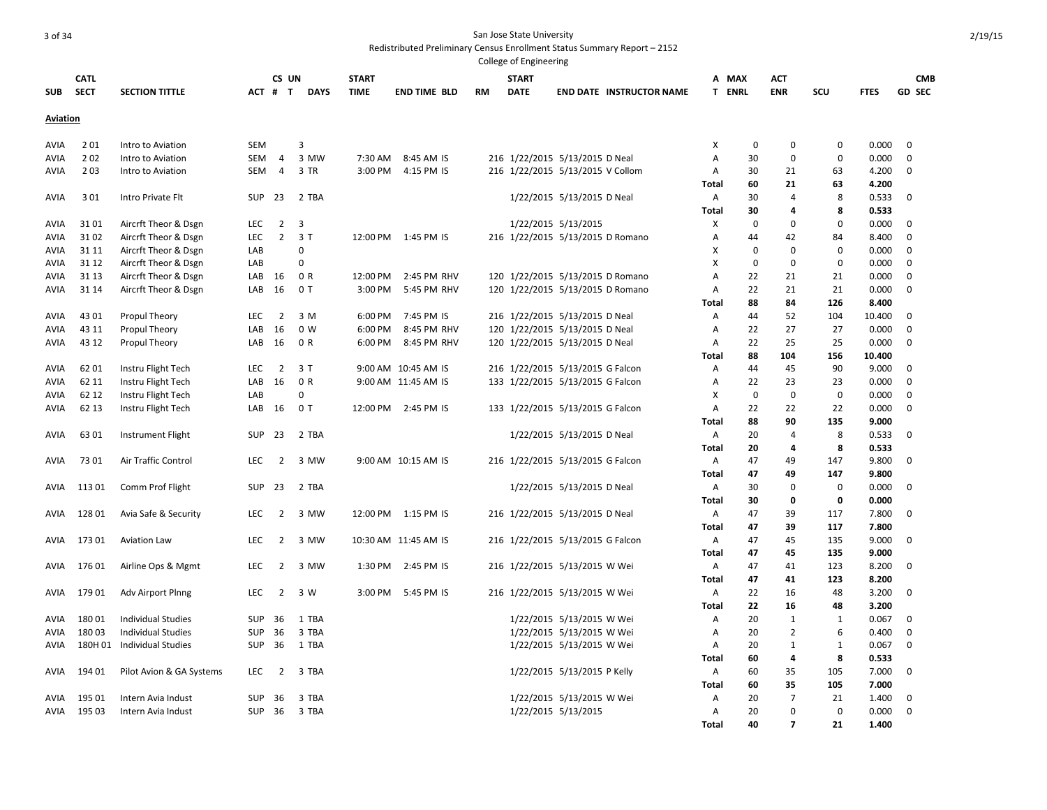San Jose State University

Redistributed Preliminary Census Enrollment Status Summary Report – 2152

College of Engineering

| SUB | CATL SECT | SECTION TITTLE | ACT | CS # | UN T | DAYS | START TIME | END TIME | BLD | RM | START DATE | END DATE | INSTRUCTOR NAME | A T | MAX ENRL | ACT ENR | SCU | FTES | CMB GD SEC |
|---|---|---|---|---|---|---|---|---|---|---|---|---|---|---|---|---|---|---|---|
| **Aviation** | | | | | | | | | | | | | | | | | | | |
| AVIA | 2 01 | Intro to Aviation | SEM | | 3 | | | | | | | | | X | 0 | 0 | 0 | 0.000 | 0 |
| AVIA | 2 02 | Intro to Aviation | SEM | 4 | 3 | MW | 7:30 AM | 8:45 AM | IS | 216 | 1/22/2015 | 5/13/2015 | D Neal | A | 30 | 0 | 0 | 0.000 | 0 |
| AVIA | 2 03 | Intro to Aviation | SEM | 4 | 3 | TR | 3:00 PM | 4:15 PM | IS | 216 | 1/22/2015 | 5/13/2015 | V Collom | A | 30 | 21 | 63 | 4.200 | 0 |
| | | | | | | | | | | | | | | **Total** | **60** | **21** | **63** | **4.200** | |
| AVIA | 3 01 | Intro Private Flt | SUP | 23 | 2 | TBA | | | | | 1/22/2015 | 5/13/2015 | D Neal | A | 30 | 4 | 8 | 0.533 | 0 |
| | | | | | | | | | | | | | | **Total** | **30** | **4** | **8** | **0.533** | |
| AVIA | 31 01 | Aircrft Theor & Dsgn | LEC | 2 | 3 | | | | | | 1/22/2015 | 5/13/2015 | | X | 0 | 0 | 0 | 0.000 | 0 |
| AVIA | 31 02 | Aircrft Theor & Dsgn | LEC | 2 | 3 | T | 12:00 PM | 1:45 PM | IS | 216 | 1/22/2015 | 5/13/2015 | D Romano | A | 44 | 42 | 84 | 8.400 | 0 |
| AVIA | 31 11 | Aircrft Theor & Dsgn | LAB | | 0 | | | | | | | | | X | 0 | 0 | 0 | 0.000 | 0 |
| AVIA | 31 12 | Aircrft Theor & Dsgn | LAB | | 0 | | | | | | | | | X | 0 | 0 | 0 | 0.000 | 0 |
| AVIA | 31 13 | Aircrft Theor & Dsgn | LAB | 16 | 0 | R | 12:00 PM | 2:45 PM | RHV | 120 | 1/22/2015 | 5/13/2015 | D Romano | A | 22 | 21 | 21 | 0.000 | 0 |
| AVIA | 31 14 | Aircrft Theor & Dsgn | LAB | 16 | 0 | T | 3:00 PM | 5:45 PM | RHV | 120 | 1/22/2015 | 5/13/2015 | D Romano | A | 22 | 21 | 21 | 0.000 | 0 |
| | | | | | | | | | | | | | | **Total** | **88** | **84** | **126** | **8.400** | |
| AVIA | 43 01 | Propul Theory | LEC | 2 | 3 | M | 6:00 PM | 7:45 PM | IS | 216 | 1/22/2015 | 5/13/2015 | D Neal | A | 44 | 52 | 104 | 10.400 | 0 |
| AVIA | 43 11 | Propul Theory | LAB | 16 | 0 | W | 6:00 PM | 8:45 PM | RHV | 120 | 1/22/2015 | 5/13/2015 | D Neal | A | 22 | 27 | 27 | 0.000 | 0 |
| AVIA | 43 12 | Propul Theory | LAB | 16 | 0 | R | 6:00 PM | 8:45 PM | RHV | 120 | 1/22/2015 | 5/13/2015 | D Neal | A | 22 | 25 | 25 | 0.000 | 0 |
| | | | | | | | | | | | | | | **Total** | **88** | **104** | **156** | **10.400** | |
| AVIA | 62 01 | Instru Flight Tech | LEC | 2 | 3 | T | 9:00 AM | 10:45 AM | IS | 216 | 1/22/2015 | 5/13/2015 | G Falcon | A | 44 | 45 | 90 | 9.000 | 0 |
| AVIA | 62 11 | Instru Flight Tech | LAB | 16 | 0 | R | 9:00 AM | 11:45 AM | IS | 133 | 1/22/2015 | 5/13/2015 | G Falcon | A | 22 | 23 | 23 | 0.000 | 0 |
| AVIA | 62 12 | Instru Flight Tech | LAB | | 0 | | | | | | | | | X | 0 | 0 | 0 | 0.000 | 0 |
| AVIA | 62 13 | Instru Flight Tech | LAB | 16 | 0 | T | 12:00 PM | 2:45 PM | IS | 133 | 1/22/2015 | 5/13/2015 | G Falcon | A | 22 | 22 | 22 | 0.000 | 0 |
| | | | | | | | | | | | | | | **Total** | **88** | **90** | **135** | **9.000** | |
| AVIA | 63 01 | Instrument Flight | SUP | 23 | 2 | TBA | | | | | 1/22/2015 | 5/13/2015 | D Neal | A | 20 | 4 | 8 | 0.533 | 0 |
| | | | | | | | | | | | | | | **Total** | **20** | **4** | **8** | **0.533** | |
| AVIA | 73 01 | Air Traffic Control | LEC | 2 | 3 | MW | 9:00 AM | 10:15 AM | IS | 216 | 1/22/2015 | 5/13/2015 | G Falcon | A | 47 | 49 | 147 | 9.800 | 0 |
| | | | | | | | | | | | | | | **Total** | **47** | **49** | **147** | **9.800** | |
| AVIA | 113 01 | Comm Prof Flight | SUP | 23 | 2 | TBA | | | | | 1/22/2015 | 5/13/2015 | D Neal | A | 30 | 0 | 0 | 0.000 | 0 |
| | | | | | | | | | | | | | | **Total** | **30** | **0** | **0** | **0.000** | |
| AVIA | 128 01 | Avia Safe & Security | LEC | 2 | 3 | MW | 12:00 PM | 1:15 PM | IS | 216 | 1/22/2015 | 5/13/2015 | D Neal | A | 47 | 39 | 117 | 7.800 | 0 |
| | | | | | | | | | | | | | | **Total** | **47** | **39** | **117** | **7.800** | |
| AVIA | 173 01 | Aviation Law | LEC | 2 | 3 | MW | 10:30 AM | 11:45 AM | IS | 216 | 1/22/2015 | 5/13/2015 | G Falcon | A | 47 | 45 | 135 | 9.000 | 0 |
| | | | | | | | | | | | | | | **Total** | **47** | **45** | **135** | **9.000** | |
| AVIA | 176 01 | Airline Ops & Mgmt | LEC | 2 | 3 | MW | 1:30 PM | 2:45 PM | IS | 216 | 1/22/2015 | 5/13/2015 | W Wei | A | 47 | 41 | 123 | 8.200 | 0 |
| | | | | | | | | | | | | | | **Total** | **47** | **41** | **123** | **8.200** | |
| AVIA | 179 01 | Adv Airport Plnng | LEC | 2 | 3 | W | 3:00 PM | 5:45 PM | IS | 216 | 1/22/2015 | 5/13/2015 | W Wei | A | 22 | 16 | 48 | 3.200 | 0 |
| | | | | | | | | | | | | | | **Total** | **22** | **16** | **48** | **3.200** | |
| AVIA | 180 01 | Individual Studies | SUP | 36 | 1 | TBA | | | | | 1/22/2015 | 5/13/2015 | W Wei | A | 20 | 1 | 1 | 0.067 | 0 |
| AVIA | 180 03 | Individual Studies | SUP | 36 | 3 | TBA | | | | | 1/22/2015 | 5/13/2015 | W Wei | A | 20 | 2 | 6 | 0.400 | 0 |
| AVIA | 180H 01 | Individual Studies | SUP | 36 | 1 | TBA | | | | | 1/22/2015 | 5/13/2015 | W Wei | A | 20 | 1 | 1 | 0.067 | 0 |
| | | | | | | | | | | | | | | **Total** | **60** | **4** | **8** | **0.533** | |
| AVIA | 194 01 | Pilot Avion & GA Systems | LEC | 2 | 3 | TBA | | | | | 1/22/2015 | 5/13/2015 | P Kelly | A | 60 | 35 | 105 | 7.000 | 0 |
| | | | | | | | | | | | | | | **Total** | **60** | **35** | **105** | **7.000** | |
| AVIA | 195 01 | Intern Avia Indust | SUP | 36 | 3 | TBA | | | | | 1/22/2015 | 5/13/2015 | W Wei | A | 20 | 7 | 21 | 1.400 | 0 |
| AVIA | 195 03 | Intern Avia Indust | SUP | 36 | 3 | TBA | | | | | 1/22/2015 | 5/13/2015 | | A | 20 | 0 | 0 | 0.000 | 0 |
| | | | | | | | | | | | | | | **Total** | **40** | **7** | **21** | **1.400** | |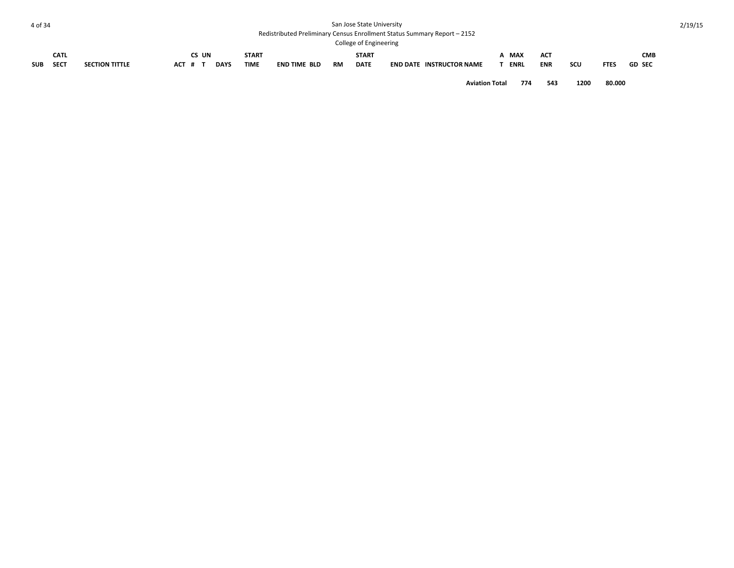| SUB | CATL SECT | SECTION TITTLE | ACT | CS # | UN T | DAYS | START TIME | END TIME | BLD | RM | START DATE | END DATE | INSTRUCTOR NAME | A T | MAX ENRL | ACT ENR | SCU | FTES | GD | CMB SEC |
|---|---|---|---|---|---|---|---|---|---|---|---|---|---|---|---|---|---|---|---|---|
| | | | | | | | | | | | | | **Aviation Total** | | **774** | **543** | **1200** | **80.000** | | |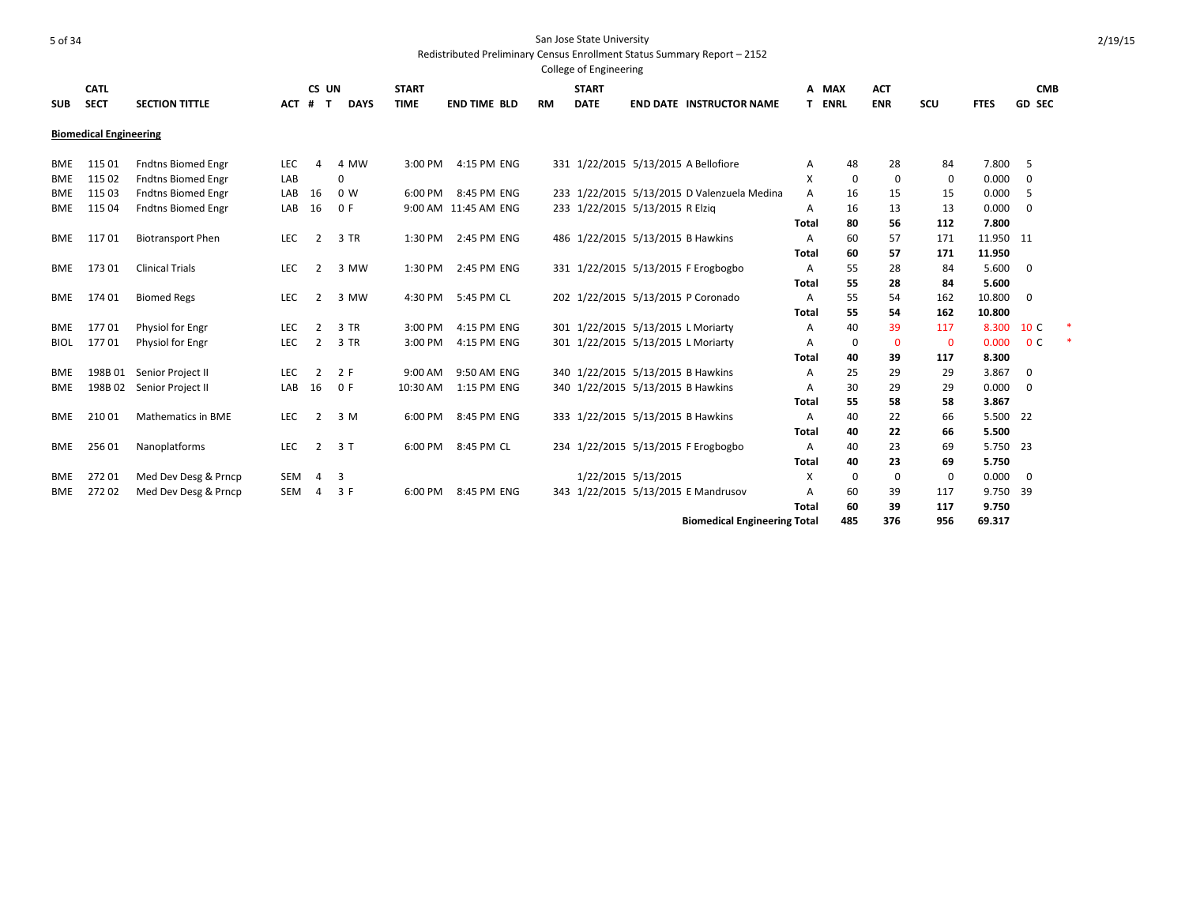San Jose State University
Redistributed Preliminary Census Enrollment Status Summary Report – 2152
College of Engineering

2/19/15

| SUB | CATL SECT | SECTION TITTLE | ACT | CS # | UN T | DAYS | START TIME | END TIME | BLD | RM | START DATE | END DATE | INSTRUCTOR NAME | AT | MAX ENRL | ACT ENR | SCU | FTES | GD | CMB SEC | |
|---|---|---|---|---|---|---|---|---|---|---|---|---|---|---|---|---|---|---|---|---|---|
| **Biomedical Engineering** | | | | | | | | | | | | | | | | | | | | | |
| BME | 115 01 | Fndtns Biomed Engr | LEC | 4 | 4 | MW | 3:00 PM | 4:15 PM | ENG | 331 | 1/22/2015 | 5/13/2015 | A Bellofiore | A | 48 | 28 | 84 | 7.800 | 5 | | |
| BME | 115 02 | Fndtns Biomed Engr | LAB | | 0 | | | | | | | | | X | 0 | 0 | 0 | 0.000 | 0 | | |
| BME | 115 03 | Fndtns Biomed Engr | LAB | 16 | 0 | W | 6:00 PM | 8:45 PM | ENG | 233 | 1/22/2015 | 5/13/2015 | D Valenzuela Medina | A | 16 | 15 | 15 | 0.000 | 5 | | |
| BME | 115 04 | Fndtns Biomed Engr | LAB | 16 | 0 | F | 9:00 AM | 11:45 AM | ENG | 233 | 1/22/2015 | 5/13/2015 | R Elziq | A | 16 | 13 | 13 | 0.000 | 0 | | |
| | | | | | | | | | | | | | | **Total** | **80** | **56** | **112** | **7.800** | | | |
| BME | 117 01 | Biotransport Phen | LEC | 2 | 3 | TR | 1:30 PM | 2:45 PM | ENG | 486 | 1/22/2015 | 5/13/2015 | B Hawkins | A | 60 | 57 | 171 | 11.950 | 11 | | |
| | | | | | | | | | | | | | | **Total** | **60** | **57** | **171** | **11.950** | | | |
| BME | 173 01 | Clinical Trials | LEC | 2 | 3 | MW | 1:30 PM | 2:45 PM | ENG | 331 | 1/22/2015 | 5/13/2015 | F Erogbogbo | A | 55 | 28 | 84 | 5.600 | 0 | | |
| | | | | | | | | | | | | | | **Total** | **55** | **28** | **84** | **5.600** | | | |
| BME | 174 01 | Biomed Regs | LEC | 2 | 3 | MW | 4:30 PM | 5:45 PM | CL | 202 | 1/22/2015 | 5/13/2015 | P Coronado | A | 55 | 54 | 162 | 10.800 | 0 | | |
| | | | | | | | | | | | | | | **Total** | **55** | **54** | **162** | **10.800** | | | |
| BME | 177 01 | Physiol for Engr | LEC | 2 | 3 | TR | 3:00 PM | 4:15 PM | ENG | 301 | 1/22/2015 | 5/13/2015 | L Moriarty | A | 40 | 39 | 117 | 8.300 | 10 | C | * |
| BIOL | 177 01 | Physiol for Engr | LEC | 2 | 3 | TR | 3:00 PM | 4:15 PM | ENG | 301 | 1/22/2015 | 5/13/2015 | L Moriarty | A | 0 | 0 | 0 | 0.000 | 0 | C | * |
| | | | | | | | | | | | | | | **Total** | **40** | **39** | **117** | **8.300** | | | |
| BME | 198B 01 | Senior Project II | LEC | 2 | 2 | F | 9:00 AM | 9:50 AM | ENG | 340 | 1/22/2015 | 5/13/2015 | B Hawkins | A | 25 | 29 | 29 | 3.867 | 0 | | |
| BME | 198B 02 | Senior Project II | LAB | 16 | 0 | F | 10:30 AM | 1:15 PM | ENG | 340 | 1/22/2015 | 5/13/2015 | B Hawkins | A | 30 | 29 | 29 | 0.000 | 0 | | |
| | | | | | | | | | | | | | | **Total** | **55** | **58** | **58** | **3.867** | | | |
| BME | 210 01 | Mathematics in BME | LEC | 2 | 3 | M | 6:00 PM | 8:45 PM | ENG | 333 | 1/22/2015 | 5/13/2015 | B Hawkins | A | 40 | 22 | 66 | 5.500 | 22 | | |
| | | | | | | | | | | | | | | **Total** | **40** | **22** | **66** | **5.500** | | | |
| BME | 256 01 | Nanoplatforms | LEC | 2 | 3 | T | 6:00 PM | 8:45 PM | CL | 234 | 1/22/2015 | 5/13/2015 | F Erogbogbo | A | 40 | 23 | 69 | 5.750 | 23 | | |
| | | | | | | | | | | | | | | **Total** | **40** | **23** | **69** | **5.750** | | | |
| BME | 272 01 | Med Dev Desg & Prncp | SEM | 4 | 3 | | | | | | 1/22/2015 | 5/13/2015 | | X | 0 | 0 | 0 | 0.000 | 0 | | |
| BME | 272 02 | Med Dev Desg & Prncp | SEM | 4 | 3 | F | 6:00 PM | 8:45 PM | ENG | 343 | 1/22/2015 | 5/13/2015 | E Mandrusov | A | 60 | 39 | 117 | 9.750 | 39 | | |
| | | | | | | | | | | | | | | **Total** | **60** | **39** | **117** | **9.750** | | | |
| | | | | | | | | | | | | | **Biomedical Engineering Total** | | **485** | **376** | **956** | **69.317** | | | |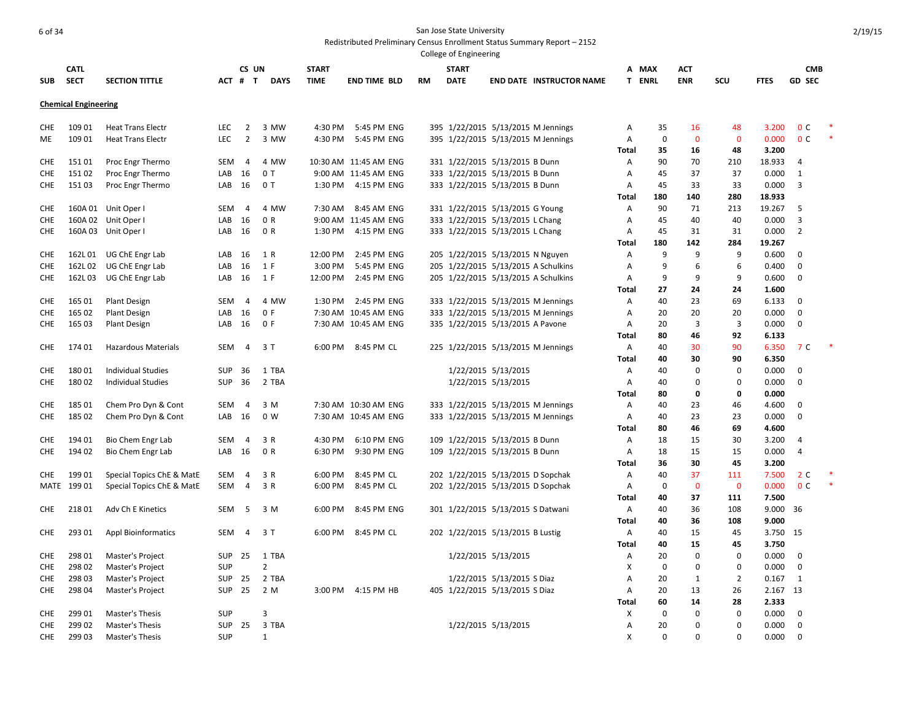San Jose State University
Redistributed Preliminary Census Enrollment Status Summary Report – 2152
College of Engineering

2/19/15

## Chemical Engineering

| SUB | CATL SECT | SECTION TITTLE | ACT | CS # | UN T | DAYS | START TIME | END TIME | BLD | RM | START DATE | END DATE | INSTRUCTOR NAME | A T | MAX ENRL | ACT ENR | SCU | FTES | GD | CMB SEC | |
|---|---|---|---|---|---|---|---|---|---|---|---|---|---|---|---|---|---|---|---|---|---|
| CHE | 109 01 | Heat Trans Electr | LEC | 2 | 3 | MW | 4:30 PM | 5:45 PM | ENG | 395 | 1/22/2015 | 5/13/2015 | M Jennings | A | 35 | 16 | 48 | 3.200 | 0 | C | * |
| ME | 109 01 | Heat Trans Electr | LEC | 2 | 3 | MW | 4:30 PM | 5:45 PM | ENG | 395 | 1/22/2015 | 5/13/2015 | M Jennings | A | 0 | 0 | 0 | 0.000 | 0 | C | * |
| | | | | | | | | | | | | | | **Total** | **35** | **16** | **48** | **3.200** | | | |
| CHE | 151 01 | Proc Engr Thermo | SEM | 4 | 4 | MW | 10:30 AM | 11:45 AM | ENG | 331 | 1/22/2015 | 5/13/2015 | B Dunn | A | 90 | 70 | 210 | 18.933 | 4 | | |
| CHE | 151 02 | Proc Engr Thermo | LAB | 16 | 0 | T | 9:00 AM | 11:45 AM | ENG | 333 | 1/22/2015 | 5/13/2015 | B Dunn | A | 45 | 37 | 37 | 0.000 | 1 | | |
| CHE | 151 03 | Proc Engr Thermo | LAB | 16 | 0 | T | 1:30 PM | 4:15 PM | ENG | 333 | 1/22/2015 | 5/13/2015 | B Dunn | A | 45 | 33 | 33 | 0.000 | 3 | | |
| | | | | | | | | | | | | | | **Total** | **180** | **140** | **280** | **18.933** | | | |
| CHE | 160A 01 | Unit Oper I | SEM | 4 | 4 | MW | 7:30 AM | 8:45 AM | ENG | 331 | 1/22/2015 | 5/13/2015 | G Young | A | 90 | 71 | 213 | 19.267 | 5 | | |
| CHE | 160A 02 | Unit Oper I | LAB | 16 | 0 | R | 9:00 AM | 11:45 AM | ENG | 333 | 1/22/2015 | 5/13/2015 | L Chang | A | 45 | 40 | 40 | 0.000 | 3 | | |
| CHE | 160A 03 | Unit Oper I | LAB | 16 | 0 | R | 1:30 PM | 4:15 PM | ENG | 333 | 1/22/2015 | 5/13/2015 | L Chang | A | 45 | 31 | 31 | 0.000 | 2 | | |
| | | | | | | | | | | | | | | **Total** | **180** | **142** | **284** | **19.267** | | | |
| CHE | 162L 01 | UG ChE Engr Lab | LAB | 16 | 1 | R | 12:00 PM | 2:45 PM | ENG | 205 | 1/22/2015 | 5/13/2015 | N Nguyen | A | 9 | 9 | 9 | 0.600 | 0 | | |
| CHE | 162L 02 | UG ChE Engr Lab | LAB | 16 | 1 | F | 3:00 PM | 5:45 PM | ENG | 205 | 1/22/2015 | 5/13/2015 | A Schulkins | A | 9 | 6 | 6 | 0.400 | 0 | | |
| CHE | 162L 03 | UG ChE Engr Lab | LAB | 16 | 1 | F | 12:00 PM | 2:45 PM | ENG | 205 | 1/22/2015 | 5/13/2015 | A Schulkins | A | 9 | 9 | 9 | 0.600 | 0 | | |
| | | | | | | | | | | | | | | **Total** | **27** | **24** | **24** | **1.600** | | | |
| CHE | 165 01 | Plant Design | SEM | 4 | 4 | MW | 1:30 PM | 2:45 PM | ENG | 333 | 1/22/2015 | 5/13/2015 | M Jennings | A | 40 | 23 | 69 | 6.133 | 0 | | |
| CHE | 165 02 | Plant Design | LAB | 16 | 0 | F | 7:30 AM | 10:45 AM | ENG | 333 | 1/22/2015 | 5/13/2015 | M Jennings | A | 20 | 20 | 20 | 0.000 | 0 | | |
| CHE | 165 03 | Plant Design | LAB | 16 | 0 | F | 7:30 AM | 10:45 AM | ENG | 335 | 1/22/2015 | 5/13/2015 | A Pavone | A | 20 | 3 | 3 | 0.000 | 0 | | |
| | | | | | | | | | | | | | | **Total** | **80** | **46** | **92** | **6.133** | | | |
| CHE | 174 01 | Hazardous Materials | SEM | 4 | 3 | T | 6:00 PM | 8:45 PM | CL | 225 | 1/22/2015 | 5/13/2015 | M Jennings | A | 40 | 30 | 90 | 6.350 | 7 | C | * |
| | | | | | | | | | | | | | | **Total** | **40** | **30** | **90** | **6.350** | | | |
| CHE | 180 01 | Individual Studies | SUP | 36 | 1 | TBA | | | | | 1/22/2015 | 5/13/2015 | | A | 40 | 0 | 0 | 0.000 | 0 | | |
| CHE | 180 02 | Individual Studies | SUP | 36 | 2 | TBA | | | | | 1/22/2015 | 5/13/2015 | | A | 40 | 0 | 0 | 0.000 | 0 | | |
| | | | | | | | | | | | | | | **Total** | **80** | **0** | **0** | **0.000** | | | |
| CHE | 185 01 | Chem Pro Dyn & Cont | SEM | 4 | 3 | M | 7:30 AM | 10:30 AM | ENG | 333 | 1/22/2015 | 5/13/2015 | M Jennings | A | 40 | 23 | 46 | 4.600 | 0 | | |
| CHE | 185 02 | Chem Pro Dyn & Cont | LAB | 16 | 0 | W | 7:30 AM | 10:45 AM | ENG | 333 | 1/22/2015 | 5/13/2015 | M Jennings | A | 40 | 23 | 23 | 0.000 | 0 | | |
| | | | | | | | | | | | | | | **Total** | **80** | **46** | **69** | **4.600** | | | |
| CHE | 194 01 | Bio Chem Engr Lab | SEM | 4 | 3 | R | 4:30 PM | 6:10 PM | ENG | 109 | 1/22/2015 | 5/13/2015 | B Dunn | A | 18 | 15 | 30 | 3.200 | 4 | | |
| CHE | 194 02 | Bio Chem Engr Lab | LAB | 16 | 0 | R | 6:30 PM | 9:30 PM | ENG | 109 | 1/22/2015 | 5/13/2015 | B Dunn | A | 18 | 15 | 15 | 0.000 | 4 | | |
| | | | | | | | | | | | | | | **Total** | **36** | **30** | **45** | **3.200** | | | |
| CHE | 199 01 | Special Topics ChE & MatE | SEM | 4 | 3 | R | 6:00 PM | 8:45 PM | CL | 202 | 1/22/2015 | 5/13/2015 | D Sopchak | A | 40 | 37 | 111 | 7.500 | 2 | C | * |
| MATE | 199 01 | Special Topics ChE & MatE | SEM | 4 | 3 | R | 6:00 PM | 8:45 PM | CL | 202 | 1/22/2015 | 5/13/2015 | D Sopchak | A | 0 | 0 | 0 | 0.000 | 0 | C | * |
| | | | | | | | | | | | | | | **Total** | **40** | **37** | **111** | **7.500** | | | |
| CHE | 218 01 | Adv Ch E Kinetics | SEM | 5 | 3 | M | 6:00 PM | 8:45 PM | ENG | 301 | 1/22/2015 | 5/13/2015 | S Datwani | A | 40 | 36 | 108 | 9.000 | 36 | | |
| | | | | | | | | | | | | | | **Total** | **40** | **36** | **108** | **9.000** | | | |
| CHE | 293 01 | Appl Bioinformatics | SEM | 4 | 3 | T | 6:00 PM | 8:45 PM | CL | 202 | 1/22/2015 | 5/13/2015 | B Lustig | A | 40 | 15 | 45 | 3.750 | 15 | | |
| | | | | | | | | | | | | | | **Total** | **40** | **15** | **45** | **3.750** | | | |
| CHE | 298 01 | Master's Project | SUP | 25 | 1 | TBA | | | | | 1/22/2015 | 5/13/2015 | | A | 20 | 0 | 0 | 0.000 | 0 | | |
| CHE | 298 02 | Master's Project | SUP | | 2 | | | | | | | | | X | 0 | 0 | 0 | 0.000 | 0 | | |
| CHE | 298 03 | Master's Project | SUP | 25 | 2 | TBA | | | | | 1/22/2015 | 5/13/2015 | S Diaz | A | 20 | 1 | 2 | 0.167 | 1 | | |
| CHE | 298 04 | Master's Project | SUP | 25 | 2 | M | 3:00 PM | 4:15 PM | HB | 405 | 1/22/2015 | 5/13/2015 | S Diaz | A | 20 | 13 | 26 | 2.167 | 13 | | |
| | | | | | | | | | | | | | | **Total** | **60** | **14** | **28** | **2.333** | | | |
| CHE | 299 01 | Master's Thesis | SUP | | 3 | | | | | | | | | X | 0 | 0 | 0 | 0.000 | 0 | | |
| CHE | 299 02 | Master's Thesis | SUP | 25 | 3 | TBA | | | | | 1/22/2015 | 5/13/2015 | | A | 20 | 0 | 0 | 0.000 | 0 | | |
| CHE | 299 03 | Master's Thesis | SUP | | 1 | | | | | | | | | X | 0 | 0 | 0 | 0.000 | 0 | | |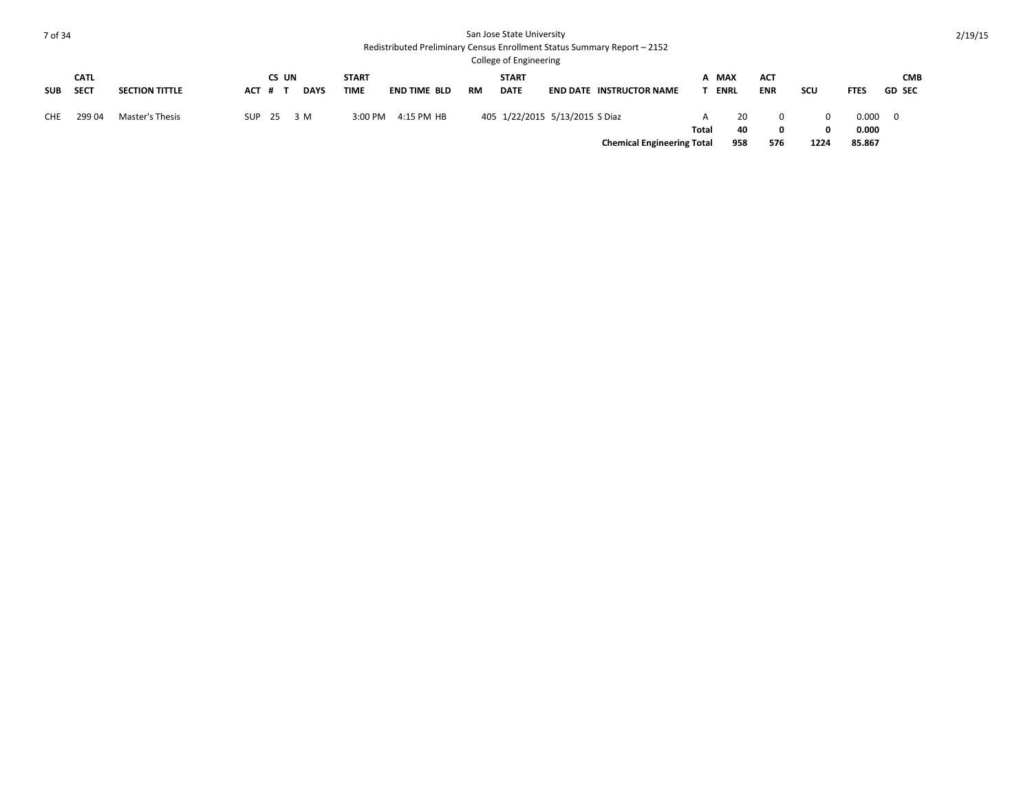San Jose State University
Redistributed Preliminary Census Enrollment Status Summary Report – 2152
College of Engineering

2/19/15

| SUB | CATL SECT | SECTION TITTLE | ACT | CS # | UN T | DAYS | START TIME | END TIME | BLD | RM | START DATE | END DATE | INSTRUCTOR NAME | A T | MAX ENRL | ACT ENR | SCU | FTES | GD | CMB SEC |
|---|---|---|---|---|---|---|---|---|---|---|---|---|---|---|---|---|---|---|---|---|
| CHE | 299 04 | Master's Thesis | SUP | 25 | 3 | M | 3:00 PM | 4:15 PM | HB | 405 | 1/22/2015 | 5/13/2015 | S Diaz | A | 20 | 0 | 0 | 0.000 | 0 | |
| | | | | | | | | | | | | | | **Total** | **40** | **0** | **0** | **0.000** | | |
| | | | | | | | | | | | | | **Chemical Engineering Total** | | **958** | **576** | **1224** | **85.867** | | |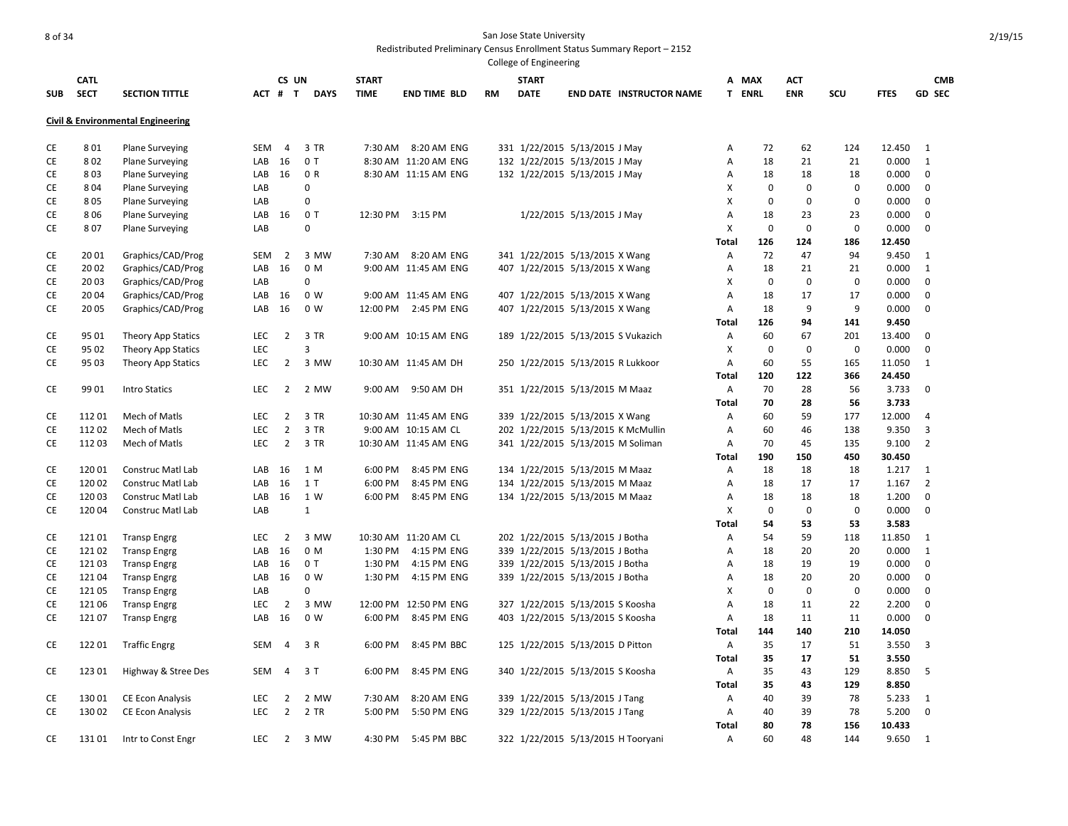San Jose State University

Redistributed Preliminary Census Enrollment Status Summary Report – 2152

College of Engineering

## Civil & Environmental Engineering

| SUB | CATL SECT | SECTION TITTLE | ACT | CS # | UN T | DAYS | START TIME | END TIME | BLD | RM | START DATE | END DATE | INSTRUCTOR NAME | A T | MAX ENRL | ACT ENR | SCU | FTES | GD | CMB SEC |
|---|---|---|---|---|---|---|---|---|---|---|---|---|---|---|---|---|---|---|---|---|
| CE | 8 01 | Plane Surveying | SEM | 4 | 3 | TR | 7:30 AM | 8:20 AM | ENG | 331 | 1/22/2015 | 5/13/2015 | J May | A | 72 | 62 | 124 | 12.450 | 1 | |
| CE | 8 02 | Plane Surveying | LAB | 16 | 0 | T | 8:30 AM | 11:20 AM | ENG | 132 | 1/22/2015 | 5/13/2015 | J May | A | 18 | 21 | 21 | 0.000 | 1 | |
| CE | 8 03 | Plane Surveying | LAB | 16 | 0 | R | 8:30 AM | 11:15 AM | ENG | 132 | 1/22/2015 | 5/13/2015 | J May | A | 18 | 18 | 18 | 0.000 | 0 | |
| CE | 8 04 | Plane Surveying | LAB | | 0 | | | | | | | | | X | 0 | 0 | 0 | 0.000 | 0 | |
| CE | 8 05 | Plane Surveying | LAB | | 0 | | | | | | | | | X | 0 | 0 | 0 | 0.000 | 0 | |
| CE | 8 06 | Plane Surveying | LAB | 16 | 0 | T | 12:30 PM | 3:15 PM | | | 1/22/2015 | 5/13/2015 | J May | A | 18 | 23 | 23 | 0.000 | 0 | |
| CE | 8 07 | Plane Surveying | LAB | | 0 | | | | | | | | | X | 0 | 0 | 0 | 0.000 | 0 | |
| | | | | | | | | | | | | | | Total | 126 | 124 | 186 | 12.450 | | |
| CE | 20 01 | Graphics/CAD/Prog | SEM | 2 | 3 | MW | 7:30 AM | 8:20 AM | ENG | 341 | 1/22/2015 | 5/13/2015 | X Wang | A | 72 | 47 | 94 | 9.450 | 1 | |
| CE | 20 02 | Graphics/CAD/Prog | LAB | 16 | 0 | M | 9:00 AM | 11:45 AM | ENG | 407 | 1/22/2015 | 5/13/2015 | X Wang | A | 18 | 21 | 21 | 0.000 | 1 | |
| CE | 20 03 | Graphics/CAD/Prog | LAB | | 0 | | | | | | | | | X | 0 | 0 | 0 | 0.000 | 0 | |
| CE | 20 04 | Graphics/CAD/Prog | LAB | 16 | 0 | W | 9:00 AM | 11:45 AM | ENG | 407 | 1/22/2015 | 5/13/2015 | X Wang | A | 18 | 17 | 17 | 0.000 | 0 | |
| CE | 20 05 | Graphics/CAD/Prog | LAB | 16 | 0 | W | 12:00 PM | 2:45 PM | ENG | 407 | 1/22/2015 | 5/13/2015 | X Wang | A | 18 | 9 | 9 | 0.000 | 0 | |
| | | | | | | | | | | | | | | Total | 126 | 94 | 141 | 9.450 | | |
| CE | 95 01 | Theory App Statics | LEC | 2 | 3 | TR | 9:00 AM | 10:15 AM | ENG | 189 | 1/22/2015 | 5/13/2015 | S Vukazich | A | 60 | 67 | 201 | 13.400 | 0 | |
| CE | 95 02 | Theory App Statics | LEC | | 3 | | | | | | | | | X | 0 | 0 | 0 | 0.000 | 0 | |
| CE | 95 03 | Theory App Statics | LEC | 2 | 3 | MW | 10:30 AM | 11:45 AM | DH | 250 | 1/22/2015 | 5/13/2015 | R Lukkoor | A | 60 | 55 | 165 | 11.050 | 1 | |
| | | | | | | | | | | | | | | Total | 120 | 122 | 366 | 24.450 | | |
| CE | 99 01 | Intro Statics | LEC | 2 | 2 | MW | 9:00 AM | 9:50 AM | DH | 351 | 1/22/2015 | 5/13/2015 | M Maaz | A | 70 | 28 | 56 | 3.733 | 0 | |
| | | | | | | | | | | | | | | Total | 70 | 28 | 56 | 3.733 | | |
| CE | 112 01 | Mech of Matls | LEC | 2 | 3 | TR | 10:30 AM | 11:45 AM | ENG | 339 | 1/22/2015 | 5/13/2015 | X Wang | A | 60 | 59 | 177 | 12.000 | 4 | |
| CE | 112 02 | Mech of Matls | LEC | 2 | 3 | TR | 9:00 AM | 10:15 AM | CL | 202 | 1/22/2015 | 5/13/2015 | K McMullin | A | 60 | 46 | 138 | 9.350 | 3 | |
| CE | 112 03 | Mech of Matls | LEC | 2 | 3 | TR | 10:30 AM | 11:45 AM | ENG | 341 | 1/22/2015 | 5/13/2015 | M Soliman | A | 70 | 45 | 135 | 9.100 | 2 | |
| | | | | | | | | | | | | | | Total | 190 | 150 | 450 | 30.450 | | |
| CE | 120 01 | Construc Matl Lab | LAB | 16 | 1 | M | 6:00 PM | 8:45 PM | ENG | 134 | 1/22/2015 | 5/13/2015 | M Maaz | A | 18 | 18 | 18 | 1.217 | 1 | |
| CE | 120 02 | Construc Matl Lab | LAB | 16 | 1 | T | 6:00 PM | 8:45 PM | ENG | 134 | 1/22/2015 | 5/13/2015 | M Maaz | A | 18 | 17 | 17 | 1.167 | 2 | |
| CE | 120 03 | Construc Matl Lab | LAB | 16 | 1 | W | 6:00 PM | 8:45 PM | ENG | 134 | 1/22/2015 | 5/13/2015 | M Maaz | A | 18 | 18 | 18 | 1.200 | 0 | |
| CE | 120 04 | Construc Matl Lab | LAB | | 1 | | | | | | | | | X | 0 | 0 | 0 | 0.000 | 0 | |
| | | | | | | | | | | | | | | Total | 54 | 53 | 53 | 3.583 | | |
| CE | 121 01 | Transp Engrg | LEC | 2 | 3 | MW | 10:30 AM | 11:20 AM | CL | 202 | 1/22/2015 | 5/13/2015 | J Botha | A | 54 | 59 | 118 | 11.850 | 1 | |
| CE | 121 02 | Transp Engrg | LAB | 16 | 0 | M | 1:30 PM | 4:15 PM | ENG | 339 | 1/22/2015 | 5/13/2015 | J Botha | A | 18 | 20 | 20 | 0.000 | 1 | |
| CE | 121 03 | Transp Engrg | LAB | 16 | 0 | T | 1:30 PM | 4:15 PM | ENG | 339 | 1/22/2015 | 5/13/2015 | J Botha | A | 18 | 19 | 19 | 0.000 | 0 | |
| CE | 121 04 | Transp Engrg | LAB | 16 | 0 | W | 1:30 PM | 4:15 PM | ENG | 339 | 1/22/2015 | 5/13/2015 | J Botha | A | 18 | 20 | 20 | 0.000 | 0 | |
| CE | 121 05 | Transp Engrg | LAB | | 0 | | | | | | | | | X | 0 | 0 | 0 | 0.000 | 0 | |
| CE | 121 06 | Transp Engrg | LEC | 2 | 3 | MW | 12:00 PM | 12:50 PM | ENG | 327 | 1/22/2015 | 5/13/2015 | S Koosha | A | 18 | 11 | 22 | 2.200 | 0 | |
| CE | 121 07 | Transp Engrg | LAB | 16 | 0 | W | 6:00 PM | 8:45 PM | ENG | 403 | 1/22/2015 | 5/13/2015 | S Koosha | A | 18 | 11 | 11 | 0.000 | 0 | |
| | | | | | | | | | | | | | | Total | 144 | 140 | 210 | 14.050 | | |
| CE | 122 01 | Traffic Engrg | SEM | 4 | 3 | R | 6:00 PM | 8:45 PM | BBC | 125 | 1/22/2015 | 5/13/2015 | D Pitton | A | 35 | 17 | 51 | 3.550 | 3 | |
| | | | | | | | | | | | | | | Total | 35 | 17 | 51 | 3.550 | | |
| CE | 123 01 | Highway & Stree Des | SEM | 4 | 3 | T | 6:00 PM | 8:45 PM | ENG | 340 | 1/22/2015 | 5/13/2015 | S Koosha | A | 35 | 43 | 129 | 8.850 | 5 | |
| | | | | | | | | | | | | | | Total | 35 | 43 | 129 | 8.850 | | |
| CE | 130 01 | CE Econ Analysis | LEC | 2 | 2 | MW | 7:30 AM | 8:20 AM | ENG | 339 | 1/22/2015 | 5/13/2015 | J Tang | A | 40 | 39 | 78 | 5.233 | 1 | |
| CE | 130 02 | CE Econ Analysis | LEC | 2 | 2 | TR | 5:00 PM | 5:50 PM | ENG | 329 | 1/22/2015 | 5/13/2015 | J Tang | A | 40 | 39 | 78 | 5.200 | 0 | |
| | | | | | | | | | | | | | | Total | 80 | 78 | 156 | 10.433 | | |
| CE | 131 01 | Intr to Const Engr | LEC | 2 | 3 | MW | 4:30 PM | 5:45 PM | BBC | 322 | 1/22/2015 | 5/13/2015 | H Tooryani | A | 60 | 48 | 144 | 9.650 | 1 | |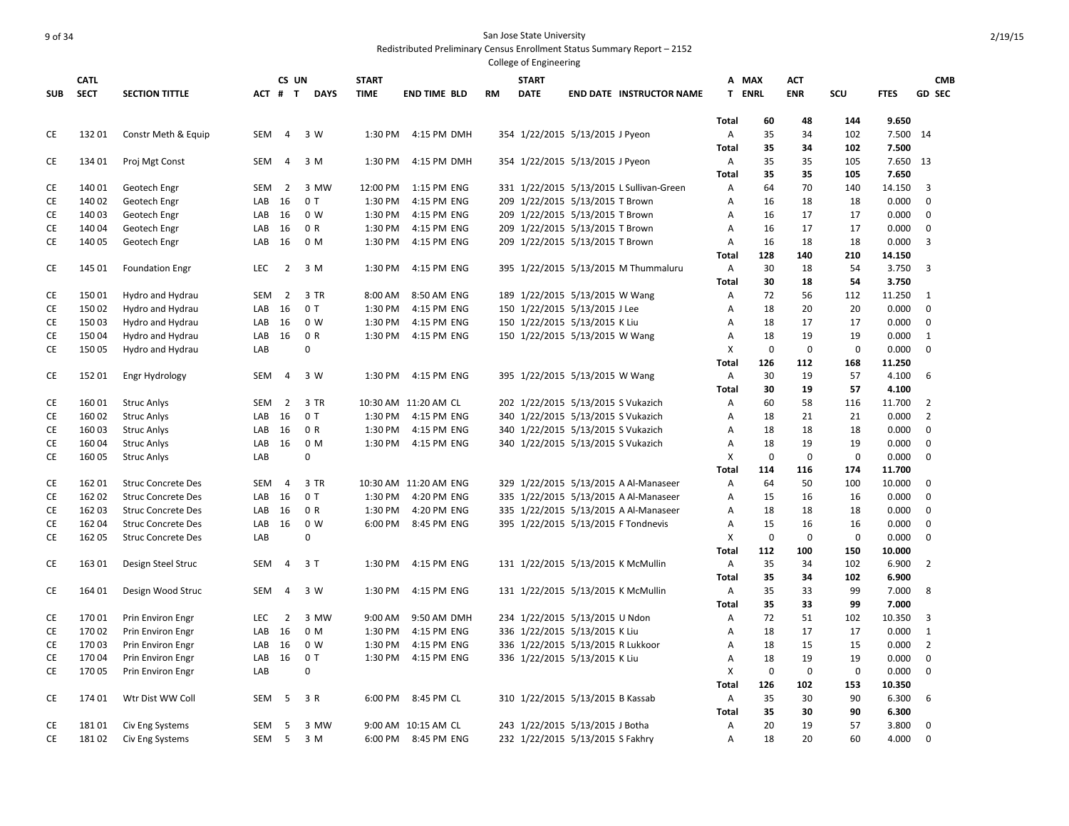San Jose State University

Redistributed Preliminary Census Enrollment Status Summary Report – 2152

College of Engineering

| SUB | CATL SECT | SECTION TITTLE | ACT | CS # | UN T | DAYS | START TIME | END TIME | BLD | RM | START DATE | END DATE | INSTRUCTOR NAME | A T | MAX ENRL | ACT ENR | SCU | FTES | GD | CMB SEC |
|---|---|---|---|---|---|---|---|---|---|---|---|---|---|---|---|---|---|---|---|---|
| | | | | | | | | | | | | | | Total | 60 | 48 | 144 | 9.650 | | |
| CE | 132 01 | Constr Meth & Equip | SEM | 4 | 3 | W | 1:30 PM | 4:15 PM | DMH | 354 | 1/22/2015 | 5/13/2015 | J Pyeon | A | 35 | 34 | 102 | 7.500 | 14 | |
| | | | | | | | | | | | | | | Total | 35 | 34 | 102 | 7.500 | | |
| CE | 134 01 | Proj Mgt Const | SEM | 4 | 3 | M | 1:30 PM | 4:15 PM | DMH | 354 | 1/22/2015 | 5/13/2015 | J Pyeon | A | 35 | 35 | 105 | 7.650 | 13 | |
| | | | | | | | | | | | | | | Total | 35 | 35 | 105 | 7.650 | | |
| CE | 140 01 | Geotech Engr | SEM | 2 | 3 | MW | 12:00 PM | 1:15 PM | ENG | 331 | 1/22/2015 | 5/13/2015 | L Sullivan-Green | A | 64 | 70 | 140 | 14.150 | 3 | |
| CE | 140 02 | Geotech Engr | LAB | 16 | 0 | T | 1:30 PM | 4:15 PM | ENG | 209 | 1/22/2015 | 5/13/2015 | T Brown | A | 16 | 18 | 18 | 0.000 | 0 | |
| CE | 140 03 | Geotech Engr | LAB | 16 | 0 | W | 1:30 PM | 4:15 PM | ENG | 209 | 1/22/2015 | 5/13/2015 | T Brown | A | 16 | 17 | 17 | 0.000 | 0 | |
| CE | 140 04 | Geotech Engr | LAB | 16 | 0 | R | 1:30 PM | 4:15 PM | ENG | 209 | 1/22/2015 | 5/13/2015 | T Brown | A | 16 | 17 | 17 | 0.000 | 0 | |
| CE | 140 05 | Geotech Engr | LAB | 16 | 0 | M | 1:30 PM | 4:15 PM | ENG | 209 | 1/22/2015 | 5/13/2015 | T Brown | A | 16 | 18 | 18 | 0.000 | 3 | |
| | | | | | | | | | | | | | | Total | 128 | 140 | 210 | 14.150 | | |
| CE | 145 01 | Foundation Engr | LEC | 2 | 3 | M | 1:30 PM | 4:15 PM | ENG | 395 | 1/22/2015 | 5/13/2015 | M Thummaluru | A | 30 | 18 | 54 | 3.750 | 3 | |
| | | | | | | | | | | | | | | Total | 30 | 18 | 54 | 3.750 | | |
| CE | 150 01 | Hydro and Hydrau | SEM | 2 | 3 | TR | 8:00 AM | 8:50 AM | ENG | 189 | 1/22/2015 | 5/13/2015 | W Wang | A | 72 | 56 | 112 | 11.250 | 1 | |
| CE | 150 02 | Hydro and Hydrau | LAB | 16 | 0 | T | 1:30 PM | 4:15 PM | ENG | 150 | 1/22/2015 | 5/13/2015 | J Lee | A | 18 | 20 | 20 | 0.000 | 0 | |
| CE | 150 03 | Hydro and Hydrau | LAB | 16 | 0 | W | 1:30 PM | 4:15 PM | ENG | 150 | 1/22/2015 | 5/13/2015 | K Liu | A | 18 | 17 | 17 | 0.000 | 0 | |
| CE | 150 04 | Hydro and Hydrau | LAB | 16 | 0 | R | 1:30 PM | 4:15 PM | ENG | 150 | 1/22/2015 | 5/13/2015 | W Wang | A | 18 | 19 | 19 | 0.000 | 1 | |
| CE | 150 05 | Hydro and Hydrau | LAB | | 0 | | | | | | | | | X | 0 | 0 | 0 | 0.000 | 0 | |
| | | | | | | | | | | | | | | Total | 126 | 112 | 168 | 11.250 | | |
| CE | 152 01 | Engr Hydrology | SEM | 4 | 3 | W | 1:30 PM | 4:15 PM | ENG | 395 | 1/22/2015 | 5/13/2015 | W Wang | A | 30 | 19 | 57 | 4.100 | 6 | |
| | | | | | | | | | | | | | | Total | 30 | 19 | 57 | 4.100 | | |
| CE | 160 01 | Struc Anlys | SEM | 2 | 3 | TR | 10:30 AM | 11:20 AM | CL | 202 | 1/22/2015 | 5/13/2015 | S Vukazich | A | 60 | 58 | 116 | 11.700 | 2 | |
| CE | 160 02 | Struc Anlys | LAB | 16 | 0 | T | 1:30 PM | 4:15 PM | ENG | 340 | 1/22/2015 | 5/13/2015 | S Vukazich | A | 18 | 21 | 21 | 0.000 | 2 | |
| CE | 160 03 | Struc Anlys | LAB | 16 | 0 | R | 1:30 PM | 4:15 PM | ENG | 340 | 1/22/2015 | 5/13/2015 | S Vukazich | A | 18 | 18 | 18 | 0.000 | 0 | |
| CE | 160 04 | Struc Anlys | LAB | 16 | 0 | M | 1:30 PM | 4:15 PM | ENG | 340 | 1/22/2015 | 5/13/2015 | S Vukazich | A | 18 | 19 | 19 | 0.000 | 0 | |
| CE | 160 05 | Struc Anlys | LAB | | 0 | | | | | | | | | X | 0 | 0 | 0 | 0.000 | 0 | |
| | | | | | | | | | | | | | | Total | 114 | 116 | 174 | 11.700 | | |
| CE | 162 01 | Struc Concrete Des | SEM | 4 | 3 | TR | 10:30 AM | 11:20 AM | ENG | 329 | 1/22/2015 | 5/13/2015 | A Al-Manaseer | A | 64 | 50 | 100 | 10.000 | 0 | |
| CE | 162 02 | Struc Concrete Des | LAB | 16 | 0 | T | 1:30 PM | 4:20 PM | ENG | 335 | 1/22/2015 | 5/13/2015 | A Al-Manaseer | A | 15 | 16 | 16 | 0.000 | 0 | |
| CE | 162 03 | Struc Concrete Des | LAB | 16 | 0 | R | 1:30 PM | 4:20 PM | ENG | 335 | 1/22/2015 | 5/13/2015 | A Al-Manaseer | A | 18 | 18 | 18 | 0.000 | 0 | |
| CE | 162 04 | Struc Concrete Des | LAB | 16 | 0 | W | 6:00 PM | 8:45 PM | ENG | 395 | 1/22/2015 | 5/13/2015 | F Tondnevis | A | 15 | 16 | 16 | 0.000 | 0 | |
| CE | 162 05 | Struc Concrete Des | LAB | | 0 | | | | | | | | | X | 0 | 0 | 0 | 0.000 | 0 | |
| | | | | | | | | | | | | | | Total | 112 | 100 | 150 | 10.000 | | |
| CE | 163 01 | Design Steel Struc | SEM | 4 | 3 | T | 1:30 PM | 4:15 PM | ENG | 131 | 1/22/2015 | 5/13/2015 | K McMullin | A | 35 | 34 | 102 | 6.900 | 2 | |
| | | | | | | | | | | | | | | Total | 35 | 34 | 102 | 6.900 | | |
| CE | 164 01 | Design Wood Struc | SEM | 4 | 3 | W | 1:30 PM | 4:15 PM | ENG | 131 | 1/22/2015 | 5/13/2015 | K McMullin | A | 35 | 33 | 99 | 7.000 | 8 | |
| | | | | | | | | | | | | | | Total | 35 | 33 | 99 | 7.000 | | |
| CE | 170 01 | Prin Environ Engr | LEC | 2 | 3 | MW | 9:00 AM | 9:50 AM | DMH | 234 | 1/22/2015 | 5/13/2015 | U Ndon | A | 72 | 51 | 102 | 10.350 | 3 | |
| CE | 170 02 | Prin Environ Engr | LAB | 16 | 0 | M | 1:30 PM | 4:15 PM | ENG | 336 | 1/22/2015 | 5/13/2015 | K Liu | A | 18 | 17 | 17 | 0.000 | 1 | |
| CE | 170 03 | Prin Environ Engr | LAB | 16 | 0 | W | 1:30 PM | 4:15 PM | ENG | 336 | 1/22/2015 | 5/13/2015 | R Lukkoor | A | 18 | 15 | 15 | 0.000 | 2 | |
| CE | 170 04 | Prin Environ Engr | LAB | 16 | 0 | T | 1:30 PM | 4:15 PM | ENG | 336 | 1/22/2015 | 5/13/2015 | K Liu | A | 18 | 19 | 19 | 0.000 | 0 | |
| CE | 170 05 | Prin Environ Engr | LAB | | 0 | | | | | | | | | X | 0 | 0 | 0 | 0.000 | 0 | |
| | | | | | | | | | | | | | | Total | 126 | 102 | 153 | 10.350 | | |
| CE | 174 01 | Wtr Dist WW Coll | SEM | 5 | 3 | R | 6:00 PM | 8:45 PM | CL | 310 | 1/22/2015 | 5/13/2015 | B Kassab | A | 35 | 30 | 90 | 6.300 | 6 | |
| | | | | | | | | | | | | | | Total | 35 | 30 | 90 | 6.300 | | |
| CE | 181 01 | Civ Eng Systems | SEM | 5 | 3 | MW | 9:00 AM | 10:15 AM | CL | 243 | 1/22/2015 | 5/13/2015 | J Botha | A | 20 | 19 | 57 | 3.800 | 0 | |
| CE | 181 02 | Civ Eng Systems | SEM | 5 | 3 | M | 6:00 PM | 8:45 PM | ENG | 232 | 1/22/2015 | 5/13/2015 | S Fakhry | A | 18 | 20 | 60 | 4.000 | 0 | |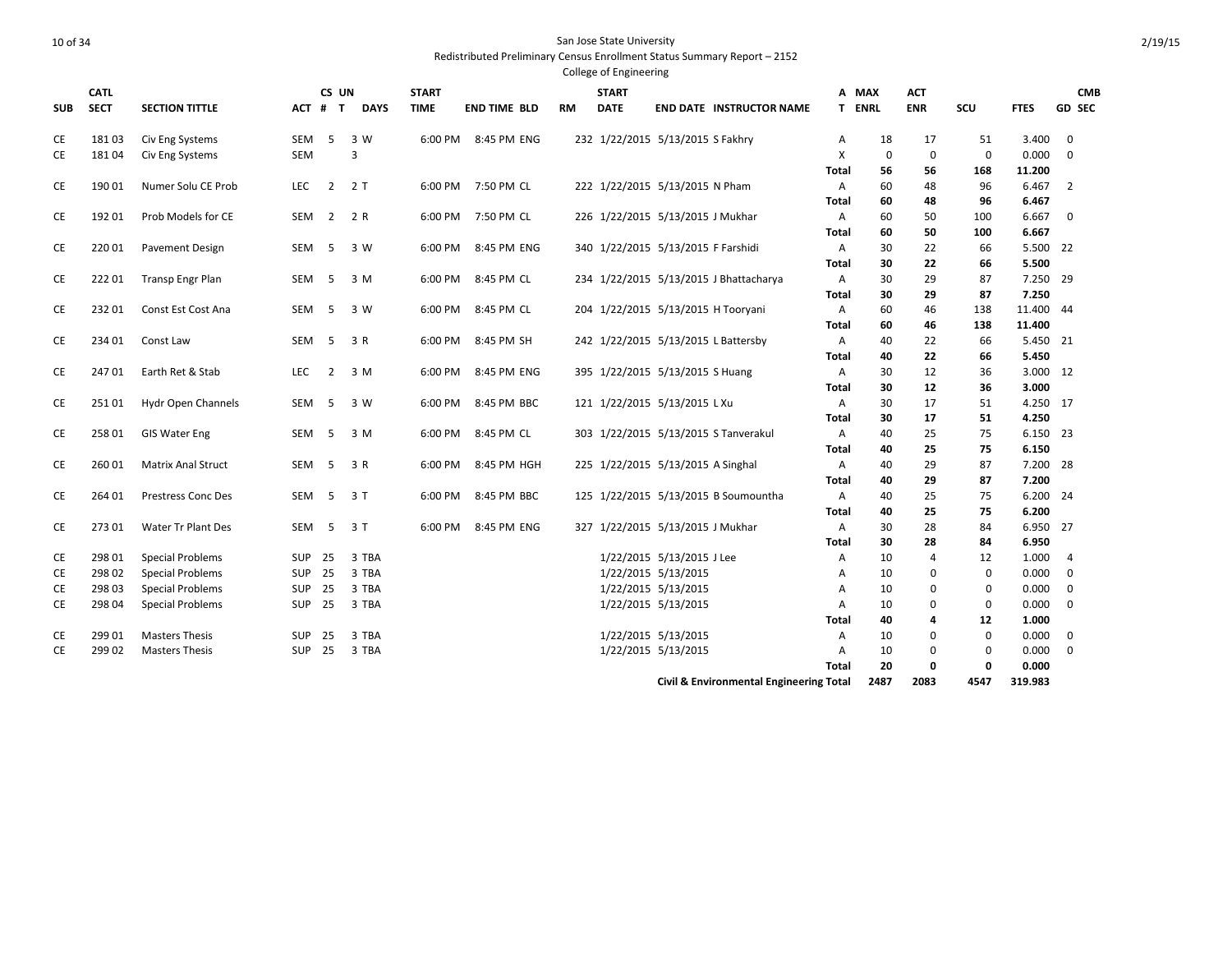San Jose State University

Redistributed Preliminary Census Enrollment Status Summary Report – 2152

College of Engineering

| SUB | CATL SECT | SECTION TITTLE | ACT # | CS # | UN T | DAYS | START TIME | END TIME | BLD | RM | START DATE | END DATE | INSTRUCTOR NAME | A T | MAX ENRL | ACT ENR | SCU | FTES | GD | CMB SEC |
|---|---|---|---|---|---|---|---|---|---|---|---|---|---|---|---|---|---|---|---|---|
| CE | 181 03 | Civ Eng Systems | SEM | 5 | 3 | W | 6:00 PM | 8:45 PM | ENG | 232 | 1/22/2015 | 5/13/2015 | S Fakhry | A | 18 | 17 | 51 | 3.400 | 0 | |
| CE | 181 04 | Civ Eng Systems | SEM | | 3 | | | | | | | | | X | 0 | 0 | 0 | 0.000 | 0 | |
| | | | | | | | | | | | | | | **Total** | **56** | **56** | **168** | **11.200** | | |
| CE | 190 01 | Numer Solu CE Prob | LEC | 2 | 2 | T | 6:00 PM | 7:50 PM | CL | 222 | 1/22/2015 | 5/13/2015 | N Pham | A | 60 | 48 | 96 | 6.467 | 2 | |
| | | | | | | | | | | | | | | **Total** | **60** | **48** | **96** | **6.467** | | |
| CE | 192 01 | Prob Models for CE | SEM | 2 | 2 | R | 6:00 PM | 7:50 PM | CL | 226 | 1/22/2015 | 5/13/2015 | J Mukhar | A | 60 | 50 | 100 | 6.667 | 0 | |
| | | | | | | | | | | | | | | **Total** | **60** | **50** | **100** | **6.667** | | |
| CE | 220 01 | Pavement Design | SEM | 5 | 3 | W | 6:00 PM | 8:45 PM | ENG | 340 | 1/22/2015 | 5/13/2015 | F Farshidi | A | 30 | 22 | 66 | 5.500 | 22 | |
| | | | | | | | | | | | | | | **Total** | **30** | **22** | **66** | **5.500** | | |
| CE | 222 01 | Transp Engr Plan | SEM | 5 | 3 | M | 6:00 PM | 8:45 PM | CL | 234 | 1/22/2015 | 5/13/2015 | J Bhattacharya | A | 30 | 29 | 87 | 7.250 | 29 | |
| | | | | | | | | | | | | | | **Total** | **30** | **29** | **87** | **7.250** | | |
| CE | 232 01 | Const Est Cost Ana | SEM | 5 | 3 | W | 6:00 PM | 8:45 PM | CL | 204 | 1/22/2015 | 5/13/2015 | H Tooryani | A | 60 | 46 | 138 | 11.400 | 44 | |
| | | | | | | | | | | | | | | **Total** | **60** | **46** | **138** | **11.400** | | |
| CE | 234 01 | Const Law | SEM | 5 | 3 | R | 6:00 PM | 8:45 PM | SH | 242 | 1/22/2015 | 5/13/2015 | L Battersby | A | 40 | 22 | 66 | 5.450 | 21 | |
| | | | | | | | | | | | | | | **Total** | **40** | **22** | **66** | **5.450** | | |
| CE | 247 01 | Earth Ret & Stab | LEC | 2 | 3 | M | 6:00 PM | 8:45 PM | ENG | 395 | 1/22/2015 | 5/13/2015 | S Huang | A | 30 | 12 | 36 | 3.000 | 12 | |
| | | | | | | | | | | | | | | **Total** | **30** | **12** | **36** | **3.000** | | |
| CE | 251 01 | Hydr Open Channels | SEM | 5 | 3 | W | 6:00 PM | 8:45 PM | BBC | 121 | 1/22/2015 | 5/13/2015 | L Xu | A | 30 | 17 | 51 | 4.250 | 17 | |
| | | | | | | | | | | | | | | **Total** | **30** | **17** | **51** | **4.250** | | |
| CE | 258 01 | GIS Water Eng | SEM | 5 | 3 | M | 6:00 PM | 8:45 PM | CL | 303 | 1/22/2015 | 5/13/2015 | S Tanverakul | A | 40 | 25 | 75 | 6.150 | 23 | |
| | | | | | | | | | | | | | | **Total** | **40** | **25** | **75** | **6.150** | | |
| CE | 260 01 | Matrix Anal Struct | SEM | 5 | 3 | R | 6:00 PM | 8:45 PM | HGH | 225 | 1/22/2015 | 5/13/2015 | A Singhal | A | 40 | 29 | 87 | 7.200 | 28 | |
| | | | | | | | | | | | | | | **Total** | **40** | **29** | **87** | **7.200** | | |
| CE | 264 01 | Prestress Conc Des | SEM | 5 | 3 | T | 6:00 PM | 8:45 PM | BBC | 125 | 1/22/2015 | 5/13/2015 | B Soumountha | A | 40 | 25 | 75 | 6.200 | 24 | |
| | | | | | | | | | | | | | | **Total** | **40** | **25** | **75** | **6.200** | | |
| CE | 273 01 | Water Tr Plant Des | SEM | 5 | 3 | T | 6:00 PM | 8:45 PM | ENG | 327 | 1/22/2015 | 5/13/2015 | J Mukhar | A | 30 | 28 | 84 | 6.950 | 27 | |
| | | | | | | | | | | | | | | **Total** | **30** | **28** | **84** | **6.950** | | |
| CE | 298 01 | Special Problems | SUP | 25 | 3 | TBA | | | | | 1/22/2015 | 5/13/2015 | J Lee | A | 10 | 4 | 12 | 1.000 | 4 | |
| CE | 298 02 | Special Problems | SUP | 25 | 3 | TBA | | | | | 1/22/2015 | 5/13/2015 | | A | 10 | 0 | 0 | 0.000 | 0 | |
| CE | 298 03 | Special Problems | SUP | 25 | 3 | TBA | | | | | 1/22/2015 | 5/13/2015 | | A | 10 | 0 | 0 | 0.000 | 0 | |
| CE | 298 04 | Special Problems | SUP | 25 | 3 | TBA | | | | | 1/22/2015 | 5/13/2015 | | A | 10 | 0 | 0 | 0.000 | 0 | |
| | | | | | | | | | | | | | | **Total** | **40** | **4** | **12** | **1.000** | | |
| CE | 299 01 | Masters Thesis | SUP | 25 | 3 | TBA | | | | | 1/22/2015 | 5/13/2015 | | A | 10 | 0 | 0 | 0.000 | 0 | |
| CE | 299 02 | Masters Thesis | SUP | 25 | 3 | TBA | | | | | 1/22/2015 | 5/13/2015 | | A | 10 | 0 | 0 | 0.000 | 0 | |
| | | | | | | | | | | | | | | **Total** | **20** | **0** | **0** | **0.000** | | |
| | | | | | | | | | | | | | **Civil & Environmental Engineering Total** | | **2487** | **2083** | **4547** | **319.983** | | |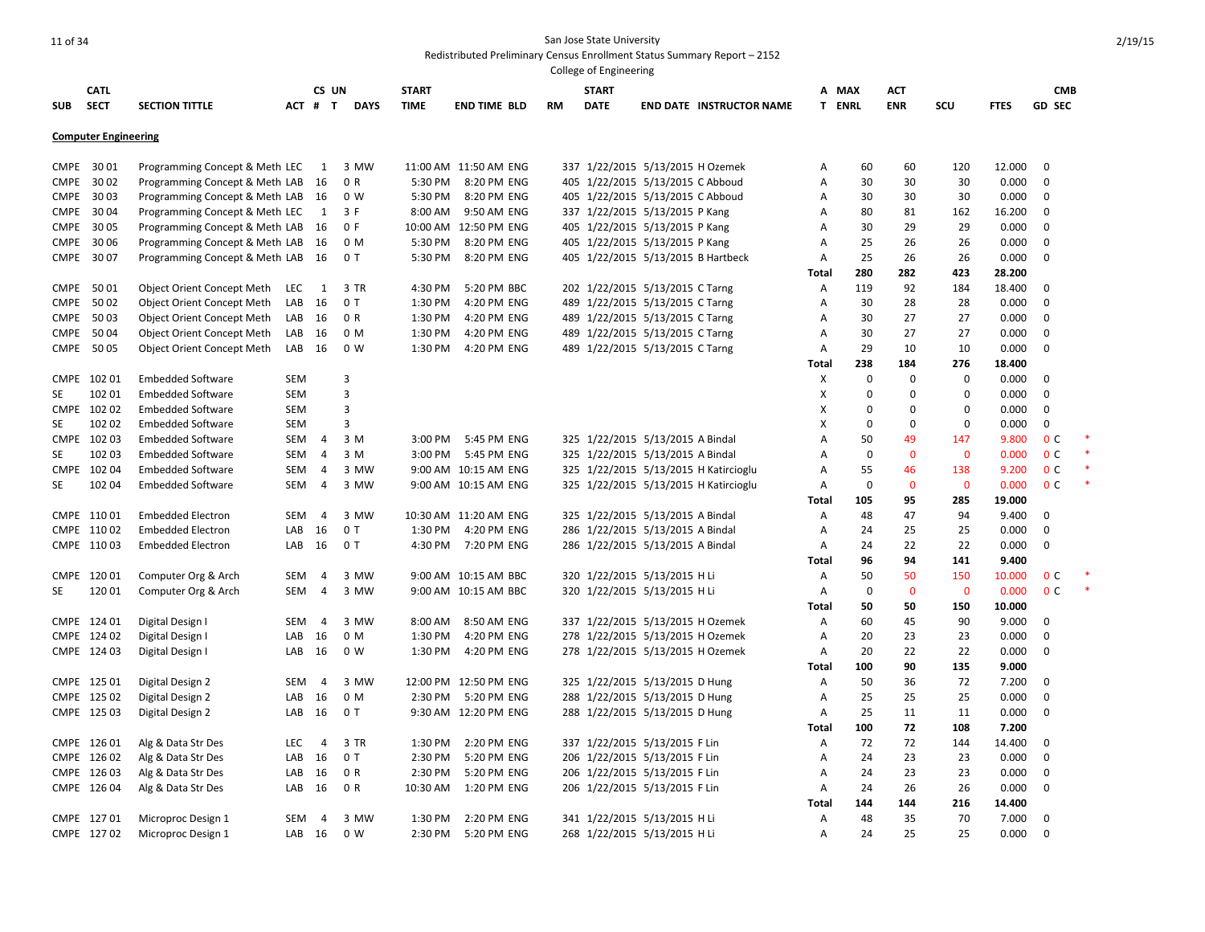San Jose State University

Redistributed Preliminary Census Enrollment Status Summary Report – 2152

College of Engineering

2/19/15

| SUB | CATL SECT | SECTION TITTLE | ACT | CS # | UN T | DAYS | START TIME | END TIME | BLD | RM | START DATE | END DATE | INSTRUCTOR NAME | A T | MAX ENRL | ACT ENR | SCU | FTES | GD | CMB SEC | |
|---|---|---|---|---|---|---|---|---|---|---|---|---|---|---|---|---|---|---|---|---|---|
| **Computer Engineering** | | | | | | | | | | | | | | | | | | | | | |
| CMPE | 30 01 | Programming Concept & Meth | LEC | 1 | 3 | MW | 11:00 AM | 11:50 AM | ENG | 337 | 1/22/2015 | 5/13/2015 | H Ozemek | A | 60 | 60 | 120 | 12.000 | 0 | | |
| CMPE | 30 02 | Programming Concept & Meth | LAB | 16 | 0 | R | 5:30 PM | 8:20 PM | ENG | 405 | 1/22/2015 | 5/13/2015 | C Abboud | A | 30 | 30 | 30 | 0.000 | 0 | | |
| CMPE | 30 03 | Programming Concept & Meth | LAB | 16 | 0 | W | 5:30 PM | 8:20 PM | ENG | 405 | 1/22/2015 | 5/13/2015 | C Abboud | A | 30 | 30 | 30 | 0.000 | 0 | | |
| CMPE | 30 04 | Programming Concept & Meth | LEC | 1 | 3 | F | 8:00 AM | 9:50 AM | ENG | 337 | 1/22/2015 | 5/13/2015 | P Kang | A | 80 | 81 | 162 | 16.200 | 0 | | |
| CMPE | 30 05 | Programming Concept & Meth | LAB | 16 | 0 | F | 10:00 AM | 12:50 PM | ENG | 405 | 1/22/2015 | 5/13/2015 | P Kang | A | 30 | 29 | 29 | 0.000 | 0 | | |
| CMPE | 30 06 | Programming Concept & Meth | LAB | 16 | 0 | M | 5:30 PM | 8:20 PM | ENG | 405 | 1/22/2015 | 5/13/2015 | P Kang | A | 25 | 26 | 26 | 0.000 | 0 | | |
| CMPE | 30 07 | Programming Concept & Meth | LAB | 16 | 0 | T | 5:30 PM | 8:20 PM | ENG | 405 | 1/22/2015 | 5/13/2015 | B Hartbeck | A | 25 | 26 | 26 | 0.000 | 0 | | |
| | | | | | | | | | | | | | | **Total** | **280** | **282** | **423** | **28.200** | | | |
| CMPE | 50 01 | Object Orient Concept Meth | LEC | 1 | 3 | TR | 4:30 PM | 5:20 PM | BBC | 202 | 1/22/2015 | 5/13/2015 | C Tarng | A | 119 | 92 | 184 | 18.400 | 0 | | |
| CMPE | 50 02 | Object Orient Concept Meth | LAB | 16 | 0 | T | 1:30 PM | 4:20 PM | ENG | 489 | 1/22/2015 | 5/13/2015 | C Tarng | A | 30 | 28 | 28 | 0.000 | 0 | | |
| CMPE | 50 03 | Object Orient Concept Meth | LAB | 16 | 0 | R | 1:30 PM | 4:20 PM | ENG | 489 | 1/22/2015 | 5/13/2015 | C Tarng | A | 30 | 27 | 27 | 0.000 | 0 | | |
| CMPE | 50 04 | Object Orient Concept Meth | LAB | 16 | 0 | M | 1:30 PM | 4:20 PM | ENG | 489 | 1/22/2015 | 5/13/2015 | C Tarng | A | 30 | 27 | 27 | 0.000 | 0 | | |
| CMPE | 50 05 | Object Orient Concept Meth | LAB | 16 | 0 | W | 1:30 PM | 4:20 PM | ENG | 489 | 1/22/2015 | 5/13/2015 | C Tarng | A | 29 | 10 | 10 | 0.000 | 0 | | |
| | | | | | | | | | | | | | | **Total** | **238** | **184** | **276** | **18.400** | | | |
| CMPE | 102 01 | Embedded Software | SEM | | 3 | | | | | | | | | X | 0 | 0 | 0 | 0.000 | 0 | | |
| SE | 102 01 | Embedded Software | SEM | | 3 | | | | | | | | | X | 0 | 0 | 0 | 0.000 | 0 | | |
| CMPE | 102 02 | Embedded Software | SEM | | 3 | | | | | | | | | X | 0 | 0 | 0 | 0.000 | 0 | | |
| SE | 102 02 | Embedded Software | SEM | | 3 | | | | | | | | | X | 0 | 0 | 0 | 0.000 | 0 | | |
| CMPE | 102 03 | Embedded Software | SEM | 4 | 3 | M | 3:00 PM | 5:45 PM | ENG | 325 | 1/22/2015 | 5/13/2015 | A Bindal | A | 50 | 49 | 147 | 9.800 | 0 | C | * |
| SE | 102 03 | Embedded Software | SEM | 4 | 3 | M | 3:00 PM | 5:45 PM | ENG | 325 | 1/22/2015 | 5/13/2015 | A Bindal | A | 0 | 0 | 0 | 0.000 | 0 | C | * |
| CMPE | 102 04 | Embedded Software | SEM | 4 | 3 | MW | 9:00 AM | 10:15 AM | ENG | 325 | 1/22/2015 | 5/13/2015 | H Katircioglu | A | 55 | 46 | 138 | 9.200 | 0 | C | * |
| SE | 102 04 | Embedded Software | SEM | 4 | 3 | MW | 9:00 AM | 10:15 AM | ENG | 325 | 1/22/2015 | 5/13/2015 | H Katircioglu | A | 0 | 0 | 0 | 0.000 | 0 | C | * |
| | | | | | | | | | | | | | | **Total** | **105** | **95** | **285** | **19.000** | | | |
| CMPE | 110 01 | Embedded Electron | SEM | 4 | 3 | MW | 10:30 AM | 11:20 AM | ENG | 325 | 1/22/2015 | 5/13/2015 | A Bindal | A | 48 | 47 | 94 | 9.400 | 0 | | |
| CMPE | 110 02 | Embedded Electron | LAB | 16 | 0 | T | 1:30 PM | 4:20 PM | ENG | 286 | 1/22/2015 | 5/13/2015 | A Bindal | A | 24 | 25 | 25 | 0.000 | 0 | | |
| CMPE | 110 03 | Embedded Electron | LAB | 16 | 0 | T | 4:30 PM | 7:20 PM | ENG | 286 | 1/22/2015 | 5/13/2015 | A Bindal | A | 24 | 22 | 22 | 0.000 | 0 | | |
| | | | | | | | | | | | | | | **Total** | **96** | **94** | **141** | **9.400** | | | |
| CMPE | 120 01 | Computer Org & Arch | SEM | 4 | 3 | MW | 9:00 AM | 10:15 AM | BBC | 320 | 1/22/2015 | 5/13/2015 | H Li | A | 50 | 50 | 150 | 10.000 | 0 | C | * |
| SE | 120 01 | Computer Org & Arch | SEM | 4 | 3 | MW | 9:00 AM | 10:15 AM | BBC | 320 | 1/22/2015 | 5/13/2015 | H Li | A | 0 | 0 | 0 | 0.000 | 0 | C | * |
| | | | | | | | | | | | | | | **Total** | **50** | **50** | **150** | **10.000** | | | |
| CMPE | 124 01 | Digital Design I | SEM | 4 | 3 | MW | 8:00 AM | 8:50 AM | ENG | 337 | 1/22/2015 | 5/13/2015 | H Ozemek | A | 60 | 45 | 90 | 9.000 | 0 | | |
| CMPE | 124 02 | Digital Design I | LAB | 16 | 0 | M | 1:30 PM | 4:20 PM | ENG | 278 | 1/22/2015 | 5/13/2015 | H Ozemek | A | 20 | 23 | 23 | 0.000 | 0 | | |
| CMPE | 124 03 | Digital Design I | LAB | 16 | 0 | W | 1:30 PM | 4:20 PM | ENG | 278 | 1/22/2015 | 5/13/2015 | H Ozemek | A | 20 | 22 | 22 | 0.000 | 0 | | |
| | | | | | | | | | | | | | | **Total** | **100** | **90** | **135** | **9.000** | | | |
| CMPE | 125 01 | Digital Design 2 | SEM | 4 | 3 | MW | 12:00 PM | 12:50 PM | ENG | 325 | 1/22/2015 | 5/13/2015 | D Hung | A | 50 | 36 | 72 | 7.200 | 0 | | |
| CMPE | 125 02 | Digital Design 2 | LAB | 16 | 0 | M | 2:30 PM | 5:20 PM | ENG | 288 | 1/22/2015 | 5/13/2015 | D Hung | A | 25 | 25 | 25 | 0.000 | 0 | | |
| CMPE | 125 03 | Digital Design 2 | LAB | 16 | 0 | T | 9:30 AM | 12:20 PM | ENG | 288 | 1/22/2015 | 5/13/2015 | D Hung | A | 25 | 11 | 11 | 0.000 | 0 | | |
| | | | | | | | | | | | | | | **Total** | **100** | **72** | **108** | **7.200** | | | |
| CMPE | 126 01 | Alg & Data Str Des | LEC | 4 | 3 | TR | 1:30 PM | 2:20 PM | ENG | 337 | 1/22/2015 | 5/13/2015 | F Lin | A | 72 | 72 | 144 | 14.400 | 0 | | |
| CMPE | 126 02 | Alg & Data Str Des | LAB | 16 | 0 | T | 2:30 PM | 5:20 PM | ENG | 206 | 1/22/2015 | 5/13/2015 | F Lin | A | 24 | 23 | 23 | 0.000 | 0 | | |
| CMPE | 126 03 | Alg & Data Str Des | LAB | 16 | 0 | R | 2:30 PM | 5:20 PM | ENG | 206 | 1/22/2015 | 5/13/2015 | F Lin | A | 24 | 23 | 23 | 0.000 | 0 | | |
| CMPE | 126 04 | Alg & Data Str Des | LAB | 16 | 0 | R | 10:30 AM | 1:20 PM | ENG | 206 | 1/22/2015 | 5/13/2015 | F Lin | A | 24 | 26 | 26 | 0.000 | 0 | | |
| | | | | | | | | | | | | | | **Total** | **144** | **144** | **216** | **14.400** | | | |
| CMPE | 127 01 | Microproc Design 1 | SEM | 4 | 3 | MW | 1:30 PM | 2:20 PM | ENG | 341 | 1/22/2015 | 5/13/2015 | H Li | A | 48 | 35 | 70 | 7.000 | 0 | | |
| CMPE | 127 02 | Microproc Design 1 | LAB | 16 | 0 | W | 2:30 PM | 5:20 PM | ENG | 268 | 1/22/2015 | 5/13/2015 | H Li | A | 24 | 25 | 25 | 0.000 | 0 | | |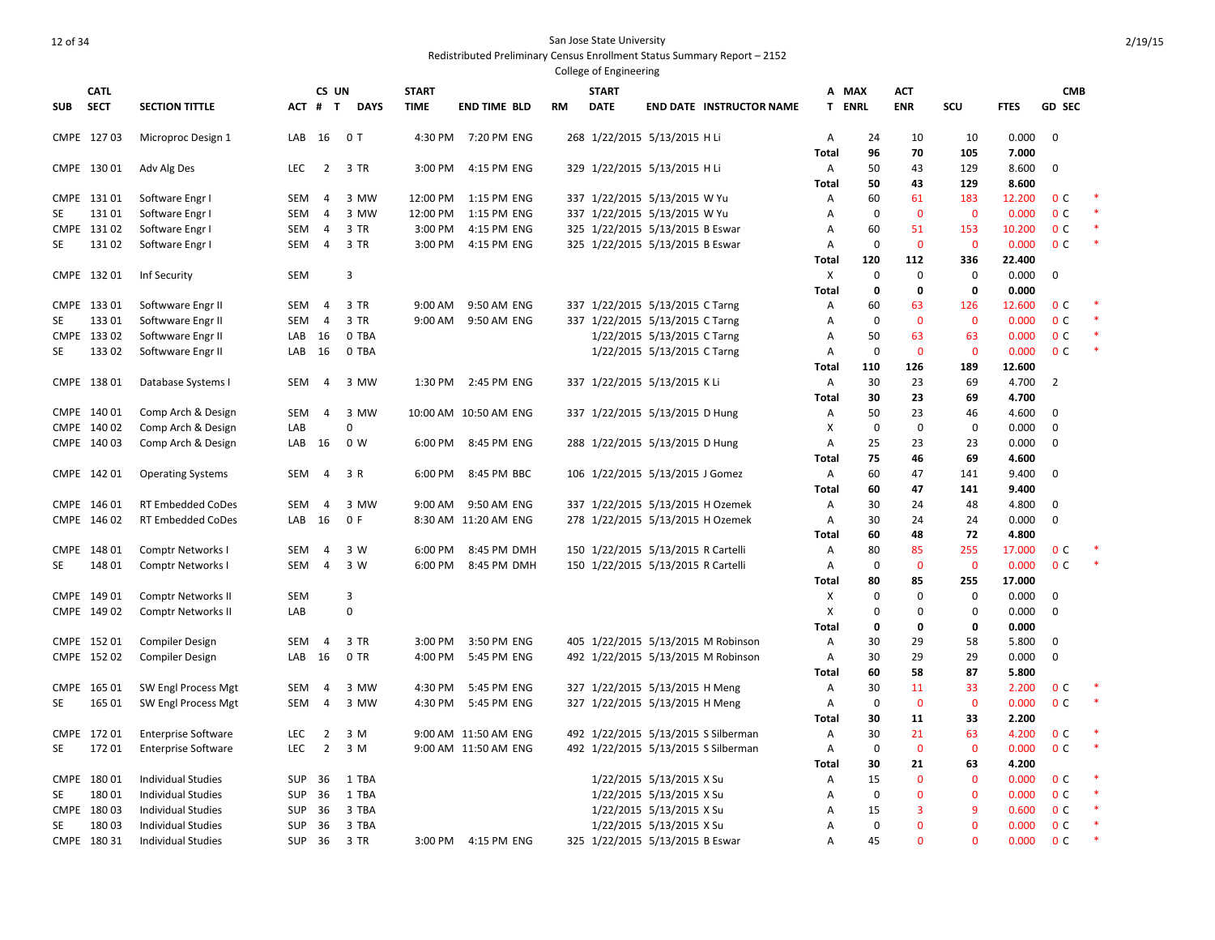San Jose State University

Redistributed Preliminary Census Enrollment Status Summary Report – 2152

College of Engineering

| SUB | CATL SECT | SECTION TITTLE | ACT | CS # | UN T | DAYS | START TIME | END TIME | BLD | RM | START DATE | END DATE | INSTRUCTOR NAME | A T | MAX ENRL | ACT ENR | SCU | FTES | GD | CMB SEC | |
|---|---|---|---|---|---|---|---|---|---|---|---|---|---|---|---|---|---|---|---|---|---|
| CMPE | 127 03 | Microproc Design 1 | LAB | 16 | 0 | T | 4:30 PM | 7:20 PM | ENG | 268 | 1/22/2015 | 5/13/2015 | H Li | A | 24 | 10 | 10 | 0.000 | 0 | | |
| | | | | | | | | | | | | | | Total | 96 | 70 | 105 | 7.000 | | | |
| CMPE | 130 01 | Adv Alg Des | LEC | 2 | 3 | TR | 3:00 PM | 4:15 PM | ENG | 329 | 1/22/2015 | 5/13/2015 | H Li | A | 50 | 43 | 129 | 8.600 | 0 | | |
| | | | | | | | | | | | | | | Total | 50 | 43 | 129 | 8.600 | | | |
| CMPE | 131 01 | Software Engr I | SEM | 4 | 3 | MW | 12:00 PM | 1:15 PM | ENG | 337 | 1/22/2015 | 5/13/2015 | W Yu | A | 60 | 61 | 183 | 12.200 | 0 | C | * |
| SE | 131 01 | Software Engr I | SEM | 4 | 3 | MW | 12:00 PM | 1:15 PM | ENG | 337 | 1/22/2015 | 5/13/2015 | W Yu | A | 0 | 0 | 0 | 0.000 | 0 | C | * |
| CMPE | 131 02 | Software Engr I | SEM | 4 | 3 | TR | 3:00 PM | 4:15 PM | ENG | 325 | 1/22/2015 | 5/13/2015 | B Eswar | A | 60 | 51 | 153 | 10.200 | 0 | C | * |
| SE | 131 02 | Software Engr I | SEM | 4 | 3 | TR | 3:00 PM | 4:15 PM | ENG | 325 | 1/22/2015 | 5/13/2015 | B Eswar | A | 0 | 0 | 0 | 0.000 | 0 | C | * |
| | | | | | | | | | | | | | | Total | 120 | 112 | 336 | 22.400 | | | |
| CMPE | 132 01 | Inf Security | SEM | | 3 | | | | | | | | | X | 0 | 0 | 0 | 0.000 | 0 | | |
| | | | | | | | | | | | | | | Total | 0 | 0 | 0 | 0.000 | | | |
| CMPE | 133 01 | Softwware Engr II | SEM | 4 | 3 | TR | 9:00 AM | 9:50 AM | ENG | 337 | 1/22/2015 | 5/13/2015 | C Tarng | A | 60 | 63 | 126 | 12.600 | 0 | C | * |
| SE | 133 01 | Softwware Engr II | SEM | 4 | 3 | TR | 9:00 AM | 9:50 AM | ENG | 337 | 1/22/2015 | 5/13/2015 | C Tarng | A | 0 | 0 | 0 | 0.000 | 0 | C | * |
| CMPE | 133 02 | Softwware Engr II | LAB | 16 | 0 | TBA | | | | | 1/22/2015 | 5/13/2015 | C Tarng | A | 50 | 63 | 63 | 0.000 | 0 | C | * |
| SE | 133 02 | Softwware Engr II | LAB | 16 | 0 | TBA | | | | | 1/22/2015 | 5/13/2015 | C Tarng | A | 0 | 0 | 0 | 0.000 | 0 | C | * |
| | | | | | | | | | | | | | | Total | 110 | 126 | 189 | 12.600 | | | |
| CMPE | 138 01 | Database Systems I | SEM | 4 | 3 | MW | 1:30 PM | 2:45 PM | ENG | 337 | 1/22/2015 | 5/13/2015 | K Li | A | 30 | 23 | 69 | 4.700 | 2 | | |
| | | | | | | | | | | | | | | Total | 30 | 23 | 69 | 4.700 | | | |
| CMPE | 140 01 | Comp Arch & Design | SEM | 4 | 3 | MW | 10:00 AM | 10:50 AM | ENG | 337 | 1/22/2015 | 5/13/2015 | D Hung | A | 50 | 23 | 46 | 4.600 | 0 | | |
| CMPE | 140 02 | Comp Arch & Design | LAB | | 0 | | | | | | | | | X | 0 | 0 | 0 | 0.000 | 0 | | |
| CMPE | 140 03 | Comp Arch & Design | LAB | 16 | 0 | W | 6:00 PM | 8:45 PM | ENG | 288 | 1/22/2015 | 5/13/2015 | D Hung | A | 25 | 23 | 23 | 0.000 | 0 | | |
| | | | | | | | | | | | | | | Total | 75 | 46 | 69 | 4.600 | | | |
| CMPE | 142 01 | Operating Systems | SEM | 4 | 3 | R | 6:00 PM | 8:45 PM | BBC | 106 | 1/22/2015 | 5/13/2015 | J Gomez | A | 60 | 47 | 141 | 9.400 | 0 | | |
| | | | | | | | | | | | | | | Total | 60 | 47 | 141 | 9.400 | | | |
| CMPE | 146 01 | RT Embedded CoDes | SEM | 4 | 3 | MW | 9:00 AM | 9:50 AM | ENG | 337 | 1/22/2015 | 5/13/2015 | H Ozemek | A | 30 | 24 | 48 | 4.800 | 0 | | |
| CMPE | 146 02 | RT Embedded CoDes | LAB | 16 | 0 | F | 8:30 AM | 11:20 AM | ENG | 278 | 1/22/2015 | 5/13/2015 | H Ozemek | A | 30 | 24 | 24 | 0.000 | 0 | | |
| | | | | | | | | | | | | | | Total | 60 | 48 | 72 | 4.800 | | | |
| CMPE | 148 01 | Comptr Networks I | SEM | 4 | 3 | W | 6:00 PM | 8:45 PM | DMH | 150 | 1/22/2015 | 5/13/2015 | R Cartelli | A | 80 | 85 | 255 | 17.000 | 0 | C | * |
| SE | 148 01 | Comptr Networks I | SEM | 4 | 3 | W | 6:00 PM | 8:45 PM | DMH | 150 | 1/22/2015 | 5/13/2015 | R Cartelli | A | 0 | 0 | 0 | 0.000 | 0 | C | * |
| | | | | | | | | | | | | | | Total | 80 | 85 | 255 | 17.000 | | | |
| CMPE | 149 01 | Comptr Networks II | SEM | | 3 | | | | | | | | | X | 0 | 0 | 0 | 0.000 | 0 | | |
| CMPE | 149 02 | Comptr Networks II | LAB | | 0 | | | | | | | | | X | 0 | 0 | 0 | 0.000 | 0 | | |
| | | | | | | | | | | | | | | Total | 0 | 0 | 0 | 0.000 | | | |
| CMPE | 152 01 | Compiler Design | SEM | 4 | 3 | TR | 3:00 PM | 3:50 PM | ENG | 405 | 1/22/2015 | 5/13/2015 | M Robinson | A | 30 | 29 | 58 | 5.800 | 0 | | |
| CMPE | 152 02 | Compiler Design | LAB | 16 | 0 | TR | 4:00 PM | 5:45 PM | ENG | 492 | 1/22/2015 | 5/13/2015 | M Robinson | A | 30 | 29 | 29 | 0.000 | 0 | | |
| | | | | | | | | | | | | | | Total | 60 | 58 | 87 | 5.800 | | | |
| CMPE | 165 01 | SW Engl Process Mgt | SEM | 4 | 3 | MW | 4:30 PM | 5:45 PM | ENG | 327 | 1/22/2015 | 5/13/2015 | H Meng | A | 30 | 11 | 33 | 2.200 | 0 | C | * |
| SE | 165 01 | SW Engl Process Mgt | SEM | 4 | 3 | MW | 4:30 PM | 5:45 PM | ENG | 327 | 1/22/2015 | 5/13/2015 | H Meng | A | 0 | 0 | 0 | 0.000 | 0 | C | * |
| | | | | | | | | | | | | | | Total | 30 | 11 | 33 | 2.200 | | | |
| CMPE | 172 01 | Enterprise Software | LEC | 2 | 3 | M | 9:00 AM | 11:50 AM | ENG | 492 | 1/22/2015 | 5/13/2015 | S Silberman | A | 30 | 21 | 63 | 4.200 | 0 | C | * |
| SE | 172 01 | Enterprise Software | LEC | 2 | 3 | M | 9:00 AM | 11:50 AM | ENG | 492 | 1/22/2015 | 5/13/2015 | S Silberman | A | 0 | 0 | 0 | 0.000 | 0 | C | * |
| | | | | | | | | | | | | | | Total | 30 | 21 | 63 | 4.200 | | | |
| CMPE | 180 01 | Individual Studies | SUP | 36 | 1 | TBA | | | | | 1/22/2015 | 5/13/2015 | X Su | A | 15 | 0 | 0 | 0.000 | 0 | C | * |
| SE | 180 01 | Individual Studies | SUP | 36 | 1 | TBA | | | | | 1/22/2015 | 5/13/2015 | X Su | A | 0 | 0 | 0 | 0.000 | 0 | C | * |
| CMPE | 180 03 | Individual Studies | SUP | 36 | 3 | TBA | | | | | 1/22/2015 | 5/13/2015 | X Su | A | 15 | 3 | 9 | 0.600 | 0 | C | * |
| SE | 180 03 | Individual Studies | SUP | 36 | 3 | TBA | | | | | 1/22/2015 | 5/13/2015 | X Su | A | 0 | 0 | 0 | 0.000 | 0 | C | * |
| CMPE | 180 31 | Individual Studies | SUP | 36 | 3 | TR | 3:00 PM | 4:15 PM | ENG | 325 | 1/22/2015 | 5/13/2015 | B Eswar | A | 45 | 0 | 0 | 0.000 | 0 | C | * |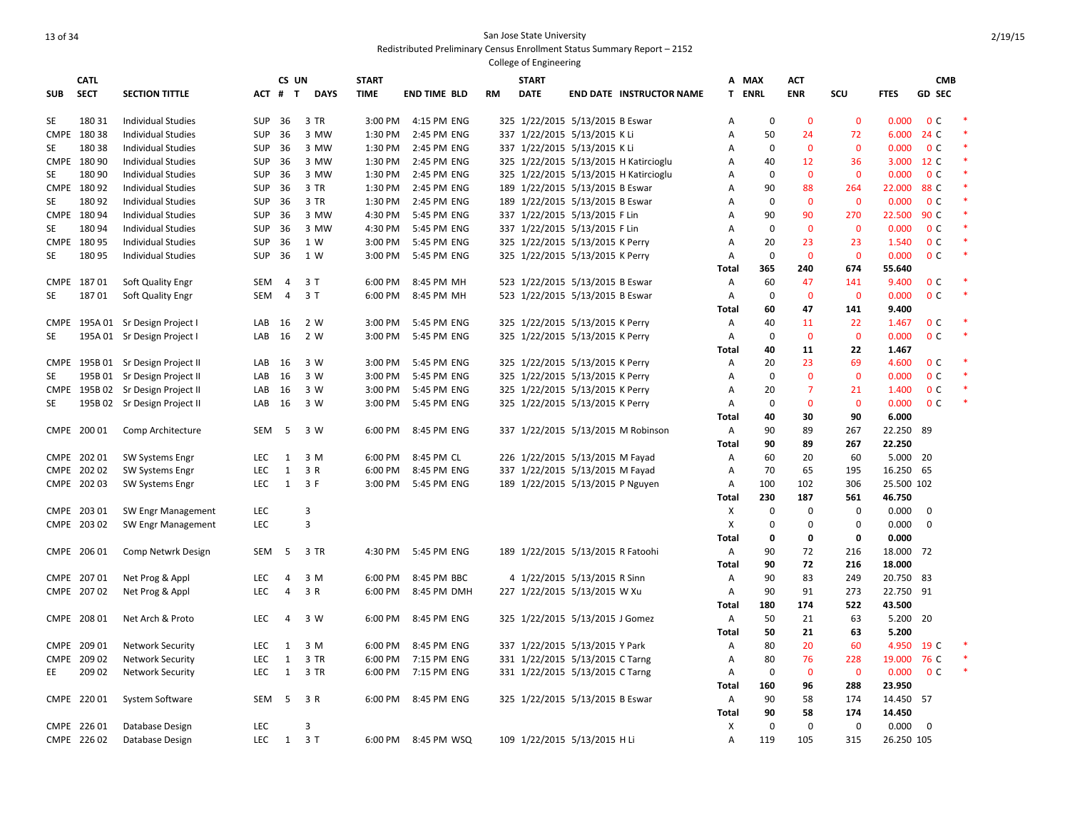San Jose State University

Redistributed Preliminary Census Enrollment Status Summary Report – 2152

College of Engineering

| SUB | CATL SECT | SECTION TITTLE | ACT | CS # | UN T | DAYS | START TIME | END TIME | BLD | RM | START DATE | END DATE | INSTRUCTOR NAME | A T | MAX ENRL | ACT ENR | SCU | FTES | GD | CMB SEC | |
|---|---|---|---|---|---|---|---|---|---|---|---|---|---|---|---|---|---|---|---|---|---|
| SE | 180 31 | Individual Studies | SUP | 36 | 3 | TR | 3:00 PM | 4:15 PM | ENG | 325 | 1/22/2015 | 5/13/2015 | B Eswar | A | 0 | 0 | 0 | 0.000 | 0 | C | * |
| CMPE | 180 38 | Individual Studies | SUP | 36 | 3 | MW | 1:30 PM | 2:45 PM | ENG | 337 | 1/22/2015 | 5/13/2015 | K Li | A | 50 | 24 | 72 | 6.000 | 24 | C | * |
| SE | 180 38 | Individual Studies | SUP | 36 | 3 | MW | 1:30 PM | 2:45 PM | ENG | 337 | 1/22/2015 | 5/13/2015 | K Li | A | 0 | 0 | 0 | 0.000 | 0 | C | * |
| CMPE | 180 90 | Individual Studies | SUP | 36 | 3 | MW | 1:30 PM | 2:45 PM | ENG | 325 | 1/22/2015 | 5/13/2015 | H Katircioglu | A | 40 | 12 | 36 | 3.000 | 12 | C | * |
| SE | 180 90 | Individual Studies | SUP | 36 | 3 | MW | 1:30 PM | 2:45 PM | ENG | 325 | 1/22/2015 | 5/13/2015 | H Katircioglu | A | 0 | 0 | 0 | 0.000 | 0 | C | * |
| CMPE | 180 92 | Individual Studies | SUP | 36 | 3 | TR | 1:30 PM | 2:45 PM | ENG | 189 | 1/22/2015 | 5/13/2015 | B Eswar | A | 90 | 88 | 264 | 22.000 | 88 | C | * |
| SE | 180 92 | Individual Studies | SUP | 36 | 3 | TR | 1:30 PM | 2:45 PM | ENG | 189 | 1/22/2015 | 5/13/2015 | B Eswar | A | 0 | 0 | 0 | 0.000 | 0 | C | * |
| CMPE | 180 94 | Individual Studies | SUP | 36 | 3 | MW | 4:30 PM | 5:45 PM | ENG | 337 | 1/22/2015 | 5/13/2015 | F Lin | A | 90 | 90 | 270 | 22.500 | 90 | C | * |
| SE | 180 94 | Individual Studies | SUP | 36 | 3 | MW | 4:30 PM | 5:45 PM | ENG | 337 | 1/22/2015 | 5/13/2015 | F Lin | A | 0 | 0 | 0 | 0.000 | 0 | C | * |
| CMPE | 180 95 | Individual Studies | SUP | 36 | 1 | W | 3:00 PM | 5:45 PM | ENG | 325 | 1/22/2015 | 5/13/2015 | K Perry | A | 20 | 23 | 23 | 1.540 | 0 | C | * |
| SE | 180 95 | Individual Studies | SUP | 36 | 1 | W | 3:00 PM | 5:45 PM | ENG | 325 | 1/22/2015 | 5/13/2015 | K Perry | A | 0 | 0 | 0 | 0.000 | 0 | C | * |
| | | | | | | | | | | | | | | **Total** | **365** | **240** | **674** | **55.640** | | | |
| CMPE | 187 01 | Soft Quality Engr | SEM | 4 | 3 | T | 6:00 PM | 8:45 PM | MH | 523 | 1/22/2015 | 5/13/2015 | B Eswar | A | 60 | 47 | 141 | 9.400 | 0 | C | * |
| SE | 187 01 | Soft Quality Engr | SEM | 4 | 3 | T | 6:00 PM | 8:45 PM | MH | 523 | 1/22/2015 | 5/13/2015 | B Eswar | A | 0 | 0 | 0 | 0.000 | 0 | C | * |
| | | | | | | | | | | | | | | **Total** | **60** | **47** | **141** | **9.400** | | | |
| CMPE | 195A 01 | Sr Design Project I | LAB | 16 | 2 | W | 3:00 PM | 5:45 PM | ENG | 325 | 1/22/2015 | 5/13/2015 | K Perry | A | 40 | 11 | 22 | 1.467 | 0 | C | * |
| SE | 195A 01 | Sr Design Project I | LAB | 16 | 2 | W | 3:00 PM | 5:45 PM | ENG | 325 | 1/22/2015 | 5/13/2015 | K Perry | A | 0 | 0 | 0 | 0.000 | 0 | C | * |
| | | | | | | | | | | | | | | **Total** | **40** | **11** | **22** | **1.467** | | | |
| CMPE | 195B 01 | Sr Design Project II | LAB | 16 | 3 | W | 3:00 PM | 5:45 PM | ENG | 325 | 1/22/2015 | 5/13/2015 | K Perry | A | 20 | 23 | 69 | 4.600 | 0 | C | * |
| SE | 195B 01 | Sr Design Project II | LAB | 16 | 3 | W | 3:00 PM | 5:45 PM | ENG | 325 | 1/22/2015 | 5/13/2015 | K Perry | A | 0 | 0 | 0 | 0.000 | 0 | C | * |
| CMPE | 195B 02 | Sr Design Project II | LAB | 16 | 3 | W | 3:00 PM | 5:45 PM | ENG | 325 | 1/22/2015 | 5/13/2015 | K Perry | A | 20 | 7 | 21 | 1.400 | 0 | C | * |
| SE | 195B 02 | Sr Design Project II | LAB | 16 | 3 | W | 3:00 PM | 5:45 PM | ENG | 325 | 1/22/2015 | 5/13/2015 | K Perry | A | 0 | 0 | 0 | 0.000 | 0 | C | * |
| | | | | | | | | | | | | | | **Total** | **40** | **30** | **90** | **6.000** | | | |
| CMPE | 200 01 | Comp Architecture | SEM | 5 | 3 | W | 6:00 PM | 8:45 PM | ENG | 337 | 1/22/2015 | 5/13/2015 | M Robinson | A | 90 | 89 | 267 | 22.250 | 89 | | |
| | | | | | | | | | | | | | | **Total** | **90** | **89** | **267** | **22.250** | | | |
| CMPE | 202 01 | SW Systems Engr | LEC | 1 | 3 | M | 6:00 PM | 8:45 PM | CL | 226 | 1/22/2015 | 5/13/2015 | M Fayad | A | 60 | 20 | 60 | 5.000 | 20 | | |
| CMPE | 202 02 | SW Systems Engr | LEC | 1 | 3 | R | 6:00 PM | 8:45 PM | ENG | 337 | 1/22/2015 | 5/13/2015 | M Fayad | A | 70 | 65 | 195 | 16.250 | 65 | | |
| CMPE | 202 03 | SW Systems Engr | LEC | 1 | 3 | F | 3:00 PM | 5:45 PM | ENG | 189 | 1/22/2015 | 5/13/2015 | P Nguyen | A | 100 | 102 | 306 | 25.500 | 102 | | |
| | | | | | | | | | | | | | | **Total** | **230** | **187** | **561** | **46.750** | | | |
| CMPE | 203 01 | SW Engr Management | LEC | | 3 | | | | | | | | | X | 0 | 0 | 0 | 0.000 | 0 | | |
| CMPE | 203 02 | SW Engr Management | LEC | | 3 | | | | | | | | | X | 0 | 0 | 0 | 0.000 | 0 | | |
| | | | | | | | | | | | | | | **Total** | **0** | **0** | **0** | **0.000** | | | |
| CMPE | 206 01 | Comp Netwrk Design | SEM | 5 | 3 | TR | 4:30 PM | 5:45 PM | ENG | 189 | 1/22/2015 | 5/13/2015 | R Fatoohi | A | 90 | 72 | 216 | 18.000 | 72 | | |
| | | | | | | | | | | | | | | **Total** | **90** | **72** | **216** | **18.000** | | | |
| CMPE | 207 01 | Net Prog & Appl | LEC | 4 | 3 | M | 6:00 PM | 8:45 PM | BBC | 4 | 1/22/2015 | 5/13/2015 | R Sinn | A | 90 | 83 | 249 | 20.750 | 83 | | |
| CMPE | 207 02 | Net Prog & Appl | LEC | 4 | 3 | R | 6:00 PM | 8:45 PM | DMH | 227 | 1/22/2015 | 5/13/2015 | W Xu | A | 90 | 91 | 273 | 22.750 | 91 | | |
| | | | | | | | | | | | | | | **Total** | **180** | **174** | **522** | **43.500** | | | |
| CMPE | 208 01 | Net Arch & Proto | LEC | 4 | 3 | W | 6:00 PM | 8:45 PM | ENG | 325 | 1/22/2015 | 5/13/2015 | J Gomez | A | 50 | 21 | 63 | 5.200 | 20 | | |
| | | | | | | | | | | | | | | **Total** | **50** | **21** | **63** | **5.200** | | | |
| CMPE | 209 01 | Network Security | LEC | 1 | 3 | M | 6:00 PM | 8:45 PM | ENG | 337 | 1/22/2015 | 5/13/2015 | Y Park | A | 80 | 20 | 60 | 4.950 | 19 | C | * |
| CMPE | 209 02 | Network Security | LEC | 1 | 3 | TR | 6:00 PM | 7:15 PM | ENG | 331 | 1/22/2015 | 5/13/2015 | C Tarng | A | 80 | 76 | 228 | 19.000 | 76 | C | * |
| EE | 209 02 | Network Security | LEC | 1 | 3 | TR | 6:00 PM | 7:15 PM | ENG | 331 | 1/22/2015 | 5/13/2015 | C Tarng | A | 0 | 0 | 0 | 0.000 | 0 | C | * |
| | | | | | | | | | | | | | | **Total** | **160** | **96** | **288** | **23.950** | | | |
| CMPE | 220 01 | System Software | SEM | 5 | 3 | R | 6:00 PM | 8:45 PM | ENG | 325 | 1/22/2015 | 5/13/2015 | B Eswar | A | 90 | 58 | 174 | 14.450 | 57 | | |
| | | | | | | | | | | | | | | **Total** | **90** | **58** | **174** | **14.450** | | | |
| CMPE | 226 01 | Database Design | LEC | | 3 | | | | | | | | | X | 0 | 0 | 0 | 0.000 | 0 | | |
| CMPE | 226 02 | Database Design | LEC | 1 | 3 | T | 6:00 PM | 8:45 PM | WSQ | 109 | 1/22/2015 | 5/13/2015 | H Li | A | 119 | 105 | 315 | 26.250 | 105 | | |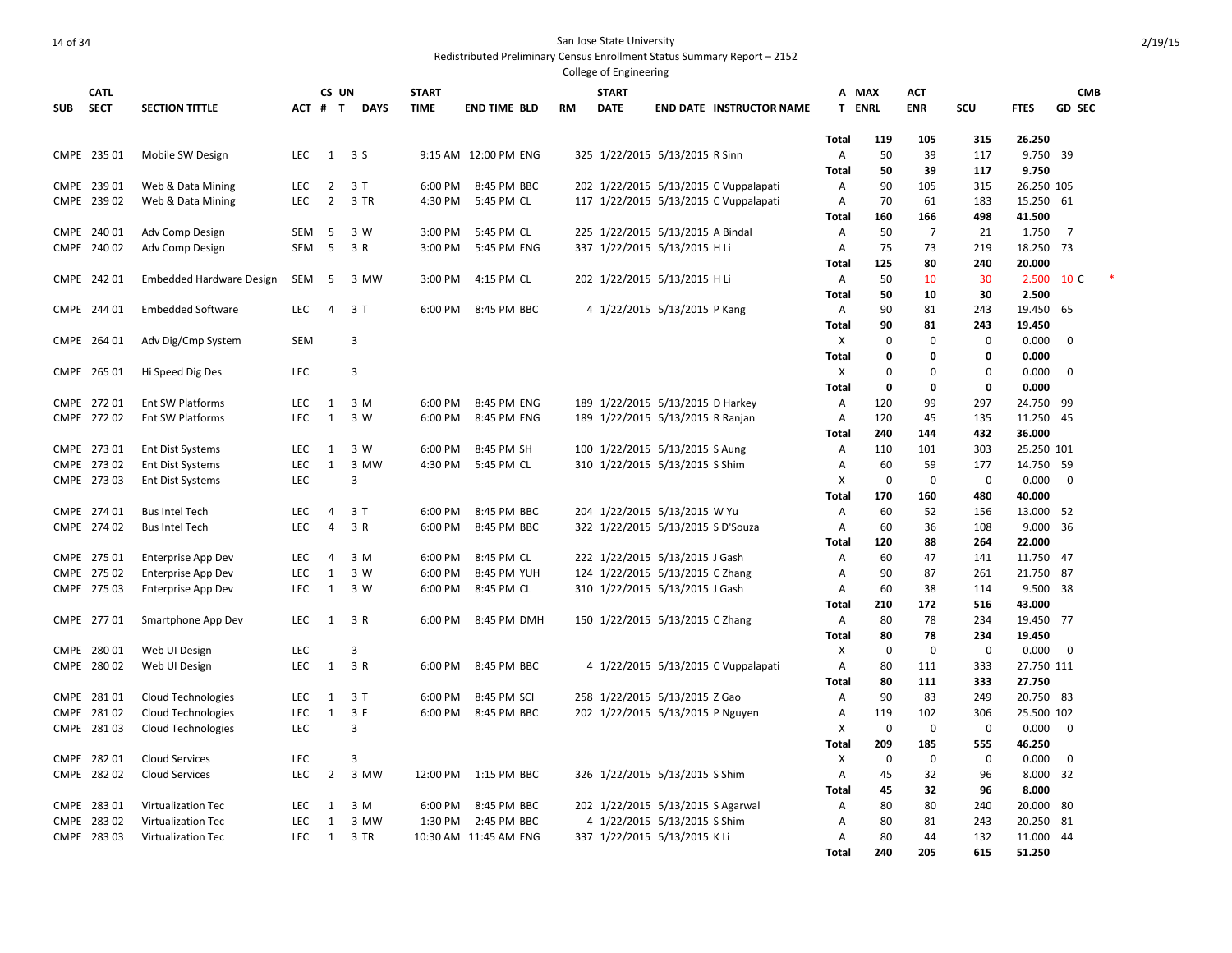San Jose State University

Redistributed Preliminary Census Enrollment Status Summary Report – 2152

College of Engineering

| SUB | CATL SECT | SECTION TITTLE | ACT | CS # | UN T | DAYS | START TIME | END TIME | BLD | RM | START DATE | END DATE | INSTRUCTOR NAME | A T | MAX ENRL | ACT ENR | SCU | FTES | GD | CMB SEC |
|---|---|---|---|---|---|---|---|---|---|---|---|---|---|---|---|---|---|---|---|---|
| | | | | | | | | | | | | | | Total | 119 | 105 | 315 | 26.250 | | |
| CMPE | 235 01 | Mobile SW Design | LEC | 1 | 3 | S | 9:15 AM | 12:00 PM | ENG | 325 | 1/22/2015 | 5/13/2015 | R Sinn | A | 50 | 39 | 117 | 9.750 | | 39 |
| | | | | | | | | | | | | | | Total | 50 | 39 | 117 | 9.750 | | |
| CMPE | 239 01 | Web & Data Mining | LEC | 2 | 3 | T | 6:00 PM | 8:45 PM | BBC | 202 | 1/22/2015 | 5/13/2015 | C Vuppalapati | A | 90 | 105 | 315 | 26.250 | | 105 |
| CMPE | 239 02 | Web & Data Mining | LEC | 2 | 3 | TR | 4:30 PM | 5:45 PM | CL | 117 | 1/22/2015 | 5/13/2015 | C Vuppalapati | A | 70 | 61 | 183 | 15.250 | | 61 |
| | | | | | | | | | | | | | | Total | 160 | 166 | 498 | 41.500 | | |
| CMPE | 240 01 | Adv Comp Design | SEM | 5 | 3 | W | 3:00 PM | 5:45 PM | CL | 225 | 1/22/2015 | 5/13/2015 | A Bindal | A | 50 | 7 | 21 | 1.750 | | 7 |
| CMPE | 240 02 | Adv Comp Design | SEM | 5 | 3 | R | 3:00 PM | 5:45 PM | ENG | 337 | 1/22/2015 | 5/13/2015 | H Li | A | 75 | 73 | 219 | 18.250 | | 73 |
| | | | | | | | | | | | | | | Total | 125 | 80 | 240 | 20.000 | | |
| CMPE | 242 01 | Embedded Hardware Design | SEM | 5 | 3 | MW | 3:00 PM | 4:15 PM | CL | 202 | 1/22/2015 | 5/13/2015 | H Li | A | 50 | 10 | 30 | 2.500 | | 10 C * |
| | | | | | | | | | | | | | | Total | 50 | 10 | 30 | 2.500 | | |
| CMPE | 244 01 | Embedded Software | LEC | 4 | 3 | T | 6:00 PM | 8:45 PM | BBC | 4 | 1/22/2015 | 5/13/2015 | P Kang | A | 90 | 81 | 243 | 19.450 | | 65 |
| | | | | | | | | | | | | | | Total | 90 | 81 | 243 | 19.450 | | |
| CMPE | 264 01 | Adv Dig/Cmp System | SEM | | 3 | | | | | | | | | X | 0 | 0 | 0 | 0.000 | | 0 |
| | | | | | | | | | | | | | | Total | 0 | 0 | 0 | 0.000 | | |
| CMPE | 265 01 | Hi Speed Dig Des | LEC | | 3 | | | | | | | | | X | 0 | 0 | 0 | 0.000 | | 0 |
| | | | | | | | | | | | | | | Total | 0 | 0 | 0 | 0.000 | | |
| CMPE | 272 01 | Ent SW Platforms | LEC | 1 | 3 | M | 6:00 PM | 8:45 PM | ENG | 189 | 1/22/2015 | 5/13/2015 | D Harkey | A | 120 | 99 | 297 | 24.750 | | 99 |
| CMPE | 272 02 | Ent SW Platforms | LEC | 1 | 3 | W | 6:00 PM | 8:45 PM | ENG | 189 | 1/22/2015 | 5/13/2015 | R Ranjan | A | 120 | 45 | 135 | 11.250 | | 45 |
| | | | | | | | | | | | | | | Total | 240 | 144 | 432 | 36.000 | | |
| CMPE | 273 01 | Ent Dist Systems | LEC | 1 | 3 | W | 6:00 PM | 8:45 PM | SH | 100 | 1/22/2015 | 5/13/2015 | S Aung | A | 110 | 101 | 303 | 25.250 | | 101 |
| CMPE | 273 02 | Ent Dist Systems | LEC | 1 | 3 | MW | 4:30 PM | 5:45 PM | CL | 310 | 1/22/2015 | 5/13/2015 | S Shim | A | 60 | 59 | 177 | 14.750 | | 59 |
| CMPE | 273 03 | Ent Dist Systems | LEC | | 3 | | | | | | | | | X | 0 | 0 | 0 | 0.000 | | 0 |
| | | | | | | | | | | | | | | Total | 170 | 160 | 480 | 40.000 | | |
| CMPE | 274 01 | Bus Intel Tech | LEC | 4 | 3 | T | 6:00 PM | 8:45 PM | BBC | 204 | 1/22/2015 | 5/13/2015 | W Yu | A | 60 | 52 | 156 | 13.000 | | 52 |
| CMPE | 274 02 | Bus Intel Tech | LEC | 4 | 3 | R | 6:00 PM | 8:45 PM | BBC | 322 | 1/22/2015 | 5/13/2015 | S D'Souza | A | 60 | 36 | 108 | 9.000 | | 36 |
| | | | | | | | | | | | | | | Total | 120 | 88 | 264 | 22.000 | | |
| CMPE | 275 01 | Enterprise App Dev | LEC | 4 | 3 | M | 6:00 PM | 8:45 PM | CL | 222 | 1/22/2015 | 5/13/2015 | J Gash | A | 60 | 47 | 141 | 11.750 | | 47 |
| CMPE | 275 02 | Enterprise App Dev | LEC | 1 | 3 | W | 6:00 PM | 8:45 PM | YUH | 124 | 1/22/2015 | 5/13/2015 | C Zhang | A | 90 | 87 | 261 | 21.750 | | 87 |
| CMPE | 275 03 | Enterprise App Dev | LEC | 1 | 3 | W | 6:00 PM | 8:45 PM | CL | 310 | 1/22/2015 | 5/13/2015 | J Gash | A | 60 | 38 | 114 | 9.500 | | 38 |
| | | | | | | | | | | | | | | Total | 210 | 172 | 516 | 43.000 | | |
| CMPE | 277 01 | Smartphone App Dev | LEC | 1 | 3 | R | 6:00 PM | 8:45 PM | DMH | 150 | 1/22/2015 | 5/13/2015 | C Zhang | A | 80 | 78 | 234 | 19.450 | | 77 |
| | | | | | | | | | | | | | | Total | 80 | 78 | 234 | 19.450 | | |
| CMPE | 280 01 | Web UI Design | LEC | | 3 | | | | | | | | | X | 0 | 0 | 0 | 0.000 | | 0 |
| CMPE | 280 02 | Web UI Design | LEC | 1 | 3 | R | 6:00 PM | 8:45 PM | BBC | 4 | 1/22/2015 | 5/13/2015 | C Vuppalapati | A | 80 | 111 | 333 | 27.750 | | 111 |
| | | | | | | | | | | | | | | Total | 80 | 111 | 333 | 27.750 | | |
| CMPE | 281 01 | Cloud Technologies | LEC | 1 | 3 | T | 6:00 PM | 8:45 PM | SCI | 258 | 1/22/2015 | 5/13/2015 | Z Gao | A | 90 | 83 | 249 | 20.750 | | 83 |
| CMPE | 281 02 | Cloud Technologies | LEC | 1 | 3 | F | 6:00 PM | 8:45 PM | BBC | 202 | 1/22/2015 | 5/13/2015 | P Nguyen | A | 119 | 102 | 306 | 25.500 | | 102 |
| CMPE | 281 03 | Cloud Technologies | LEC | | 3 | | | | | | | | | X | 0 | 0 | 0 | 0.000 | | 0 |
| | | | | | | | | | | | | | | Total | 209 | 185 | 555 | 46.250 | | |
| CMPE | 282 01 | Cloud Services | LEC | | 3 | | | | | | | | | X | 0 | 0 | 0 | 0.000 | | 0 |
| CMPE | 282 02 | Cloud Services | LEC | 2 | 3 | MW | 12:00 PM | 1:15 PM | BBC | 326 | 1/22/2015 | 5/13/2015 | S Shim | A | 45 | 32 | 96 | 8.000 | | 32 |
| | | | | | | | | | | | | | | Total | 45 | 32 | 96 | 8.000 | | |
| CMPE | 283 01 | Virtualization Tec | LEC | 1 | 3 | M | 6:00 PM | 8:45 PM | BBC | 202 | 1/22/2015 | 5/13/2015 | S Agarwal | A | 80 | 80 | 240 | 20.000 | | 80 |
| CMPE | 283 02 | Virtualization Tec | LEC | 1 | 3 | MW | 1:30 PM | 2:45 PM | BBC | 4 | 1/22/2015 | 5/13/2015 | S Shim | A | 80 | 81 | 243 | 20.250 | | 81 |
| CMPE | 283 03 | Virtualization Tec | LEC | 1 | 3 | TR | 10:30 AM | 11:45 AM | ENG | 337 | 1/22/2015 | 5/13/2015 | K Li | A | 80 | 44 | 132 | 11.000 | | 44 |
| | | | | | | | | | | | | | | Total | 240 | 205 | 615 | 51.250 | | |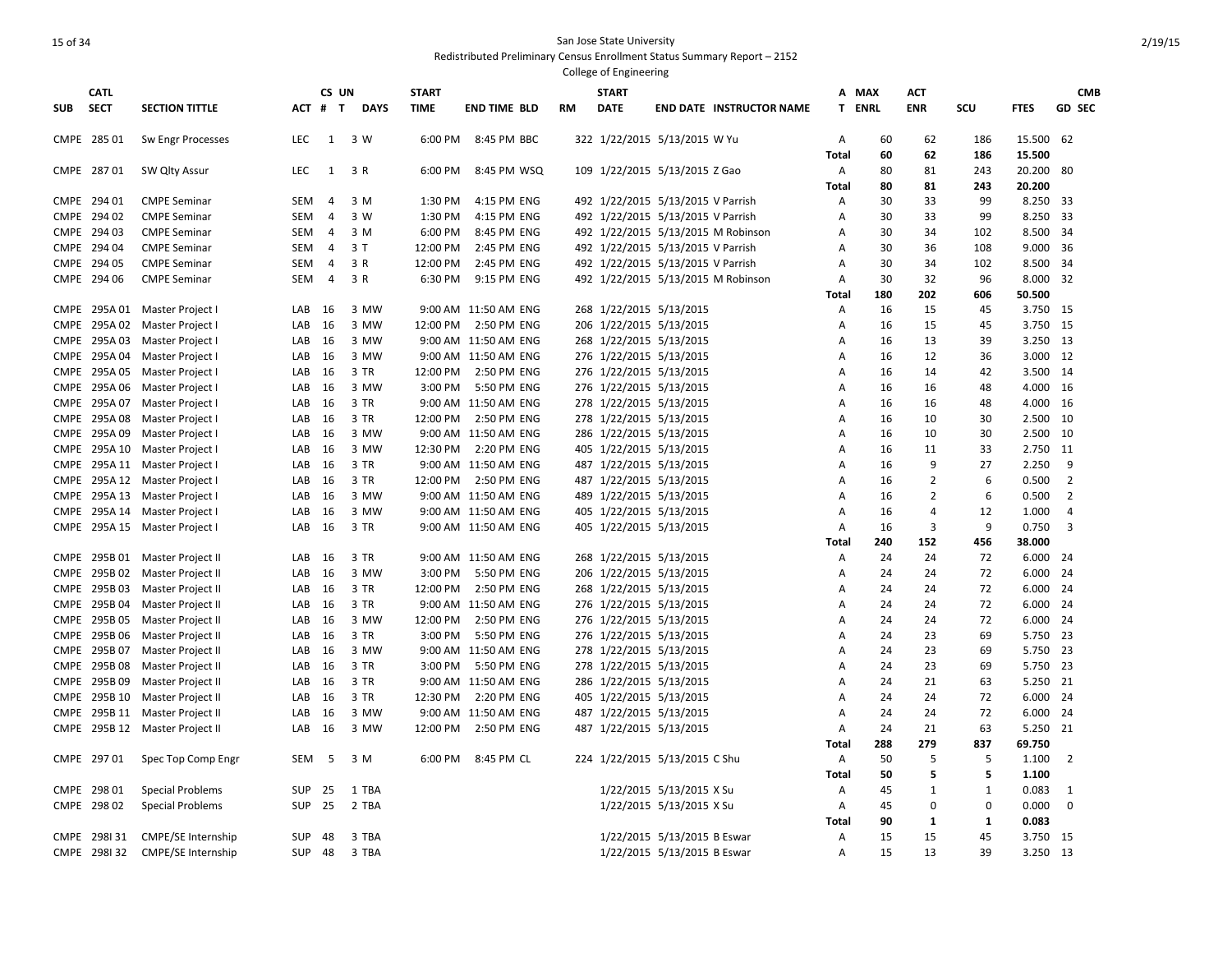San Jose State University

Redistributed Preliminary Census Enrollment Status Summary Report – 2152

College of Engineering

| SUB | CATL SECT | SECTION TITTLE | ACT | CS # | UN T | DAYS | START TIME | END TIME | BLD | RM | START DATE | END DATE | INSTRUCTOR NAME | A T | MAX ENRL | ACT ENR | SCU | FTES | GD | CMB SEC |
|---|---|---|---|---|---|---|---|---|---|---|---|---|---|---|---|---|---|---|---|---|
| CMPE | 285 01 | Sw Engr Processes | LEC | 1 | 3 | W | 6:00 PM | 8:45 PM | BBC | 322 | 1/22/2015 | 5/13/2015 | W Yu | A | 60 | 62 | 186 | 15.500 | 62 | |
| | | | | | | | | | | | | | | **Total** | **60** | **62** | **186** | **15.500** | | |
| CMPE | 287 01 | SW Qlty Assur | LEC | 1 | 3 | R | 6:00 PM | 8:45 PM | WSQ | 109 | 1/22/2015 | 5/13/2015 | Z Gao | A | 80 | 81 | 243 | 20.200 | 80 | |
| | | | | | | | | | | | | | | **Total** | **80** | **81** | **243** | **20.200** | | |
| CMPE | 294 01 | CMPE Seminar | SEM | 4 | 3 | M | 1:30 PM | 4:15 PM | ENG | 492 | 1/22/2015 | 5/13/2015 | V Parrish | A | 30 | 33 | 99 | 8.250 | 33 | |
| CMPE | 294 02 | CMPE Seminar | SEM | 4 | 3 | W | 1:30 PM | 4:15 PM | ENG | 492 | 1/22/2015 | 5/13/2015 | V Parrish | A | 30 | 33 | 99 | 8.250 | 33 | |
| CMPE | 294 03 | CMPE Seminar | SEM | 4 | 3 | M | 6:00 PM | 8:45 PM | ENG | 492 | 1/22/2015 | 5/13/2015 | M Robinson | A | 30 | 34 | 102 | 8.500 | 34 | |
| CMPE | 294 04 | CMPE Seminar | SEM | 4 | 3 | T | 12:00 PM | 2:45 PM | ENG | 492 | 1/22/2015 | 5/13/2015 | V Parrish | A | 30 | 36 | 108 | 9.000 | 36 | |
| CMPE | 294 05 | CMPE Seminar | SEM | 4 | 3 | R | 12:00 PM | 2:45 PM | ENG | 492 | 1/22/2015 | 5/13/2015 | V Parrish | A | 30 | 34 | 102 | 8.500 | 34 | |
| CMPE | 294 06 | CMPE Seminar | SEM | 4 | 3 | R | 6:30 PM | 9:15 PM | ENG | 492 | 1/22/2015 | 5/13/2015 | M Robinson | A | 30 | 32 | 96 | 8.000 | 32 | |
| | | | | | | | | | | | | | | **Total** | **180** | **202** | **606** | **50.500** | | |
| CMPE | 295A 01 | Master Project I | LAB | 16 | 3 | MW | 9:00 AM | 11:50 AM | ENG | 268 | 1/22/2015 | 5/13/2015 | | A | 16 | 15 | 45 | 3.750 | 15 | |
| CMPE | 295A 02 | Master Project I | LAB | 16 | 3 | MW | 12:00 PM | 2:50 PM | ENG | 206 | 1/22/2015 | 5/13/2015 | | A | 16 | 15 | 45 | 3.750 | 15 | |
| CMPE | 295A 03 | Master Project I | LAB | 16 | 3 | MW | 9:00 AM | 11:50 AM | ENG | 268 | 1/22/2015 | 5/13/2015 | | A | 16 | 13 | 39 | 3.250 | 13 | |
| CMPE | 295A 04 | Master Project I | LAB | 16 | 3 | MW | 9:00 AM | 11:50 AM | ENG | 276 | 1/22/2015 | 5/13/2015 | | A | 16 | 12 | 36 | 3.000 | 12 | |
| CMPE | 295A 05 | Master Project I | LAB | 16 | 3 | TR | 12:00 PM | 2:50 PM | ENG | 276 | 1/22/2015 | 5/13/2015 | | A | 16 | 14 | 42 | 3.500 | 14 | |
| CMPE | 295A 06 | Master Project I | LAB | 16 | 3 | MW | 3:00 PM | 5:50 PM | ENG | 276 | 1/22/2015 | 5/13/2015 | | A | 16 | 16 | 48 | 4.000 | 16 | |
| CMPE | 295A 07 | Master Project I | LAB | 16 | 3 | TR | 9:00 AM | 11:50 AM | ENG | 278 | 1/22/2015 | 5/13/2015 | | A | 16 | 16 | 48 | 4.000 | 16 | |
| CMPE | 295A 08 | Master Project I | LAB | 16 | 3 | TR | 12:00 PM | 2:50 PM | ENG | 278 | 1/22/2015 | 5/13/2015 | | A | 16 | 10 | 30 | 2.500 | 10 | |
| CMPE | 295A 09 | Master Project I | LAB | 16 | 3 | MW | 9:00 AM | 11:50 AM | ENG | 286 | 1/22/2015 | 5/13/2015 | | A | 16 | 10 | 30 | 2.500 | 10 | |
| CMPE | 295A 10 | Master Project I | LAB | 16 | 3 | MW | 12:30 PM | 2:20 PM | ENG | 405 | 1/22/2015 | 5/13/2015 | | A | 16 | 11 | 33 | 2.750 | 11 | |
| CMPE | 295A 11 | Master Project I | LAB | 16 | 3 | TR | 9:00 AM | 11:50 AM | ENG | 487 | 1/22/2015 | 5/13/2015 | | A | 16 | 9 | 27 | 2.250 | 9 | |
| CMPE | 295A 12 | Master Project I | LAB | 16 | 3 | TR | 12:00 PM | 2:50 PM | ENG | 487 | 1/22/2015 | 5/13/2015 | | A | 16 | 2 | 6 | 0.500 | 2 | |
| CMPE | 295A 13 | Master Project I | LAB | 16 | 3 | MW | 9:00 AM | 11:50 AM | ENG | 489 | 1/22/2015 | 5/13/2015 | | A | 16 | 2 | 6 | 0.500 | 2 | |
| CMPE | 295A 14 | Master Project I | LAB | 16 | 3 | MW | 9:00 AM | 11:50 AM | ENG | 405 | 1/22/2015 | 5/13/2015 | | A | 16 | 4 | 12 | 1.000 | 4 | |
| CMPE | 295A 15 | Master Project I | LAB | 16 | 3 | TR | 9:00 AM | 11:50 AM | ENG | 405 | 1/22/2015 | 5/13/2015 | | A | 16 | 3 | 9 | 0.750 | 3 | |
| | | | | | | | | | | | | | | **Total** | **240** | **152** | **456** | **38.000** | | |
| CMPE | 295B 01 | Master Project II | LAB | 16 | 3 | TR | 9:00 AM | 11:50 AM | ENG | 268 | 1/22/2015 | 5/13/2015 | | A | 24 | 24 | 72 | 6.000 | 24 | |
| CMPE | 295B 02 | Master Project II | LAB | 16 | 3 | MW | 3:00 PM | 5:50 PM | ENG | 206 | 1/22/2015 | 5/13/2015 | | A | 24 | 24 | 72 | 6.000 | 24 | |
| CMPE | 295B 03 | Master Project II | LAB | 16 | 3 | TR | 12:00 PM | 2:50 PM | ENG | 268 | 1/22/2015 | 5/13/2015 | | A | 24 | 24 | 72 | 6.000 | 24 | |
| CMPE | 295B 04 | Master Project II | LAB | 16 | 3 | TR | 9:00 AM | 11:50 AM | ENG | 276 | 1/22/2015 | 5/13/2015 | | A | 24 | 24 | 72 | 6.000 | 24 | |
| CMPE | 295B 05 | Master Project II | LAB | 16 | 3 | MW | 12:00 PM | 2:50 PM | ENG | 276 | 1/22/2015 | 5/13/2015 | | A | 24 | 24 | 72 | 6.000 | 24 | |
| CMPE | 295B 06 | Master Project II | LAB | 16 | 3 | TR | 3:00 PM | 5:50 PM | ENG | 276 | 1/22/2015 | 5/13/2015 | | A | 24 | 23 | 69 | 5.750 | 23 | |
| CMPE | 295B 07 | Master Project II | LAB | 16 | 3 | MW | 9:00 AM | 11:50 AM | ENG | 278 | 1/22/2015 | 5/13/2015 | | A | 24 | 23 | 69 | 5.750 | 23 | |
| CMPE | 295B 08 | Master Project II | LAB | 16 | 3 | TR | 3:00 PM | 5:50 PM | ENG | 278 | 1/22/2015 | 5/13/2015 | | A | 24 | 23 | 69 | 5.750 | 23 | |
| CMPE | 295B 09 | Master Project II | LAB | 16 | 3 | TR | 9:00 AM | 11:50 AM | ENG | 286 | 1/22/2015 | 5/13/2015 | | A | 24 | 21 | 63 | 5.250 | 21 | |
| CMPE | 295B 10 | Master Project II | LAB | 16 | 3 | TR | 12:30 PM | 2:20 PM | ENG | 405 | 1/22/2015 | 5/13/2015 | | A | 24 | 24 | 72 | 6.000 | 24 | |
| CMPE | 295B 11 | Master Project II | LAB | 16 | 3 | MW | 9:00 AM | 11:50 AM | ENG | 487 | 1/22/2015 | 5/13/2015 | | A | 24 | 24 | 72 | 6.000 | 24 | |
| CMPE | 295B 12 | Master Project II | LAB | 16 | 3 | MW | 12:00 PM | 2:50 PM | ENG | 487 | 1/22/2015 | 5/13/2015 | | A | 24 | 21 | 63 | 5.250 | 21 | |
| | | | | | | | | | | | | | | **Total** | **288** | **279** | **837** | **69.750** | | |
| CMPE | 297 01 | Spec Top Comp Engr | SEM | 5 | 3 | M | 6:00 PM | 8:45 PM | CL | 224 | 1/22/2015 | 5/13/2015 | C Shu | A | 50 | 5 | 5 | 1.100 | 2 | |
| | | | | | | | | | | | | | | **Total** | **50** | **5** | **5** | **1.100** | | |
| CMPE | 298 01 | Special Problems | SUP | 25 | 1 | TBA | | | | | 1/22/2015 | 5/13/2015 | X Su | A | 45 | 1 | 1 | 0.083 | 1 | |
| CMPE | 298 02 | Special Problems | SUP | 25 | 2 | TBA | | | | | 1/22/2015 | 5/13/2015 | X Su | A | 45 | 0 | 0 | 0.000 | 0 | |
| | | | | | | | | | | | | | | **Total** | **90** | **1** | **1** | **0.083** | | |
| CMPE | 298I 31 | CMPE/SE Internship | SUP | 48 | 3 | TBA | | | | | 1/22/2015 | 5/13/2015 | B Eswar | A | 15 | 15 | 45 | 3.750 | 15 | |
| CMPE | 298I 32 | CMPE/SE Internship | SUP | 48 | 3 | TBA | | | | | 1/22/2015 | 5/13/2015 | B Eswar | A | 15 | 13 | 39 | 3.250 | 13 | |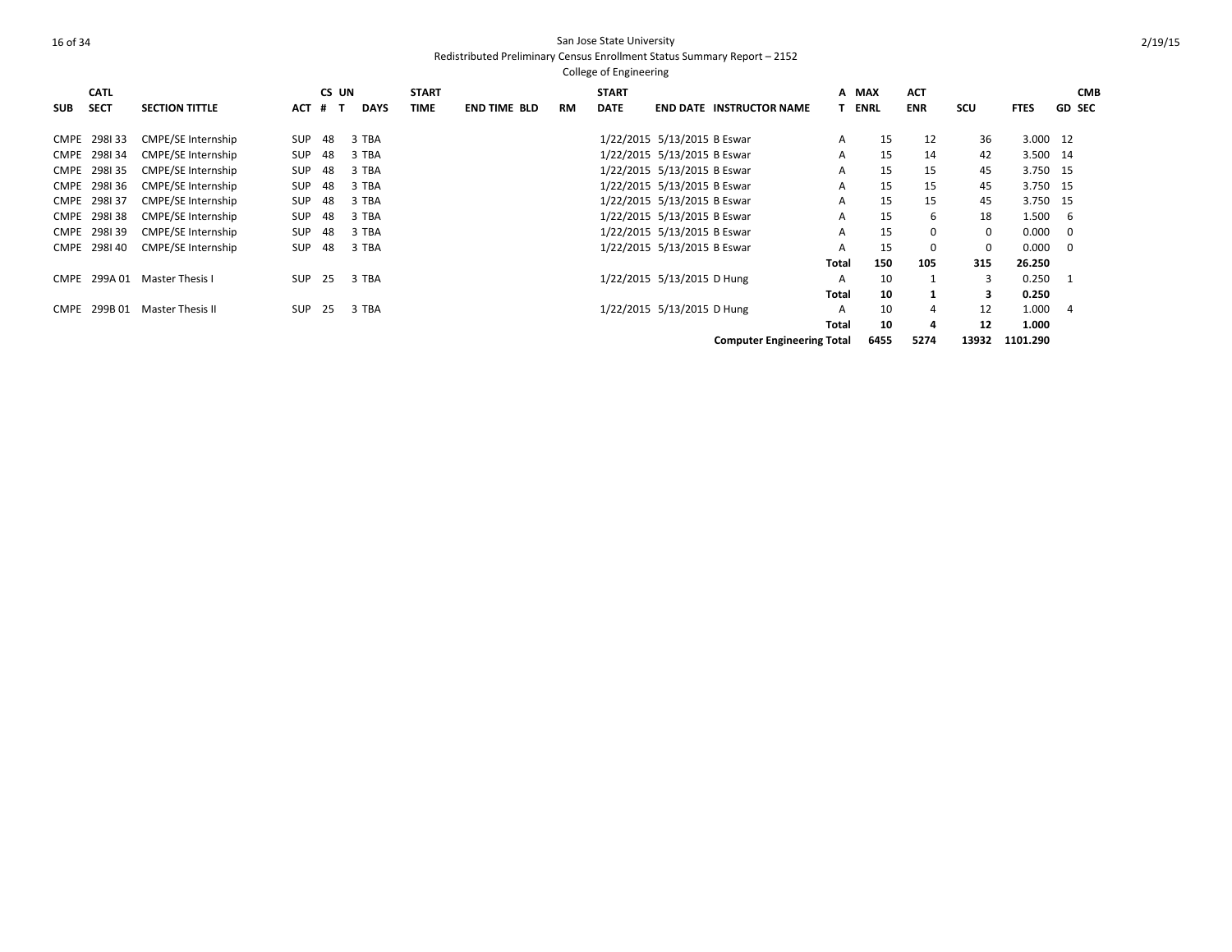San Jose State University
Redistributed Preliminary Census Enrollment Status Summary Report – 2152
College of Engineering

| SUB | CATL SECT | SECTION TITTLE | ACT | CS # | UN T | DAYS | START TIME | END TIME | BLD | RM | START DATE | END DATE | INSTRUCTOR NAME | A T | MAX ENRL | ACT ENR | SCU | FTES | GD | CMB SEC |
|---|---|---|---|---|---|---|---|---|---|---|---|---|---|---|---|---|---|---|---|---|
| CMPE | 298I 33 | CMPE/SE Internship | SUP | 48 | 3 | TBA | | | | | 1/22/2015 | 5/13/2015 | B Eswar | A | 15 | 12 | 36 | 3.000 | 12 | |
| CMPE | 298I 34 | CMPE/SE Internship | SUP | 48 | 3 | TBA | | | | | 1/22/2015 | 5/13/2015 | B Eswar | A | 15 | 14 | 42 | 3.500 | 14 | |
| CMPE | 298I 35 | CMPE/SE Internship | SUP | 48 | 3 | TBA | | | | | 1/22/2015 | 5/13/2015 | B Eswar | A | 15 | 15 | 45 | 3.750 | 15 | |
| CMPE | 298I 36 | CMPE/SE Internship | SUP | 48 | 3 | TBA | | | | | 1/22/2015 | 5/13/2015 | B Eswar | A | 15 | 15 | 45 | 3.750 | 15 | |
| CMPE | 298I 37 | CMPE/SE Internship | SUP | 48 | 3 | TBA | | | | | 1/22/2015 | 5/13/2015 | B Eswar | A | 15 | 15 | 45 | 3.750 | 15 | |
| CMPE | 298I 38 | CMPE/SE Internship | SUP | 48 | 3 | TBA | | | | | 1/22/2015 | 5/13/2015 | B Eswar | A | 15 | 6 | 18 | 1.500 | 6 | |
| CMPE | 298I 39 | CMPE/SE Internship | SUP | 48 | 3 | TBA | | | | | 1/22/2015 | 5/13/2015 | B Eswar | A | 15 | 0 | 0 | 0.000 | 0 | |
| CMPE | 298I 40 | CMPE/SE Internship | SUP | 48 | 3 | TBA | | | | | 1/22/2015 | 5/13/2015 | B Eswar | A | 15 | 0 | 0 | 0.000 | 0 | |
| | | | | | | | | | | | | | | **Total** | **150** | **105** | **315** | **26.250** | | |
| CMPE | 299A 01 | Master Thesis I | SUP | 25 | 3 | TBA | | | | | 1/22/2015 | 5/13/2015 | D Hung | A | 10 | 1 | 3 | 0.250 | 1 | |
| | | | | | | | | | | | | | | **Total** | **10** | **1** | **3** | **0.250** | | |
| CMPE | 299B 01 | Master Thesis II | SUP | 25 | 3 | TBA | | | | | 1/22/2015 | 5/13/2015 | D Hung | A | 10 | 4 | 12 | 1.000 | 4 | |
| | | | | | | | | | | | | | | **Total** | **10** | **4** | **12** | **1.000** | | |
| | | | | | | | | | | | | | **Computer Engineering Total** | | **6455** | **5274** | **13932** | **1101.290** | | |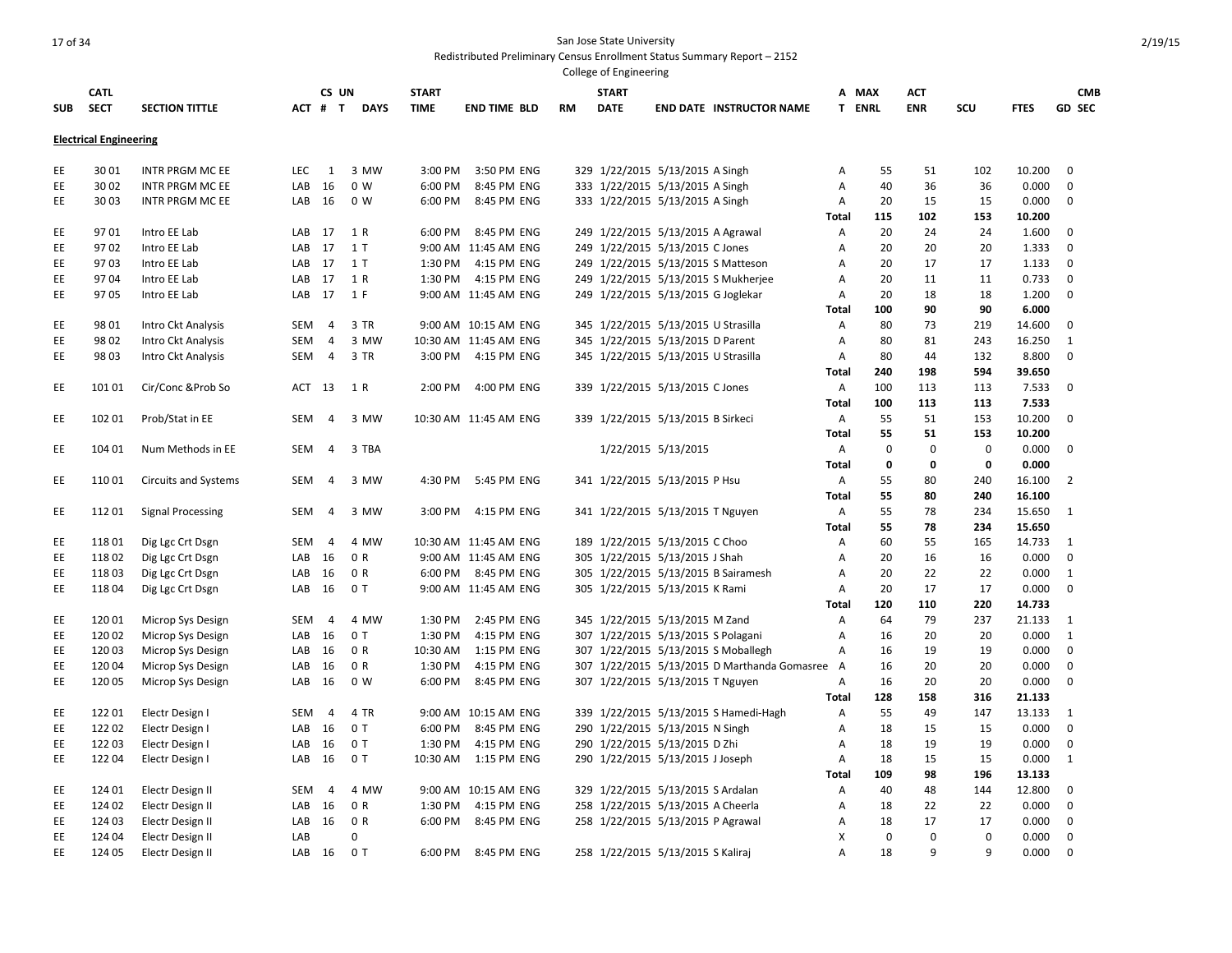San Jose State University

Redistributed Preliminary Census Enrollment Status Summary Report – 2152

College of Engineering

| SUB | CATL SECT | SECTION TITTLE | ACT | CS # | UN T | DAYS | START TIME | END TIME | BLD | RM | START DATE | END DATE | INSTRUCTOR NAME | A T | MAX ENRL | ACT ENR | SCU | FTES | GD | CMB SEC |
|---|---|---|---|---|---|---|---|---|---|---|---|---|---|---|---|---|---|---|---|---|
| **Electrical Engineering** | | | | | | | | | | | | | | | | | | | | |
| EE | 30 01 | INTR PRGM MC EE | LEC | 1 | 3 | MW | 3:00 PM | 3:50 PM | ENG | 329 | 1/22/2015 | 5/13/2015 | A Singh | A | 55 | 51 | 102 | 10.200 | 0 | |
| EE | 30 02 | INTR PRGM MC EE | LAB | 16 | 0 | W | 6:00 PM | 8:45 PM | ENG | 333 | 1/22/2015 | 5/13/2015 | A Singh | A | 40 | 36 | 36 | 0.000 | 0 | |
| EE | 30 03 | INTR PRGM MC EE | LAB | 16 | 0 | W | 6:00 PM | 8:45 PM | ENG | 333 | 1/22/2015 | 5/13/2015 | A Singh | A | 20 | 15 | 15 | 0.000 | 0 | |
| | | | | | | | | | | | | | | **Total** | **115** | **102** | **153** | **10.200** | | |
| EE | 97 01 | Intro EE Lab | LAB | 17 | 1 | R | 6:00 PM | 8:45 PM | ENG | 249 | 1/22/2015 | 5/13/2015 | A Agrawal | A | 20 | 24 | 24 | 1.600 | 0 | |
| EE | 97 02 | Intro EE Lab | LAB | 17 | 1 | T | 9:00 AM | 11:45 AM | ENG | 249 | 1/22/2015 | 5/13/2015 | C Jones | A | 20 | 20 | 20 | 1.333 | 0 | |
| EE | 97 03 | Intro EE Lab | LAB | 17 | 1 | T | 1:30 PM | 4:15 PM | ENG | 249 | 1/22/2015 | 5/13/2015 | S Matteson | A | 20 | 17 | 17 | 1.133 | 0 | |
| EE | 97 04 | Intro EE Lab | LAB | 17 | 1 | R | 1:30 PM | 4:15 PM | ENG | 249 | 1/22/2015 | 5/13/2015 | S Mukherjee | A | 20 | 11 | 11 | 0.733 | 0 | |
| EE | 97 05 | Intro EE Lab | LAB | 17 | 1 | F | 9:00 AM | 11:45 AM | ENG | 249 | 1/22/2015 | 5/13/2015 | G Joglekar | A | 20 | 18 | 18 | 1.200 | 0 | |
| | | | | | | | | | | | | | | **Total** | **100** | **90** | **90** | **6.000** | | |
| EE | 98 01 | Intro Ckt Analysis | SEM | 4 | 3 | TR | 9:00 AM | 10:15 AM | ENG | 345 | 1/22/2015 | 5/13/2015 | U Strasilla | A | 80 | 73 | 219 | 14.600 | 0 | |
| EE | 98 02 | Intro Ckt Analysis | SEM | 4 | 3 | MW | 10:30 AM | 11:45 AM | ENG | 345 | 1/22/2015 | 5/13/2015 | D Parent | A | 80 | 81 | 243 | 16.250 | 1 | |
| EE | 98 03 | Intro Ckt Analysis | SEM | 4 | 3 | TR | 3:00 PM | 4:15 PM | ENG | 345 | 1/22/2015 | 5/13/2015 | U Strasilla | A | 80 | 44 | 132 | 8.800 | 0 | |
| | | | | | | | | | | | | | | **Total** | **240** | **198** | **594** | **39.650** | | |
| EE | 101 01 | Cir/Conc &Prob So | ACT | 13 | 1 | R | 2:00 PM | 4:00 PM | ENG | 339 | 1/22/2015 | 5/13/2015 | C Jones | A | 100 | 113 | 113 | 7.533 | 0 | |
| | | | | | | | | | | | | | | **Total** | **100** | **113** | **113** | **7.533** | | |
| EE | 102 01 | Prob/Stat in EE | SEM | 4 | 3 | MW | 10:30 AM | 11:45 AM | ENG | 339 | 1/22/2015 | 5/13/2015 | B Sirkeci | A | 55 | 51 | 153 | 10.200 | 0 | |
| | | | | | | | | | | | | | | **Total** | **55** | **51** | **153** | **10.200** | | |
| EE | 104 01 | Num Methods in EE | SEM | 4 | 3 | TBA | | | | | 1/22/2015 | 5/13/2015 | | A | 0 | 0 | 0 | 0.000 | 0 | |
| | | | | | | | | | | | | | | **Total** | **0** | **0** | **0** | **0.000** | | |
| EE | 110 01 | Circuits and Systems | SEM | 4 | 3 | MW | 4:30 PM | 5:45 PM | ENG | 341 | 1/22/2015 | 5/13/2015 | P Hsu | A | 55 | 80 | 240 | 16.100 | 2 | |
| | | | | | | | | | | | | | | **Total** | **55** | **80** | **240** | **16.100** | | |
| EE | 112 01 | Signal Processing | SEM | 4 | 3 | MW | 3:00 PM | 4:15 PM | ENG | 341 | 1/22/2015 | 5/13/2015 | T Nguyen | A | 55 | 78 | 234 | 15.650 | 1 | |
| | | | | | | | | | | | | | | **Total** | **55** | **78** | **234** | **15.650** | | |
| EE | 118 01 | Dig Lgc Crt Dsgn | SEM | 4 | 4 | MW | 10:30 AM | 11:45 AM | ENG | 189 | 1/22/2015 | 5/13/2015 | C Choo | A | 60 | 55 | 165 | 14.733 | 1 | |
| EE | 118 02 | Dig Lgc Crt Dsgn | LAB | 16 | 0 | R | 9:00 AM | 11:45 AM | ENG | 305 | 1/22/2015 | 5/13/2015 | J Shah | A | 20 | 16 | 16 | 0.000 | 0 | |
| EE | 118 03 | Dig Lgc Crt Dsgn | LAB | 16 | 0 | R | 6:00 PM | 8:45 PM | ENG | 305 | 1/22/2015 | 5/13/2015 | B Sairamesh | A | 20 | 22 | 22 | 0.000 | 1 | |
| EE | 118 04 | Dig Lgc Crt Dsgn | LAB | 16 | 0 | T | 9:00 AM | 11:45 AM | ENG | 305 | 1/22/2015 | 5/13/2015 | K Rami | A | 20 | 17 | 17 | 0.000 | 0 | |
| | | | | | | | | | | | | | | **Total** | **120** | **110** | **220** | **14.733** | | |
| EE | 120 01 | Microp Sys Design | SEM | 4 | 4 | MW | 1:30 PM | 2:45 PM | ENG | 345 | 1/22/2015 | 5/13/2015 | M Zand | A | 64 | 79 | 237 | 21.133 | 1 | |
| EE | 120 02 | Microp Sys Design | LAB | 16 | 0 | T | 1:30 PM | 4:15 PM | ENG | 307 | 1/22/2015 | 5/13/2015 | S Polagani | A | 16 | 20 | 20 | 0.000 | 1 | |
| EE | 120 03 | Microp Sys Design | LAB | 16 | 0 | R | 10:30 AM | 1:15 PM | ENG | 307 | 1/22/2015 | 5/13/2015 | S Moballegh | A | 16 | 19 | 19 | 0.000 | 0 | |
| EE | 120 04 | Microp Sys Design | LAB | 16 | 0 | R | 1:30 PM | 4:15 PM | ENG | 307 | 1/22/2015 | 5/13/2015 | D Marthanda Gomasree | A | 16 | 20 | 20 | 0.000 | 0 | |
| EE | 120 05 | Microp Sys Design | LAB | 16 | 0 | W | 6:00 PM | 8:45 PM | ENG | 307 | 1/22/2015 | 5/13/2015 | T Nguyen | A | 16 | 20 | 20 | 0.000 | 0 | |
| | | | | | | | | | | | | | | **Total** | **128** | **158** | **316** | **21.133** | | |
| EE | 122 01 | Electr Design I | SEM | 4 | 4 | TR | 9:00 AM | 10:15 AM | ENG | 339 | 1/22/2015 | 5/13/2015 | S Hamedi-Hagh | A | 55 | 49 | 147 | 13.133 | 1 | |
| EE | 122 02 | Electr Design I | LAB | 16 | 0 | T | 6:00 PM | 8:45 PM | ENG | 290 | 1/22/2015 | 5/13/2015 | N Singh | A | 18 | 15 | 15 | 0.000 | 0 | |
| EE | 122 03 | Electr Design I | LAB | 16 | 0 | T | 1:30 PM | 4:15 PM | ENG | 290 | 1/22/2015 | 5/13/2015 | D Zhi | A | 18 | 19 | 19 | 0.000 | 0 | |
| EE | 122 04 | Electr Design I | LAB | 16 | 0 | T | 10:30 AM | 1:15 PM | ENG | 290 | 1/22/2015 | 5/13/2015 | J Joseph | A | 18 | 15 | 15 | 0.000 | 1 | |
| | | | | | | | | | | | | | | **Total** | **109** | **98** | **196** | **13.133** | | |
| EE | 124 01 | Electr Design II | SEM | 4 | 4 | MW | 9:00 AM | 10:15 AM | ENG | 329 | 1/22/2015 | 5/13/2015 | S Ardalan | A | 40 | 48 | 144 | 12.800 | 0 | |
| EE | 124 02 | Electr Design II | LAB | 16 | 0 | R | 1:30 PM | 4:15 PM | ENG | 258 | 1/22/2015 | 5/13/2015 | A Cheerla | A | 18 | 22 | 22 | 0.000 | 0 | |
| EE | 124 03 | Electr Design II | LAB | 16 | 0 | R | 6:00 PM | 8:45 PM | ENG | 258 | 1/22/2015 | 5/13/2015 | P Agrawal | A | 18 | 17 | 17 | 0.000 | 0 | |
| EE | 124 04 | Electr Design II | LAB | | 0 | | | | | | | | | X | 0 | 0 | 0 | 0.000 | 0 | |
| EE | 124 05 | Electr Design II | LAB | 16 | 0 | T | 6:00 PM | 8:45 PM | ENG | 258 | 1/22/2015 | 5/13/2015 | S Kaliraj | A | 18 | 9 | 9 | 0.000 | 0 | |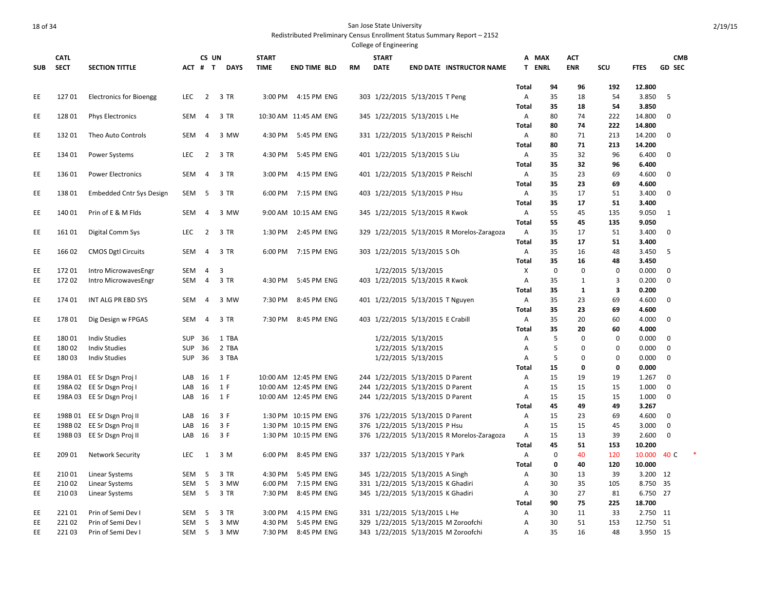San Jose State University

Redistributed Preliminary Census Enrollment Status Summary Report – 2152

College of Engineering

2/19/15

| SUB | CATL SECT | SECTION TITTLE | ACT | CS # | UN T | DAYS | START TIME | END TIME | BLD | RM | START DATE | END DATE | INSTRUCTOR NAME | A T | MAX ENRL | ACT ENR | SCU | FTES | GD | CMB SEC |
|---|---|---|---|---|---|---|---|---|---|---|---|---|---|---|---|---|---|---|---|---|
| | | | | | | | | | | | | | | **Total** | **94** | **96** | **192** | **12.800** | | |
| EE | 127 01 | Electronics for Bioengg | LEC | 2 | 3 | TR | 3:00 PM | 4:15 PM | ENG | 303 | 1/22/2015 | 5/13/2015 | T Peng | A | 35 | 18 | 54 | 3.850 | 5 | |
| | | | | | | | | | | | | | | **Total** | **35** | **18** | **54** | **3.850** | | |
| EE | 128 01 | Phys Electronics | SEM | 4 | 3 | TR | 10:30 AM | 11:45 AM | ENG | 345 | 1/22/2015 | 5/13/2015 | L He | A | 80 | 74 | 222 | 14.800 | 0 | |
| | | | | | | | | | | | | | | **Total** | **80** | **74** | **222** | **14.800** | | |
| EE | 132 01 | Theo Auto Controls | SEM | 4 | 3 | MW | 4:30 PM | 5:45 PM | ENG | 331 | 1/22/2015 | 5/13/2015 | P Reischl | A | 80 | 71 | 213 | 14.200 | 0 | |
| | | | | | | | | | | | | | | **Total** | **80** | **71** | **213** | **14.200** | | |
| EE | 134 01 | Power Systems | LEC | 2 | 3 | TR | 4:30 PM | 5:45 PM | ENG | 401 | 1/22/2015 | 5/13/2015 | S Liu | A | 35 | 32 | 96 | 6.400 | 0 | |
| | | | | | | | | | | | | | | **Total** | **35** | **32** | **96** | **6.400** | | |
| EE | 136 01 | Power Electronics | SEM | 4 | 3 | TR | 3:00 PM | 4:15 PM | ENG | 401 | 1/22/2015 | 5/13/2015 | P Reischl | A | 35 | 23 | 69 | 4.600 | 0 | |
| | | | | | | | | | | | | | | **Total** | **35** | **23** | **69** | **4.600** | | |
| EE | 138 01 | Embedded Cntr Sys Design | SEM | 5 | 3 | TR | 6:00 PM | 7:15 PM | ENG | 403 | 1/22/2015 | 5/13/2015 | P Hsu | A | 35 | 17 | 51 | 3.400 | 0 | |
| | | | | | | | | | | | | | | **Total** | **35** | **17** | **51** | **3.400** | | |
| EE | 140 01 | Prin of E & M Flds | SEM | 4 | 3 | MW | 9:00 AM | 10:15 AM | ENG | 345 | 1/22/2015 | 5/13/2015 | R Kwok | A | 55 | 45 | 135 | 9.050 | 1 | |
| | | | | | | | | | | | | | | **Total** | **55** | **45** | **135** | **9.050** | | |
| EE | 161 01 | Digital Comm Sys | LEC | 2 | 3 | TR | 1:30 PM | 2:45 PM | ENG | 329 | 1/22/2015 | 5/13/2015 | R Morelos-Zaragoza | A | 35 | 17 | 51 | 3.400 | 0 | |
| | | | | | | | | | | | | | | **Total** | **35** | **17** | **51** | **3.400** | | |
| EE | 166 02 | CMOS Dgtl Circuits | SEM | 4 | 3 | TR | 6:00 PM | 7:15 PM | ENG | 303 | 1/22/2015 | 5/13/2015 | S Oh | A | 35 | 16 | 48 | 3.450 | 5 | |
| | | | | | | | | | | | | | | **Total** | **35** | **16** | **48** | **3.450** | | |
| EE | 172 01 | Intro MicrowavesEngr | SEM | 4 | 3 | | | | | | 1/22/2015 | 5/13/2015 | | X | 0 | 0 | 0 | 0.000 | 0 | |
| EE | 172 02 | Intro MicrowavesEngr | SEM | 4 | 3 | TR | 4:30 PM | 5:45 PM | ENG | 403 | 1/22/2015 | 5/13/2015 | R Kwok | A | 35 | 1 | 3 | 0.200 | 0 | |
| | | | | | | | | | | | | | | **Total** | **35** | **1** | **3** | **0.200** | | |
| EE | 174 01 | INT ALG PR EBD SYS | SEM | 4 | 3 | MW | 7:30 PM | 8:45 PM | ENG | 401 | 1/22/2015 | 5/13/2015 | T Nguyen | A | 35 | 23 | 69 | 4.600 | 0 | |
| | | | | | | | | | | | | | | **Total** | **35** | **23** | **69** | **4.600** | | |
| EE | 178 01 | Dig Design w FPGAS | SEM | 4 | 3 | TR | 7:30 PM | 8:45 PM | ENG | 403 | 1/22/2015 | 5/13/2015 | E Crabill | A | 35 | 20 | 60 | 4.000 | 0 | |
| | | | | | | | | | | | | | | **Total** | **35** | **20** | **60** | **4.000** | | |
| EE | 180 01 | Indiv Studies | SUP | 36 | 1 | TBA | | | | | 1/22/2015 | 5/13/2015 | | A | 5 | 0 | 0 | 0.000 | 0 | |
| EE | 180 02 | Indiv Studies | SUP | 36 | 2 | TBA | | | | | 1/22/2015 | 5/13/2015 | | A | 5 | 0 | 0 | 0.000 | 0 | |
| EE | 180 03 | Indiv Studies | SUP | 36 | 3 | TBA | | | | | 1/22/2015 | 5/13/2015 | | A | 5 | 0 | 0 | 0.000 | 0 | |
| | | | | | | | | | | | | | | **Total** | **15** | **0** | **0** | **0.000** | | |
| EE | 198A 01 | EE Sr Dsgn Proj I | LAB | 16 | 1 | F | 10:00 AM | 12:45 PM | ENG | 244 | 1/22/2015 | 5/13/2015 | D Parent | A | 15 | 19 | 19 | 1.267 | 0 | |
| EE | 198A 02 | EE Sr Dsgn Proj I | LAB | 16 | 1 | F | 10:00 AM | 12:45 PM | ENG | 244 | 1/22/2015 | 5/13/2015 | D Parent | A | 15 | 15 | 15 | 1.000 | 0 | |
| EE | 198A 03 | EE Sr Dsgn Proj I | LAB | 16 | 1 | F | 10:00 AM | 12:45 PM | ENG | 244 | 1/22/2015 | 5/13/2015 | D Parent | A | 15 | 15 | 15 | 1.000 | 0 | |
| | | | | | | | | | | | | | | **Total** | **45** | **49** | **49** | **3.267** | | |
| EE | 198B 01 | EE Sr Dsgn Proj II | LAB | 16 | 3 | F | 1:30 PM | 10:15 PM | ENG | 376 | 1/22/2015 | 5/13/2015 | D Parent | A | 15 | 23 | 69 | 4.600 | 0 | |
| EE | 198B 02 | EE Sr Dsgn Proj II | LAB | 16 | 3 | F | 1:30 PM | 10:15 PM | ENG | 376 | 1/22/2015 | 5/13/2015 | P Hsu | A | 15 | 15 | 45 | 3.000 | 0 | |
| EE | 198B 03 | EE Sr Dsgn Proj II | LAB | 16 | 3 | F | 1:30 PM | 10:15 PM | ENG | 376 | 1/22/2015 | 5/13/2015 | R Morelos-Zaragoza | A | 15 | 13 | 39 | 2.600 | 0 | |
| | | | | | | | | | | | | | | **Total** | **45** | **51** | **153** | **10.200** | | |
| EE | 209 01 | Network Security | LEC | 1 | 3 | M | 6:00 PM | 8:45 PM | ENG | 337 | 1/22/2015 | 5/13/2015 | Y Park | A | 0 | 40 | 120 | 10.000 | 40 | C * |
| | | | | | | | | | | | | | | **Total** | **0** | **40** | **120** | **10.000** | | |
| EE | 210 01 | Linear Systems | SEM | 5 | 3 | TR | 4:30 PM | 5:45 PM | ENG | 345 | 1/22/2015 | 5/13/2015 | A Singh | A | 30 | 13 | 39 | 3.200 | 12 | |
| EE | 210 02 | Linear Systems | SEM | 5 | 3 | MW | 6:00 PM | 7:15 PM | ENG | 331 | 1/22/2015 | 5/13/2015 | K Ghadiri | A | 30 | 35 | 105 | 8.750 | 35 | |
| EE | 210 03 | Linear Systems | SEM | 5 | 3 | TR | 7:30 PM | 8:45 PM | ENG | 345 | 1/22/2015 | 5/13/2015 | K Ghadiri | A | 30 | 27 | 81 | 6.750 | 27 | |
| | | | | | | | | | | | | | | **Total** | **90** | **75** | **225** | **18.700** | | |
| EE | 221 01 | Prin of Semi Dev I | SEM | 5 | 3 | TR | 3:00 PM | 4:15 PM | ENG | 331 | 1/22/2015 | 5/13/2015 | L He | A | 30 | 11 | 33 | 2.750 | 11 | |
| EE | 221 02 | Prin of Semi Dev I | SEM | 5 | 3 | MW | 4:30 PM | 5:45 PM | ENG | 329 | 1/22/2015 | 5/13/2015 | M Zoroofchi | A | 30 | 51 | 153 | 12.750 | 51 | |
| EE | 221 03 | Prin of Semi Dev I | SEM | 5 | 3 | MW | 7:30 PM | 8:45 PM | ENG | 343 | 1/22/2015 | 5/13/2015 | M Zoroofchi | A | 35 | 16 | 48 | 3.950 | 15 | |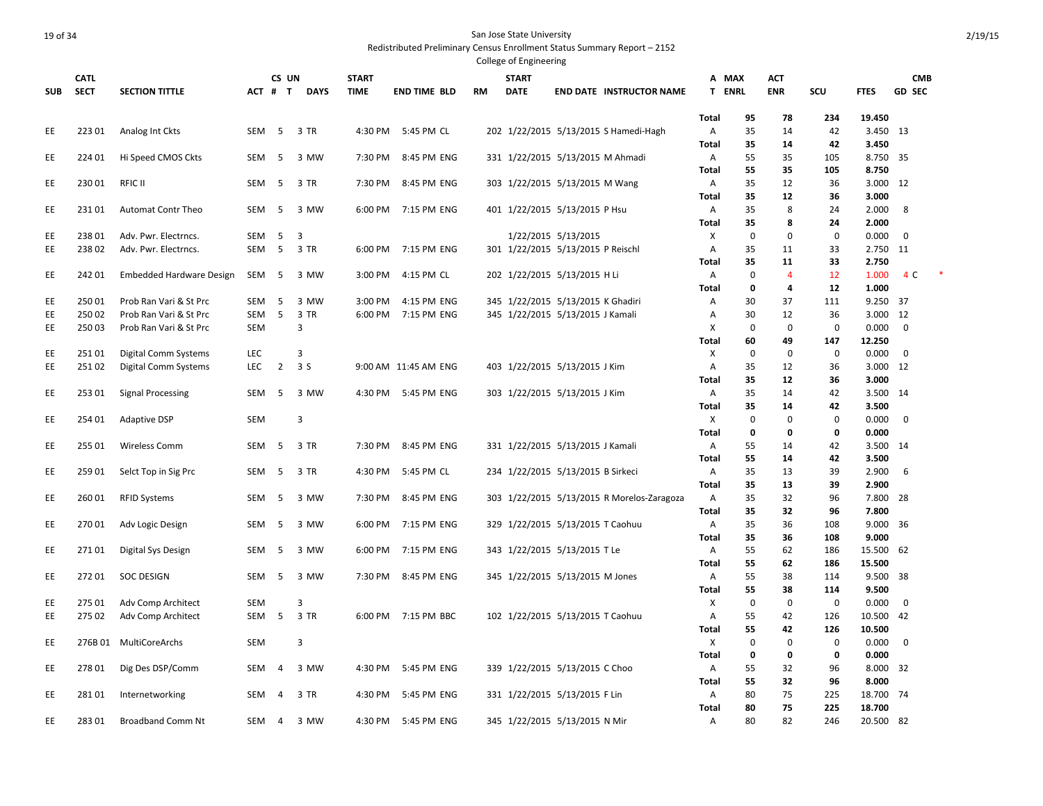San Jose State University
Redistributed Preliminary Census Enrollment Status Summary Report – 2152
College of Engineering

2/19/15

| SUB | CATL SECT | SECTION TITTLE | ACT | CS # | UN T | DAYS | START TIME | END TIME | BLD | RM | START DATE | END DATE | INSTRUCTOR NAME | A T | MAX ENRL | ACT ENR | SCU | FTES | GD | CMB SEC |
|---|---|---|---|---|---|---|---|---|---|---|---|---|---|---|---|---|---|---|---|---|
| | | | | | | | | | | | | | | **Total** | **95** | **78** | **234** | **19.450** | | |
| EE | 223 01 | Analog Int Ckts | SEM | 5 | 3 | TR | 4:30 PM | 5:45 PM | CL | 202 | 1/22/2015 | 5/13/2015 | S Hamedi-Hagh | A | 35 | 14 | 42 | 3.450 | 13 | |
| | | | | | | | | | | | | | | **Total** | **35** | **14** | **42** | **3.450** | | |
| EE | 224 01 | Hi Speed CMOS Ckts | SEM | 5 | 3 | MW | 7:30 PM | 8:45 PM | ENG | 331 | 1/22/2015 | 5/13/2015 | M Ahmadi | A | 55 | 35 | 105 | 8.750 | 35 | |
| | | | | | | | | | | | | | | **Total** | **55** | **35** | **105** | **8.750** | | |
| EE | 230 01 | RFIC II | SEM | 5 | 3 | TR | 7:30 PM | 8:45 PM | ENG | 303 | 1/22/2015 | 5/13/2015 | M Wang | A | 35 | 12 | 36 | 3.000 | 12 | |
| | | | | | | | | | | | | | | **Total** | **35** | **12** | **36** | **3.000** | | |
| EE | 231 01 | Automat Contr Theo | SEM | 5 | 3 | MW | 6:00 PM | 7:15 PM | ENG | 401 | 1/22/2015 | 5/13/2015 | P Hsu | A | 35 | 8 | 24 | 2.000 | 8 | |
| | | | | | | | | | | | | | | **Total** | **35** | **8** | **24** | **2.000** | | |
| EE | 238 01 | Adv. Pwr. Electrncs. | SEM | 5 | 3 | | | | | | 1/22/2015 | 5/13/2015 | | X | 0 | 0 | 0 | 0.000 | 0 | |
| EE | 238 02 | Adv. Pwr. Electrncs. | SEM | 5 | 3 | TR | 6:00 PM | 7:15 PM | ENG | 301 | 1/22/2015 | 5/13/2015 | P Reischl | A | 35 | 11 | 33 | 2.750 | 11 | |
| | | | | | | | | | | | | | | **Total** | **35** | **11** | **33** | **2.750** | | |
| EE | 242 01 | Embedded Hardware Design | SEM | 5 | 3 | MW | 3:00 PM | 4:15 PM | CL | 202 | 1/22/2015 | 5/13/2015 | H Li | A | 0 | 4 | 12 | 1.000 | 4 | C * |
| | | | | | | | | | | | | | | **Total** | **0** | **4** | **12** | **1.000** | | |
| EE | 250 01 | Prob Ran Vari & St Prc | SEM | 5 | 3 | MW | 3:00 PM | 4:15 PM | ENG | 345 | 1/22/2015 | 5/13/2015 | K Ghadiri | A | 30 | 37 | 111 | 9.250 | 37 | |
| EE | 250 02 | Prob Ran Vari & St Prc | SEM | 5 | 3 | TR | 6:00 PM | 7:15 PM | ENG | 345 | 1/22/2015 | 5/13/2015 | J Kamali | A | 30 | 12 | 36 | 3.000 | 12 | |
| EE | 250 03 | Prob Ran Vari & St Prc | SEM | | 3 | | | | | | | | | X | 0 | 0 | 0 | 0.000 | 0 | |
| | | | | | | | | | | | | | | **Total** | **60** | **49** | **147** | **12.250** | | |
| EE | 251 01 | Digital Comm Systems | LEC | | 3 | | | | | | | | | X | 0 | 0 | 0 | 0.000 | 0 | |
| EE | 251 02 | Digital Comm Systems | LEC | 2 | 3 | S | 9:00 AM | 11:45 AM | ENG | 403 | 1/22/2015 | 5/13/2015 | J Kim | A | 35 | 12 | 36 | 3.000 | 12 | |
| | | | | | | | | | | | | | | **Total** | **35** | **12** | **36** | **3.000** | | |
| EE | 253 01 | Signal Processing | SEM | 5 | 3 | MW | 4:30 PM | 5:45 PM | ENG | 303 | 1/22/2015 | 5/13/2015 | J Kim | A | 35 | 14 | 42 | 3.500 | 14 | |
| | | | | | | | | | | | | | | **Total** | **35** | **14** | **42** | **3.500** | | |
| EE | 254 01 | Adaptive DSP | SEM | | 3 | | | | | | | | | X | 0 | 0 | 0 | 0.000 | 0 | |
| | | | | | | | | | | | | | | **Total** | **0** | **0** | **0** | **0.000** | | |
| EE | 255 01 | Wireless Comm | SEM | 5 | 3 | TR | 7:30 PM | 8:45 PM | ENG | 331 | 1/22/2015 | 5/13/2015 | J Kamali | A | 55 | 14 | 42 | 3.500 | 14 | |
| | | | | | | | | | | | | | | **Total** | **55** | **14** | **42** | **3.500** | | |
| EE | 259 01 | Selct Top in Sig Prc | SEM | 5 | 3 | TR | 4:30 PM | 5:45 PM | CL | 234 | 1/22/2015 | 5/13/2015 | B Sirkeci | A | 35 | 13 | 39 | 2.900 | 6 | |
| | | | | | | | | | | | | | | **Total** | **35** | **13** | **39** | **2.900** | | |
| EE | 260 01 | RFID Systems | SEM | 5 | 3 | MW | 7:30 PM | 8:45 PM | ENG | 303 | 1/22/2015 | 5/13/2015 | R Morelos-Zaragoza | A | 35 | 32 | 96 | 7.800 | 28 | |
| | | | | | | | | | | | | | | **Total** | **35** | **32** | **96** | **7.800** | | |
| EE | 270 01 | Adv Logic Design | SEM | 5 | 3 | MW | 6:00 PM | 7:15 PM | ENG | 329 | 1/22/2015 | 5/13/2015 | T Caohuu | A | 35 | 36 | 108 | 9.000 | 36 | |
| | | | | | | | | | | | | | | **Total** | **35** | **36** | **108** | **9.000** | | |
| EE | 271 01 | Digital Sys Design | SEM | 5 | 3 | MW | 6:00 PM | 7:15 PM | ENG | 343 | 1/22/2015 | 5/13/2015 | T Le | A | 55 | 62 | 186 | 15.500 | 62 | |
| | | | | | | | | | | | | | | **Total** | **55** | **62** | **186** | **15.500** | | |
| EE | 272 01 | SOC DESIGN | SEM | 5 | 3 | MW | 7:30 PM | 8:45 PM | ENG | 345 | 1/22/2015 | 5/13/2015 | M Jones | A | 55 | 38 | 114 | 9.500 | 38 | |
| | | | | | | | | | | | | | | **Total** | **55** | **38** | **114** | **9.500** | | |
| EE | 275 01 | Adv Comp Architect | SEM | | 3 | | | | | | | | | X | 0 | 0 | 0 | 0.000 | 0 | |
| EE | 275 02 | Adv Comp Architect | SEM | 5 | 3 | TR | 6:00 PM | 7:15 PM | BBC | 102 | 1/22/2015 | 5/13/2015 | T Caohuu | A | 55 | 42 | 126 | 10.500 | 42 | |
| | | | | | | | | | | | | | | **Total** | **55** | **42** | **126** | **10.500** | | |
| EE | 276B 01 | MultiCoreArchs | SEM | | 3 | | | | | | | | | X | 0 | 0 | 0 | 0.000 | 0 | |
| | | | | | | | | | | | | | | **Total** | **0** | **0** | **0** | **0.000** | | |
| EE | 278 01 | Dig Des DSP/Comm | SEM | 4 | 3 | MW | 4:30 PM | 5:45 PM | ENG | 339 | 1/22/2015 | 5/13/2015 | C Choo | A | 55 | 32 | 96 | 8.000 | 32 | |
| | | | | | | | | | | | | | | **Total** | **55** | **32** | **96** | **8.000** | | |
| EE | 281 01 | Internetworking | SEM | 4 | 3 | TR | 4:30 PM | 5:45 PM | ENG | 331 | 1/22/2015 | 5/13/2015 | F Lin | A | 80 | 75 | 225 | 18.700 | 74 | |
| | | | | | | | | | | | | | | **Total** | **80** | **75** | **225** | **18.700** | | |
| EE | 283 01 | Broadband Comm Nt | SEM | 4 | 3 | MW | 4:30 PM | 5:45 PM | ENG | 345 | 1/22/2015 | 5/13/2015 | N Mir | A | 80 | 82 | 246 | 20.500 | 82 | |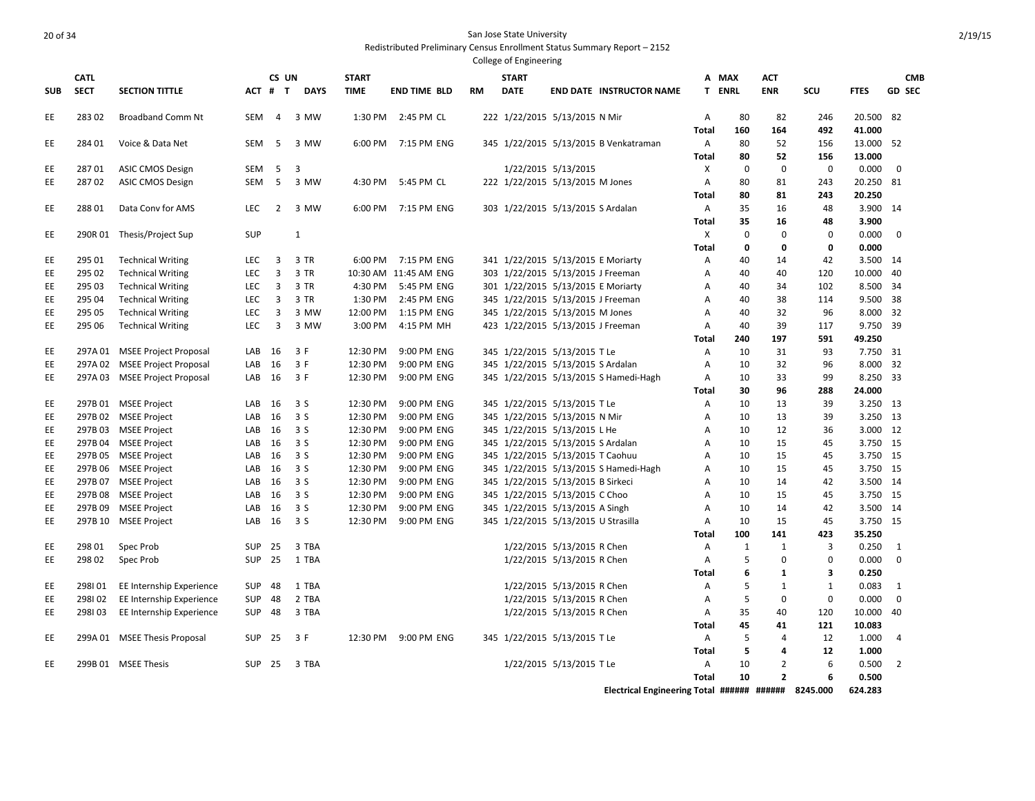San Jose State University

Redistributed Preliminary Census Enrollment Status Summary Report – 2152

College of Engineering

| SUB | CATL SECT | SECTION TITTLE | ACT | CS # | UN T | DAYS | START TIME | END TIME | BLD | RM | START DATE | END DATE | INSTRUCTOR NAME | A T | MAX ENRL | ACT ENR | SCU | FTES | GD | CMB SEC |
|---|---|---|---|---|---|---|---|---|---|---|---|---|---|---|---|---|---|---|---|---|
| EE | 283 02 | Broadband Comm Nt | SEM | 4 | 3 | MW | 1:30 PM | 2:45 PM | CL | 222 | 1/22/2015 | 5/13/2015 | N Mir | A | 80 | 82 | 246 | 20.500 | 82 | |
| | | | | | | | | | | | | | | **Total** | **160** | **164** | **492** | **41.000** | | |
| EE | 284 01 | Voice & Data Net | SEM | 5 | 3 | MW | 6:00 PM | 7:15 PM | ENG | 345 | 1/22/2015 | 5/13/2015 | B Venkatraman | A | 80 | 52 | 156 | 13.000 | 52 | |
| | | | | | | | | | | | | | | **Total** | **80** | **52** | **156** | **13.000** | | |
| EE | 287 01 | ASIC CMOS Design | SEM | 5 | 3 | | | | | | 1/22/2015 | 5/13/2015 | | X | 0 | 0 | 0 | 0.000 | 0 | |
| EE | 287 02 | ASIC CMOS Design | SEM | 5 | 3 | MW | 4:30 PM | 5:45 PM | CL | 222 | 1/22/2015 | 5/13/2015 | M Jones | A | 80 | 81 | 243 | 20.250 | 81 | |
| | | | | | | | | | | | | | | **Total** | **80** | **81** | **243** | **20.250** | | |
| EE | 288 01 | Data Conv for AMS | LEC | 2 | 3 | MW | 6:00 PM | 7:15 PM | ENG | 303 | 1/22/2015 | 5/13/2015 | S Ardalan | A | 35 | 16 | 48 | 3.900 | 14 | |
| | | | | | | | | | | | | | | **Total** | **35** | **16** | **48** | **3.900** | | |
| EE | 290R 01 | Thesis/Project Sup | SUP | | 1 | | | | | | | | | X | 0 | 0 | 0 | 0.000 | 0 | |
| | | | | | | | | | | | | | | **Total** | **0** | **0** | **0** | **0.000** | | |
| EE | 295 01 | Technical Writing | LEC | 3 | 3 | TR | 6:00 PM | 7:15 PM | ENG | 341 | 1/22/2015 | 5/13/2015 | E Moriarty | A | 40 | 14 | 42 | 3.500 | 14 | |
| EE | 295 02 | Technical Writing | LEC | 3 | 3 | TR | 10:30 AM | 11:45 AM | ENG | 303 | 1/22/2015 | 5/13/2015 | J Freeman | A | 40 | 40 | 120 | 10.000 | 40 | |
| EE | 295 03 | Technical Writing | LEC | 3 | 3 | TR | 4:30 PM | 5:45 PM | ENG | 301 | 1/22/2015 | 5/13/2015 | E Moriarty | A | 40 | 34 | 102 | 8.500 | 34 | |
| EE | 295 04 | Technical Writing | LEC | 3 | 3 | TR | 1:30 PM | 2:45 PM | ENG | 345 | 1/22/2015 | 5/13/2015 | J Freeman | A | 40 | 38 | 114 | 9.500 | 38 | |
| EE | 295 05 | Technical Writing | LEC | 3 | 3 | MW | 12:00 PM | 1:15 PM | ENG | 345 | 1/22/2015 | 5/13/2015 | M Jones | A | 40 | 32 | 96 | 8.000 | 32 | |
| EE | 295 06 | Technical Writing | LEC | 3 | 3 | MW | 3:00 PM | 4:15 PM | MH | 423 | 1/22/2015 | 5/13/2015 | J Freeman | A | 40 | 39 | 117 | 9.750 | 39 | |
| | | | | | | | | | | | | | | **Total** | **240** | **197** | **591** | **49.250** | | |
| EE | 297A 01 | MSEE Project Proposal | LAB | 16 | 3 | F | 12:30 PM | 9:00 PM | ENG | 345 | 1/22/2015 | 5/13/2015 | T Le | A | 10 | 31 | 93 | 7.750 | 31 | |
| EE | 297A 02 | MSEE Project Proposal | LAB | 16 | 3 | F | 12:30 PM | 9:00 PM | ENG | 345 | 1/22/2015 | 5/13/2015 | S Ardalan | A | 10 | 32 | 96 | 8.000 | 32 | |
| EE | 297A 03 | MSEE Project Proposal | LAB | 16 | 3 | F | 12:30 PM | 9:00 PM | ENG | 345 | 1/22/2015 | 5/13/2015 | S Hamedi-Hagh | A | 10 | 33 | 99 | 8.250 | 33 | |
| | | | | | | | | | | | | | | **Total** | **30** | **96** | **288** | **24.000** | | |
| EE | 297B 01 | MSEE Project | LAB | 16 | 3 | S | 12:30 PM | 9:00 PM | ENG | 345 | 1/22/2015 | 5/13/2015 | T Le | A | 10 | 13 | 39 | 3.250 | 13 | |
| EE | 297B 02 | MSEE Project | LAB | 16 | 3 | S | 12:30 PM | 9:00 PM | ENG | 345 | 1/22/2015 | 5/13/2015 | N Mir | A | 10 | 13 | 39 | 3.250 | 13 | |
| EE | 297B 03 | MSEE Project | LAB | 16 | 3 | S | 12:30 PM | 9:00 PM | ENG | 345 | 1/22/2015 | 5/13/2015 | L He | A | 10 | 12 | 36 | 3.000 | 12 | |
| EE | 297B 04 | MSEE Project | LAB | 16 | 3 | S | 12:30 PM | 9:00 PM | ENG | 345 | 1/22/2015 | 5/13/2015 | S Ardalan | A | 10 | 15 | 45 | 3.750 | 15 | |
| EE | 297B 05 | MSEE Project | LAB | 16 | 3 | S | 12:30 PM | 9:00 PM | ENG | 345 | 1/22/2015 | 5/13/2015 | T Caohuu | A | 10 | 15 | 45 | 3.750 | 15 | |
| EE | 297B 06 | MSEE Project | LAB | 16 | 3 | S | 12:30 PM | 9:00 PM | ENG | 345 | 1/22/2015 | 5/13/2015 | S Hamedi-Hagh | A | 10 | 15 | 45 | 3.750 | 15 | |
| EE | 297B 07 | MSEE Project | LAB | 16 | 3 | S | 12:30 PM | 9:00 PM | ENG | 345 | 1/22/2015 | 5/13/2015 | B Sirkeci | A | 10 | 14 | 42 | 3.500 | 14 | |
| EE | 297B 08 | MSEE Project | LAB | 16 | 3 | S | 12:30 PM | 9:00 PM | ENG | 345 | 1/22/2015 | 5/13/2015 | C Choo | A | 10 | 15 | 45 | 3.750 | 15 | |
| EE | 297B 09 | MSEE Project | LAB | 16 | 3 | S | 12:30 PM | 9:00 PM | ENG | 345 | 1/22/2015 | 5/13/2015 | A Singh | A | 10 | 14 | 42 | 3.500 | 14 | |
| EE | 297B 10 | MSEE Project | LAB | 16 | 3 | S | 12:30 PM | 9:00 PM | ENG | 345 | 1/22/2015 | 5/13/2015 | U Strasilla | A | 10 | 15 | 45 | 3.750 | 15 | |
| | | | | | | | | | | | | | | **Total** | **100** | **141** | **423** | **35.250** | | |
| EE | 298 01 | Spec Prob | SUP | 25 | 3 | TBA | | | | | 1/22/2015 | 5/13/2015 | R Chen | A | 1 | 1 | 3 | 0.250 | 1 | |
| EE | 298 02 | Spec Prob | SUP | 25 | 1 | TBA | | | | | 1/22/2015 | 5/13/2015 | R Chen | A | 5 | 0 | 0 | 0.000 | 0 | |
| | | | | | | | | | | | | | | **Total** | **6** | **1** | **3** | **0.250** | | |
| EE | 298I 01 | EE Internship Experience | SUP | 48 | 1 | TBA | | | | | 1/22/2015 | 5/13/2015 | R Chen | A | 5 | 1 | 1 | 0.083 | 1 | |
| EE | 298I 02 | EE Internship Experience | SUP | 48 | 2 | TBA | | | | | 1/22/2015 | 5/13/2015 | R Chen | A | 5 | 0 | 0 | 0.000 | 0 | |
| EE | 298I 03 | EE Internship Experience | SUP | 48 | 3 | TBA | | | | | 1/22/2015 | 5/13/2015 | R Chen | A | 35 | 40 | 120 | 10.000 | 40 | |
| | | | | | | | | | | | | | | **Total** | **45** | **41** | **121** | **10.083** | | |
| EE | 299A 01 | MSEE Thesis Proposal | SUP | 25 | 3 | F | 12:30 PM | 9:00 PM | ENG | 345 | 1/22/2015 | 5/13/2015 | T Le | A | 5 | 4 | 12 | 1.000 | 4 | |
| | | | | | | | | | | | | | | **Total** | **5** | **4** | **12** | **1.000** | | |
| EE | 299B 01 | MSEE Thesis | SUP | 25 | 3 | TBA | | | | | 1/22/2015 | 5/13/2015 | T Le | A | 10 | 2 | 6 | 0.500 | 2 | |
| | | | | | | | | | | | | | | **Total** | **10** | **2** | **6** | **0.500** | | |
| | | | | | | | | | | | | | **Electrical Engineering Total** | | **######** | **######** | **8245.000** | **624.283** | | |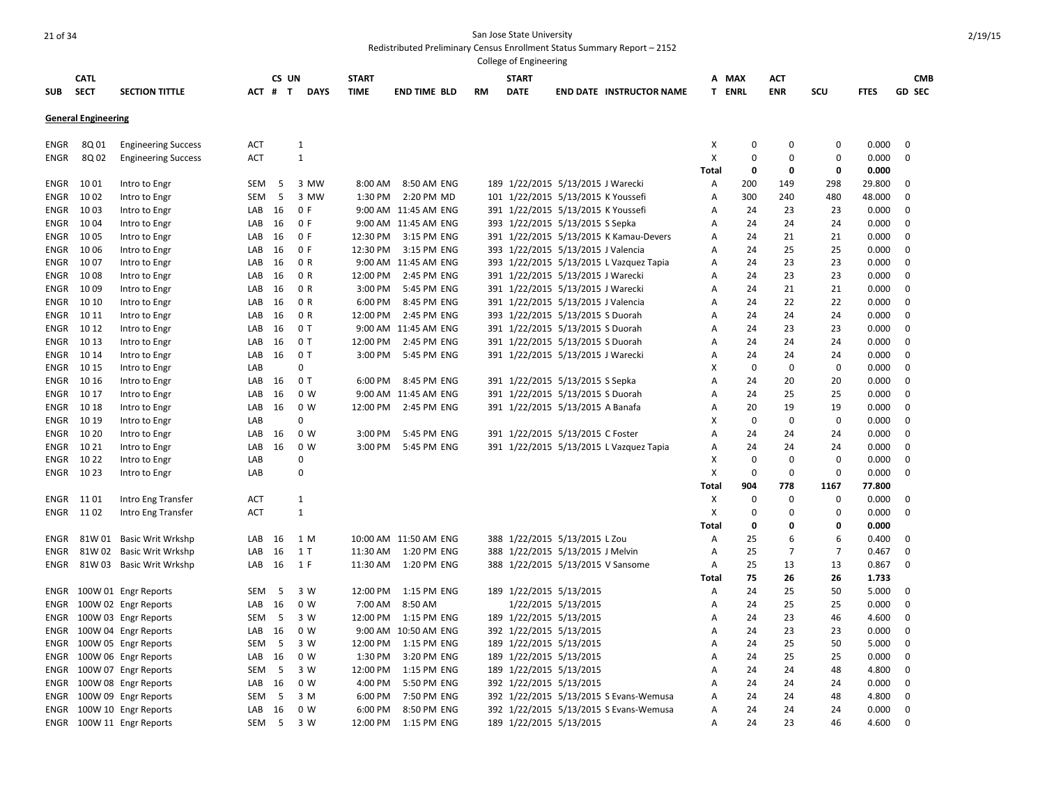San Jose State University

Redistributed Preliminary Census Enrollment Status Summary Report – 2152

College of Engineering

| SUB | CATL SECT | SECTION TITTLE | ACT | CS # | UN T | DAYS | START TIME | END TIME | BLD | RM | START DATE | END DATE | INSTRUCTOR NAME | A T | MAX ENRL | ACT ENR | SCU | FTES | GD | CMB SEC |
|---|---|---|---|---|---|---|---|---|---|---|---|---|---|---|---|---|---|---|---|---|
| **General Engineering** | | | | | | | | | | | | | | | | | | | | |
| ENGR | 8Q 01 | Engineering Success | ACT | | 1 | | | | | | | | | X | 0 | 0 | 0 | 0.000 | 0 | |
| ENGR | 8Q 02 | Engineering Success | ACT | | 1 | | | | | | | | | X | 0 | 0 | 0 | 0.000 | 0 | |
| | | | | | | | | | | | | | | **Total** | **0** | **0** | **0** | **0.000** | | |
| ENGR | 10 01 | Intro to Engr | SEM | 5 | 3 | MW | 8:00 AM | 8:50 AM | ENG | 189 | 1/22/2015 | 5/13/2015 | J Warecki | A | 200 | 149 | 298 | 29.800 | 0 | |
| ENGR | 10 02 | Intro to Engr | SEM | 5 | 3 | MW | 1:30 PM | 2:20 PM | MD | 101 | 1/22/2015 | 5/13/2015 | K Youssefi | A | 300 | 240 | 480 | 48.000 | 0 | |
| ENGR | 10 03 | Intro to Engr | LAB | 16 | 0 | F | 9:00 AM | 11:45 AM | ENG | 391 | 1/22/2015 | 5/13/2015 | K Youssefi | A | 24 | 23 | 23 | 0.000 | 0 | |
| ENGR | 10 04 | Intro to Engr | LAB | 16 | 0 | F | 9:00 AM | 11:45 AM | ENG | 393 | 1/22/2015 | 5/13/2015 | S Sepka | A | 24 | 24 | 24 | 0.000 | 0 | |
| ENGR | 10 05 | Intro to Engr | LAB | 16 | 0 | F | 12:30 PM | 3:15 PM | ENG | 391 | 1/22/2015 | 5/13/2015 | K Kamau-Devers | A | 24 | 21 | 21 | 0.000 | 0 | |
| ENGR | 10 06 | Intro to Engr | LAB | 16 | 0 | F | 12:30 PM | 3:15 PM | ENG | 393 | 1/22/2015 | 5/13/2015 | J Valencia | A | 24 | 25 | 25 | 0.000 | 0 | |
| ENGR | 10 07 | Intro to Engr | LAB | 16 | 0 | R | 9:00 AM | 11:45 AM | ENG | 393 | 1/22/2015 | 5/13/2015 | L Vazquez Tapia | A | 24 | 23 | 23 | 0.000 | 0 | |
| ENGR | 10 08 | Intro to Engr | LAB | 16 | 0 | R | 12:00 PM | 2:45 PM | ENG | 391 | 1/22/2015 | 5/13/2015 | J Warecki | A | 24 | 23 | 23 | 0.000 | 0 | |
| ENGR | 10 09 | Intro to Engr | LAB | 16 | 0 | R | 3:00 PM | 5:45 PM | ENG | 391 | 1/22/2015 | 5/13/2015 | J Warecki | A | 24 | 21 | 21 | 0.000 | 0 | |
| ENGR | 10 10 | Intro to Engr | LAB | 16 | 0 | R | 6:00 PM | 8:45 PM | ENG | 391 | 1/22/2015 | 5/13/2015 | J Valencia | A | 24 | 22 | 22 | 0.000 | 0 | |
| ENGR | 10 11 | Intro to Engr | LAB | 16 | 0 | R | 12:00 PM | 2:45 PM | ENG | 393 | 1/22/2015 | 5/13/2015 | S Duorah | A | 24 | 24 | 24 | 0.000 | 0 | |
| ENGR | 10 12 | Intro to Engr | LAB | 16 | 0 | T | 9:00 AM | 11:45 AM | ENG | 391 | 1/22/2015 | 5/13/2015 | S Duorah | A | 24 | 23 | 23 | 0.000 | 0 | |
| ENGR | 10 13 | Intro to Engr | LAB | 16 | 0 | T | 12:00 PM | 2:45 PM | ENG | 391 | 1/22/2015 | 5/13/2015 | S Duorah | A | 24 | 24 | 24 | 0.000 | 0 | |
| ENGR | 10 14 | Intro to Engr | LAB | 16 | 0 | T | 3:00 PM | 5:45 PM | ENG | 391 | 1/22/2015 | 5/13/2015 | J Warecki | A | 24 | 24 | 24 | 0.000 | 0 | |
| ENGR | 10 15 | Intro to Engr | LAB | | 0 | | | | | | | | | X | 0 | 0 | 0 | 0.000 | 0 | |
| ENGR | 10 16 | Intro to Engr | LAB | 16 | 0 | T | 6:00 PM | 8:45 PM | ENG | 391 | 1/22/2015 | 5/13/2015 | S Sepka | A | 24 | 20 | 20 | 0.000 | 0 | |
| ENGR | 10 17 | Intro to Engr | LAB | 16 | 0 | W | 9:00 AM | 11:45 AM | ENG | 391 | 1/22/2015 | 5/13/2015 | S Duorah | A | 24 | 25 | 25 | 0.000 | 0 | |
| ENGR | 10 18 | Intro to Engr | LAB | 16 | 0 | W | 12:00 PM | 2:45 PM | ENG | 391 | 1/22/2015 | 5/13/2015 | A Banafa | A | 20 | 19 | 19 | 0.000 | 0 | |
| ENGR | 10 19 | Intro to Engr | LAB | | 0 | | | | | | | | | X | 0 | 0 | 0 | 0.000 | 0 | |
| ENGR | 10 20 | Intro to Engr | LAB | 16 | 0 | W | 3:00 PM | 5:45 PM | ENG | 391 | 1/22/2015 | 5/13/2015 | C Foster | A | 24 | 24 | 24 | 0.000 | 0 | |
| ENGR | 10 21 | Intro to Engr | LAB | 16 | 0 | W | 3:00 PM | 5:45 PM | ENG | 391 | 1/22/2015 | 5/13/2015 | L Vazquez Tapia | A | 24 | 24 | 24 | 0.000 | 0 | |
| ENGR | 10 22 | Intro to Engr | LAB | | 0 | | | | | | | | | X | 0 | 0 | 0 | 0.000 | 0 | |
| ENGR | 10 23 | Intro to Engr | LAB | | 0 | | | | | | | | | X | 0 | 0 | 0 | 0.000 | 0 | |
| | | | | | | | | | | | | | | **Total** | **904** | **778** | **1167** | **77.800** | | |
| ENGR | 11 01 | Intro Eng Transfer | ACT | | 1 | | | | | | | | | X | 0 | 0 | 0 | 0.000 | 0 | |
| ENGR | 11 02 | Intro Eng Transfer | ACT | | 1 | | | | | | | | | X | 0 | 0 | 0 | 0.000 | 0 | |
| | | | | | | | | | | | | | | **Total** | **0** | **0** | **0** | **0.000** | | |
| ENGR | 81W 01 | Basic Writ Wrkshp | LAB | 16 | 1 | M | 10:00 AM | 11:50 AM | ENG | 388 | 1/22/2015 | 5/13/2015 | L Zou | A | 25 | 6 | 6 | 0.400 | 0 | |
| ENGR | 81W 02 | Basic Writ Wrkshp | LAB | 16 | 1 | T | 11:30 AM | 1:20 PM | ENG | 388 | 1/22/2015 | 5/13/2015 | J Melvin | A | 25 | 7 | 7 | 0.467 | 0 | |
| ENGR | 81W 03 | Basic Writ Wrkshp | LAB | 16 | 1 | F | 11:30 AM | 1:20 PM | ENG | 388 | 1/22/2015 | 5/13/2015 | V Sansome | A | 25 | 13 | 13 | 0.867 | 0 | |
| | | | | | | | | | | | | | | **Total** | **75** | **26** | **26** | **1.733** | | |
| ENGR | 100W 01 | Engr Reports | SEM | 5 | 3 | W | 12:00 PM | 1:15 PM | ENG | 189 | 1/22/2015 | 5/13/2015 | | A | 24 | 25 | 50 | 5.000 | 0 | |
| ENGR | 100W 02 | Engr Reports | LAB | 16 | 0 | W | 7:00 AM | 8:50 AM | | | 1/22/2015 | 5/13/2015 | | A | 24 | 25 | 25 | 0.000 | 0 | |
| ENGR | 100W 03 | Engr Reports | SEM | 5 | 3 | W | 12:00 PM | 1:15 PM | ENG | 189 | 1/22/2015 | 5/13/2015 | | A | 24 | 23 | 46 | 4.600 | 0 | |
| ENGR | 100W 04 | Engr Reports | LAB | 16 | 0 | W | 9:00 AM | 10:50 AM | ENG | 392 | 1/22/2015 | 5/13/2015 | | A | 24 | 23 | 23 | 0.000 | 0 | |
| ENGR | 100W 05 | Engr Reports | SEM | 5 | 3 | W | 12:00 PM | 1:15 PM | ENG | 189 | 1/22/2015 | 5/13/2015 | | A | 24 | 25 | 50 | 5.000 | 0 | |
| ENGR | 100W 06 | Engr Reports | LAB | 16 | 0 | W | 1:30 PM | 3:20 PM | ENG | 189 | 1/22/2015 | 5/13/2015 | | A | 24 | 25 | 25 | 0.000 | 0 | |
| ENGR | 100W 07 | Engr Reports | SEM | 5 | 3 | W | 12:00 PM | 1:15 PM | ENG | 189 | 1/22/2015 | 5/13/2015 | | A | 24 | 24 | 48 | 4.800 | 0 | |
| ENGR | 100W 08 | Engr Reports | LAB | 16 | 0 | W | 4:00 PM | 5:50 PM | ENG | 392 | 1/22/2015 | 5/13/2015 | | A | 24 | 24 | 24 | 0.000 | 0 | |
| ENGR | 100W 09 | Engr Reports | SEM | 5 | 3 | M | 6:00 PM | 7:50 PM | ENG | 392 | 1/22/2015 | 5/13/2015 | S Evans-Wemusa | A | 24 | 24 | 48 | 4.800 | 0 | |
| ENGR | 100W 10 | Engr Reports | LAB | 16 | 0 | W | 6:00 PM | 8:50 PM | ENG | 392 | 1/22/2015 | 5/13/2015 | S Evans-Wemusa | A | 24 | 24 | 24 | 0.000 | 0 | |
| ENGR | 100W 11 | Engr Reports | SEM | 5 | 3 | W | 12:00 PM | 1:15 PM | ENG | 189 | 1/22/2015 | 5/13/2015 | | A | 24 | 23 | 46 | 4.600 | 0 | |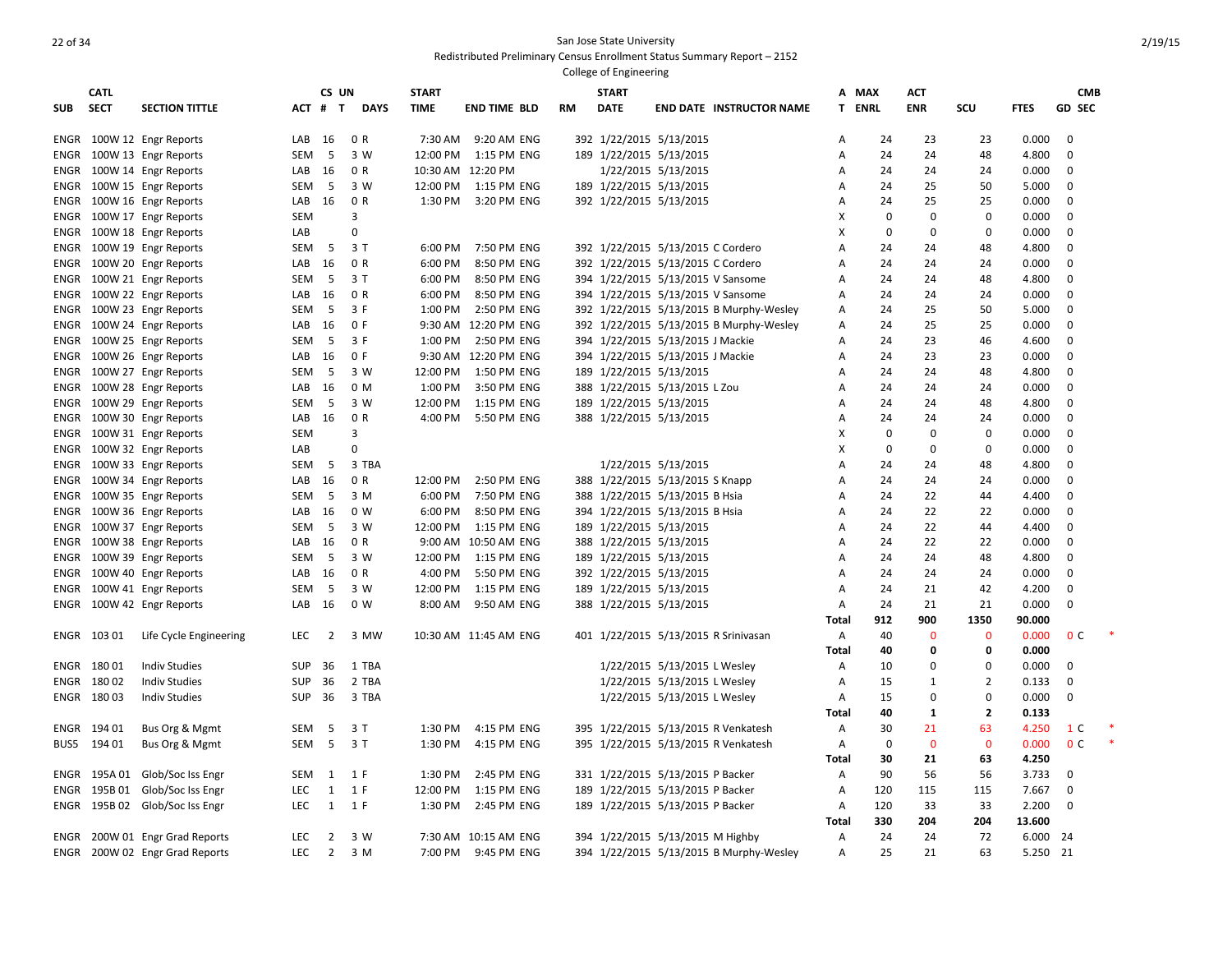San Jose State University
Redistributed Preliminary Census Enrollment Status Summary Report – 2152
College of Engineering

| SUB | CATL SECT | SECTION TITTLE | ACT | CS # | UN T | DAYS | START TIME | END TIME | BLD | RM | START DATE | END DATE | INSTRUCTOR NAME | A T | MAX ENRL | ACT ENR | SCU | FTES | GD | CMB SEC | |
|---|---|---|---|---|---|---|---|---|---|---|---|---|---|---|---|---|---|---|---|---|---|
| ENGR | 100W 12 | Engr Reports | LAB | 16 | 0 | R | 7:30 AM | 9:20 AM | ENG | 392 | 1/22/2015 | 5/13/2015 | | A | 24 | 23 | 23 | 0.000 | 0 | | |
| ENGR | 100W 13 | Engr Reports | SEM | 5 | 3 | W | 12:00 PM | 1:15 PM | ENG | 189 | 1/22/2015 | 5/13/2015 | | A | 24 | 24 | 48 | 4.800 | 0 | | |
| ENGR | 100W 14 | Engr Reports | LAB | 16 | 0 | R | 10:30 AM | 12:20 PM | | | 1/22/2015 | 5/13/2015 | | A | 24 | 24 | 24 | 0.000 | 0 | | |
| ENGR | 100W 15 | Engr Reports | SEM | 5 | 3 | W | 12:00 PM | 1:15 PM | ENG | 189 | 1/22/2015 | 5/13/2015 | | A | 24 | 25 | 50 | 5.000 | 0 | | |
| ENGR | 100W 16 | Engr Reports | LAB | 16 | 0 | R | 1:30 PM | 3:20 PM | ENG | 392 | 1/22/2015 | 5/13/2015 | | A | 24 | 25 | 25 | 0.000 | 0 | | |
| ENGR | 100W 17 | Engr Reports | SEM | | 3 | | | | | | | | | X | 0 | 0 | 0 | 0.000 | 0 | | |
| ENGR | 100W 18 | Engr Reports | LAB | | 0 | | | | | | | | | X | 0 | 0 | 0 | 0.000 | 0 | | |
| ENGR | 100W 19 | Engr Reports | SEM | 5 | 3 | T | 6:00 PM | 7:50 PM | ENG | 392 | 1/22/2015 | 5/13/2015 | C Cordero | A | 24 | 24 | 48 | 4.800 | 0 | | |
| ENGR | 100W 20 | Engr Reports | LAB | 16 | 0 | R | 6:00 PM | 8:50 PM | ENG | 392 | 1/22/2015 | 5/13/2015 | C Cordero | A | 24 | 24 | 24 | 0.000 | 0 | | |
| ENGR | 100W 21 | Engr Reports | SEM | 5 | 3 | T | 6:00 PM | 8:50 PM | ENG | 394 | 1/22/2015 | 5/13/2015 | V Sansome | A | 24 | 24 | 48 | 4.800 | 0 | | |
| ENGR | 100W 22 | Engr Reports | LAB | 16 | 0 | R | 6:00 PM | 8:50 PM | ENG | 394 | 1/22/2015 | 5/13/2015 | V Sansome | A | 24 | 24 | 24 | 0.000 | 0 | | |
| ENGR | 100W 23 | Engr Reports | SEM | 5 | 3 | F | 1:00 PM | 2:50 PM | ENG | 392 | 1/22/2015 | 5/13/2015 | B Murphy-Wesley | A | 24 | 25 | 50 | 5.000 | 0 | | |
| ENGR | 100W 24 | Engr Reports | LAB | 16 | 0 | F | 9:30 AM | 12:20 PM | ENG | 392 | 1/22/2015 | 5/13/2015 | B Murphy-Wesley | A | 24 | 25 | 25 | 0.000 | 0 | | |
| ENGR | 100W 25 | Engr Reports | SEM | 5 | 3 | F | 1:00 PM | 2:50 PM | ENG | 394 | 1/22/2015 | 5/13/2015 | J Mackie | A | 24 | 23 | 46 | 4.600 | 0 | | |
| ENGR | 100W 26 | Engr Reports | LAB | 16 | 0 | F | 9:30 AM | 12:20 PM | ENG | 394 | 1/22/2015 | 5/13/2015 | J Mackie | A | 24 | 23 | 23 | 0.000 | 0 | | |
| ENGR | 100W 27 | Engr Reports | SEM | 5 | 3 | W | 12:00 PM | 1:50 PM | ENG | 189 | 1/22/2015 | 5/13/2015 | | A | 24 | 24 | 48 | 4.800 | 0 | | |
| ENGR | 100W 28 | Engr Reports | LAB | 16 | 0 | M | 1:00 PM | 3:50 PM | ENG | 388 | 1/22/2015 | 5/13/2015 | L Zou | A | 24 | 24 | 24 | 0.000 | 0 | | |
| ENGR | 100W 29 | Engr Reports | SEM | 5 | 3 | W | 12:00 PM | 1:15 PM | ENG | 189 | 1/22/2015 | 5/13/2015 | | A | 24 | 24 | 48 | 4.800 | 0 | | |
| ENGR | 100W 30 | Engr Reports | LAB | 16 | 0 | R | 4:00 PM | 5:50 PM | ENG | 388 | 1/22/2015 | 5/13/2015 | | A | 24 | 24 | 24 | 0.000 | 0 | | |
| ENGR | 100W 31 | Engr Reports | SEM | | 3 | | | | | | | | | X | 0 | 0 | 0 | 0.000 | 0 | | |
| ENGR | 100W 32 | Engr Reports | LAB | | 0 | | | | | | | | | X | 0 | 0 | 0 | 0.000 | 0 | | |
| ENGR | 100W 33 | Engr Reports | SEM | 5 | 3 | TBA | | | | | 1/22/2015 | 5/13/2015 | | A | 24 | 24 | 48 | 4.800 | 0 | | |
| ENGR | 100W 34 | Engr Reports | LAB | 16 | 0 | R | 12:00 PM | 2:50 PM | ENG | 388 | 1/22/2015 | 5/13/2015 | S Knapp | A | 24 | 24 | 24 | 0.000 | 0 | | |
| ENGR | 100W 35 | Engr Reports | SEM | 5 | 3 | M | 6:00 PM | 7:50 PM | ENG | 388 | 1/22/2015 | 5/13/2015 | B Hsia | A | 24 | 22 | 44 | 4.400 | 0 | | |
| ENGR | 100W 36 | Engr Reports | LAB | 16 | 0 | W | 6:00 PM | 8:50 PM | ENG | 394 | 1/22/2015 | 5/13/2015 | B Hsia | A | 24 | 22 | 22 | 0.000 | 0 | | |
| ENGR | 100W 37 | Engr Reports | SEM | 5 | 3 | W | 12:00 PM | 1:15 PM | ENG | 189 | 1/22/2015 | 5/13/2015 | | A | 24 | 22 | 44 | 4.400 | 0 | | |
| ENGR | 100W 38 | Engr Reports | LAB | 16 | 0 | R | 9:00 AM | 10:50 AM | ENG | 388 | 1/22/2015 | 5/13/2015 | | A | 24 | 22 | 22 | 0.000 | 0 | | |
| ENGR | 100W 39 | Engr Reports | SEM | 5 | 3 | W | 12:00 PM | 1:15 PM | ENG | 189 | 1/22/2015 | 5/13/2015 | | A | 24 | 24 | 48 | 4.800 | 0 | | |
| ENGR | 100W 40 | Engr Reports | LAB | 16 | 0 | R | 4:00 PM | 5:50 PM | ENG | 392 | 1/22/2015 | 5/13/2015 | | A | 24 | 24 | 24 | 0.000 | 0 | | |
| ENGR | 100W 41 | Engr Reports | SEM | 5 | 3 | W | 12:00 PM | 1:15 PM | ENG | 189 | 1/22/2015 | 5/13/2015 | | A | 24 | 21 | 42 | 4.200 | 0 | | |
| ENGR | 100W 42 | Engr Reports | LAB | 16 | 0 | W | 8:00 AM | 9:50 AM | ENG | 388 | 1/22/2015 | 5/13/2015 | | A | 24 | 21 | 21 | 0.000 | 0 | | |
| | | | | | | | | | | | | | | Total | 912 | 900 | 1350 | 90.000 | | | |
| ENGR | 103 01 | Life Cycle Engineering | LEC | 2 | 3 | MW | 10:30 AM | 11:45 AM | ENG | 401 | 1/22/2015 | 5/13/2015 | R Srinivasan | A | 40 | 0 | 0 | 0.000 | 0 | C | * |
| | | | | | | | | | | | | | | Total | 40 | 0 | 0 | 0.000 | | | |
| ENGR | 180 01 | Indiv Studies | SUP | 36 | 1 | TBA | | | | | 1/22/2015 | 5/13/2015 | L Wesley | A | 10 | 0 | 0 | 0.000 | 0 | | |
| ENGR | 180 02 | Indiv Studies | SUP | 36 | 2 | TBA | | | | | 1/22/2015 | 5/13/2015 | L Wesley | A | 15 | 1 | 2 | 0.133 | 0 | | |
| ENGR | 180 03 | Indiv Studies | SUP | 36 | 3 | TBA | | | | | 1/22/2015 | 5/13/2015 | L Wesley | A | 15 | 0 | 0 | 0.000 | 0 | | |
| | | | | | | | | | | | | | | Total | 40 | 1 | 2 | 0.133 | | | |
| ENGR | 194 01 | Bus Org & Mgmt | SEM | 5 | 3 | T | 1:30 PM | 4:15 PM | ENG | 395 | 1/22/2015 | 5/13/2015 | R Venkatesh | A | 30 | 21 | 63 | 4.250 | 1 | C | * |
| BUS5 | 194 01 | Bus Org & Mgmt | SEM | 5 | 3 | T | 1:30 PM | 4:15 PM | ENG | 395 | 1/22/2015 | 5/13/2015 | R Venkatesh | A | 0 | 0 | 0 | 0.000 | 0 | C | * |
| | | | | | | | | | | | | | | Total | 30 | 21 | 63 | 4.250 | | | |
| ENGR | 195A 01 | Glob/Soc Iss Engr | SEM | 1 | 1 | F | 1:30 PM | 2:45 PM | ENG | 331 | 1/22/2015 | 5/13/2015 | P Backer | A | 90 | 56 | 56 | 3.733 | 0 | | |
| ENGR | 195B 01 | Glob/Soc Iss Engr | LEC | 1 | 1 | F | 12:00 PM | 1:15 PM | ENG | 189 | 1/22/2015 | 5/13/2015 | P Backer | A | 120 | 115 | 115 | 7.667 | 0 | | |
| ENGR | 195B 02 | Glob/Soc Iss Engr | LEC | 1 | 1 | F | 1:30 PM | 2:45 PM | ENG | 189 | 1/22/2015 | 5/13/2015 | P Backer | A | 120 | 33 | 33 | 2.200 | 0 | | |
| | | | | | | | | | | | | | | Total | 330 | 204 | 204 | 13.600 | | | |
| ENGR | 200W 01 | Engr Grad Reports | LEC | 2 | 3 | W | 7:30 AM | 10:15 AM | ENG | 394 | 1/22/2015 | 5/13/2015 | M Highby | A | 24 | 24 | 72 | 6.000 | 24 | | |
| ENGR | 200W 02 | Engr Grad Reports | LEC | 2 | 3 | M | 7:00 PM | 9:45 PM | ENG | 394 | 1/22/2015 | 5/13/2015 | B Murphy-Wesley | A | 25 | 21 | 63 | 5.250 | 21 | | |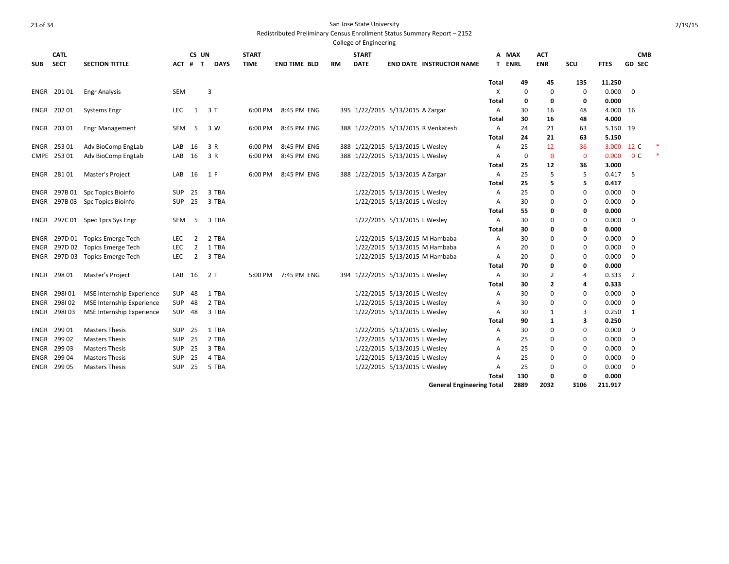San Jose State University
Redistributed Preliminary Census Enrollment Status Summary Report – 2152
College of Engineering

| SUB | CATL SECT | SECTION TITTLE | ACT | CS # | UN T | DAYS | START TIME | END TIME | BLD | RM | START DATE | END DATE | INSTRUCTOR NAME | A T | MAX ENRL | ACT ENR | SCU | FTES | GD | CMB SEC | |
|---|---|---|---|---|---|---|---|---|---|---|---|---|---|---|---|---|---|---|---|---|---|
| | | | | | | | | | | | | | | Total | 49 | 45 | 135 | 11.250 | | | |
| ENGR | 201 01 | Engr Analysis | SEM | | 3 | | | | | | | | | X | 0 | 0 | 0 | 0.000 | 0 | | |
| | | | | | | | | | | | | | | Total | 0 | 0 | 0 | 0.000 | | | |
| ENGR | 202 01 | Systems Engr | LEC | 1 | 3 | T | 6:00 PM | 8:45 PM | ENG | 395 | 1/22/2015 | 5/13/2015 | A Zargar | A | 30 | 16 | 48 | 4.000 | 16 | | |
| | | | | | | | | | | | | | | Total | 30 | 16 | 48 | 4.000 | | | |
| ENGR | 203 01 | Engr Management | SEM | 5 | 3 | W | 6:00 PM | 8:45 PM | ENG | 388 | 1/22/2015 | 5/13/2015 | R Venkatesh | A | 24 | 21 | 63 | 5.150 | 19 | | |
| | | | | | | | | | | | | | | Total | 24 | 21 | 63 | 5.150 | | | |
| ENGR | 253 01 | Adv BioComp EngLab | LAB | 16 | 3 | R | 6:00 PM | 8:45 PM | ENG | 388 | 1/22/2015 | 5/13/2015 | L Wesley | A | 25 | 12 | 36 | 3.000 | 12 | C | * |
| CMPE | 253 01 | Adv BioComp EngLab | LAB | 16 | 3 | R | 6:00 PM | 8:45 PM | ENG | 388 | 1/22/2015 | 5/13/2015 | L Wesley | A | 0 | 0 | 0 | 0.000 | 0 | C | * |
| | | | | | | | | | | | | | | Total | 25 | 12 | 36 | 3.000 | | | |
| ENGR | 281 01 | Master's Project | LAB | 16 | 1 | F | 6:00 PM | 8:45 PM | ENG | 388 | 1/22/2015 | 5/13/2015 | A Zargar | A | 25 | 5 | 5 | 0.417 | 5 | | |
| | | | | | | | | | | | | | | Total | 25 | 5 | 5 | 0.417 | | | |
| ENGR | 297B 01 | Spc Topics Bioinfo | SUP | 25 | 3 | TBA | | | | | 1/22/2015 | 5/13/2015 | L Wesley | A | 25 | 0 | 0 | 0.000 | 0 | | |
| ENGR | 297B 03 | Spc Topics Bioinfo | SUP | 25 | 3 | TBA | | | | | 1/22/2015 | 5/13/2015 | L Wesley | A | 30 | 0 | 0 | 0.000 | 0 | | |
| | | | | | | | | | | | | | | Total | 55 | 0 | 0 | 0.000 | | | |
| ENGR | 297C 01 | Spec Tpcs Sys Engr | SEM | 5 | 3 | TBA | | | | | 1/22/2015 | 5/13/2015 | L Wesley | A | 30 | 0 | 0 | 0.000 | 0 | | |
| | | | | | | | | | | | | | | Total | 30 | 0 | 0 | 0.000 | | | |
| ENGR | 297D 01 | Topics Emerge Tech | LEC | 2 | 2 | TBA | | | | | 1/22/2015 | 5/13/2015 | M Hambaba | A | 30 | 0 | 0 | 0.000 | 0 | | |
| ENGR | 297D 02 | Topics Emerge Tech | LEC | 2 | 1 | TBA | | | | | 1/22/2015 | 5/13/2015 | M Hambaba | A | 20 | 0 | 0 | 0.000 | 0 | | |
| ENGR | 297D 03 | Topics Emerge Tech | LEC | 2 | 3 | TBA | | | | | 1/22/2015 | 5/13/2015 | M Hambaba | A | 20 | 0 | 0 | 0.000 | 0 | | |
| | | | | | | | | | | | | | | Total | 70 | 0 | 0 | 0.000 | | | |
| ENGR | 298 01 | Master's Project | LAB | 16 | 2 | F | 5:00 PM | 7:45 PM | ENG | 394 | 1/22/2015 | 5/13/2015 | L Wesley | A | 30 | 2 | 4 | 0.333 | 2 | | |
| | | | | | | | | | | | | | | Total | 30 | 2 | 4 | 0.333 | | | |
| ENGR | 298I 01 | MSE Internship Experience | SUP | 48 | 1 | TBA | | | | | 1/22/2015 | 5/13/2015 | L Wesley | A | 30 | 0 | 0 | 0.000 | 0 | | |
| ENGR | 298I 02 | MSE Internship Experience | SUP | 48 | 2 | TBA | | | | | 1/22/2015 | 5/13/2015 | L Wesley | A | 30 | 0 | 0 | 0.000 | 0 | | |
| ENGR | 298I 03 | MSE Internship Experience | SUP | 48 | 3 | TBA | | | | | 1/22/2015 | 5/13/2015 | L Wesley | A | 30 | 1 | 3 | 0.250 | 1 | | |
| | | | | | | | | | | | | | | Total | 90 | 1 | 3 | 0.250 | | | |
| ENGR | 299 01 | Masters Thesis | SUP | 25 | 1 | TBA | | | | | 1/22/2015 | 5/13/2015 | L Wesley | A | 30 | 0 | 0 | 0.000 | 0 | | |
| ENGR | 299 02 | Masters Thesis | SUP | 25 | 2 | TBA | | | | | 1/22/2015 | 5/13/2015 | L Wesley | A | 25 | 0 | 0 | 0.000 | 0 | | |
| ENGR | 299 03 | Masters Thesis | SUP | 25 | 3 | TBA | | | | | 1/22/2015 | 5/13/2015 | L Wesley | A | 25 | 0 | 0 | 0.000 | 0 | | |
| ENGR | 299 04 | Masters Thesis | SUP | 25 | 4 | TBA | | | | | 1/22/2015 | 5/13/2015 | L Wesley | A | 25 | 0 | 0 | 0.000 | 0 | | |
| ENGR | 299 05 | Masters Thesis | SUP | 25 | 5 | TBA | | | | | 1/22/2015 | 5/13/2015 | L Wesley | A | 25 | 0 | 0 | 0.000 | 0 | | |
| | | | | | | | | | | | | | | Total | 130 | 0 | 0 | 0.000 | | | |
| | | | | | | | | | | | | | General Engineering Total | | 2889 | 2032 | 3106 | 211.917 | | | |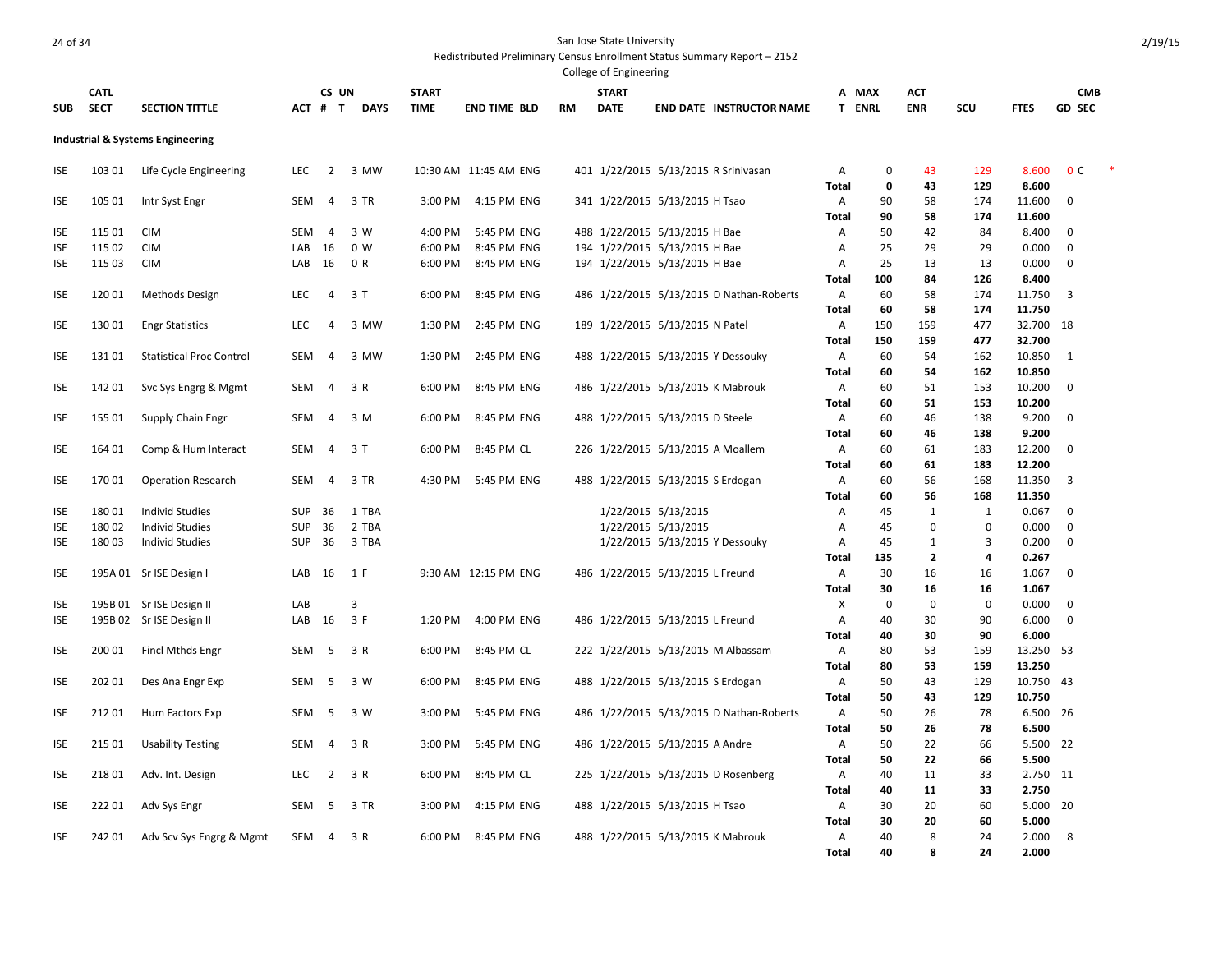San Jose State University
Redistributed Preliminary Census Enrollment Status Summary Report – 2152
College of Engineering

| SUB | CATL SECT | SECTION TITTLE | ACT | CS # | UN T | DAYS | START TIME | END TIME | BLD | RM | START DATE | END DATE | INSTRUCTOR NAME | AT | MAX ENRL | ACT ENR | SCU | FTES | GD | CMB SEC |
|---|---|---|---|---|---|---|---|---|---|---|---|---|---|---|---|---|---|---|---|---|
| **Industrial & Systems Engineering** | | | | | | | | | | | | | | | | | | | | |
| ISE | 103 01 | Life Cycle Engineering | LEC | 2 | 3 | MW | 10:30 AM | 11:45 AM | ENG | 401 | 1/22/2015 | 5/13/2015 | R Srinivasan | A | 0 | 43 | 129 | 8.600 | 0 | C * |
| | | | | | | | | | | | | | | **Total** | **0** | **43** | **129** | **8.600** | | |
| ISE | 105 01 | Intr Syst Engr | SEM | 4 | 3 | TR | 3:00 PM | 4:15 PM | ENG | 341 | 1/22/2015 | 5/13/2015 | H Tsao | A | 90 | 58 | 174 | 11.600 | 0 | |
| | | | | | | | | | | | | | | **Total** | **90** | **58** | **174** | **11.600** | | |
| ISE | 115 01 | CIM | SEM | 4 | 3 | W | 4:00 PM | 5:45 PM | ENG | 488 | 1/22/2015 | 5/13/2015 | H Bae | A | 50 | 42 | 84 | 8.400 | 0 | |
| ISE | 115 02 | CIM | LAB | 16 | 0 | W | 6:00 PM | 8:45 PM | ENG | 194 | 1/22/2015 | 5/13/2015 | H Bae | A | 25 | 29 | 29 | 0.000 | 0 | |
| ISE | 115 03 | CIM | LAB | 16 | 0 | R | 6:00 PM | 8:45 PM | ENG | 194 | 1/22/2015 | 5/13/2015 | H Bae | A | 25 | 13 | 13 | 0.000 | 0 | |
| | | | | | | | | | | | | | | **Total** | **100** | **84** | **126** | **8.400** | | |
| ISE | 120 01 | Methods Design | LEC | 4 | 3 | T | 6:00 PM | 8:45 PM | ENG | 486 | 1/22/2015 | 5/13/2015 | D Nathan-Roberts | A | 60 | 58 | 174 | 11.750 | 3 | |
| | | | | | | | | | | | | | | **Total** | **60** | **58** | **174** | **11.750** | | |
| ISE | 130 01 | Engr Statistics | LEC | 4 | 3 | MW | 1:30 PM | 2:45 PM | ENG | 189 | 1/22/2015 | 5/13/2015 | N Patel | A | 150 | 159 | 477 | 32.700 | 18 | |
| | | | | | | | | | | | | | | **Total** | **150** | **159** | **477** | **32.700** | | |
| ISE | 131 01 | Statistical Proc Control | SEM | 4 | 3 | MW | 1:30 PM | 2:45 PM | ENG | 488 | 1/22/2015 | 5/13/2015 | Y Dessouky | A | 60 | 54 | 162 | 10.850 | 1 | |
| | | | | | | | | | | | | | | **Total** | **60** | **54** | **162** | **10.850** | | |
| ISE | 142 01 | Svc Sys Engrg & Mgmt | SEM | 4 | 3 | R | 6:00 PM | 8:45 PM | ENG | 486 | 1/22/2015 | 5/13/2015 | K Mabrouk | A | 60 | 51 | 153 | 10.200 | 0 | |
| | | | | | | | | | | | | | | **Total** | **60** | **51** | **153** | **10.200** | | |
| ISE | 155 01 | Supply Chain Engr | SEM | 4 | 3 | M | 6:00 PM | 8:45 PM | ENG | 488 | 1/22/2015 | 5/13/2015 | D Steele | A | 60 | 46 | 138 | 9.200 | 0 | |
| | | | | | | | | | | | | | | **Total** | **60** | **46** | **138** | **9.200** | | |
| ISE | 164 01 | Comp & Hum Interact | SEM | 4 | 3 | T | 6:00 PM | 8:45 PM | CL | 226 | 1/22/2015 | 5/13/2015 | A Moallem | A | 60 | 61 | 183 | 12.200 | 0 | |
| | | | | | | | | | | | | | | **Total** | **60** | **61** | **183** | **12.200** | | |
| ISE | 170 01 | Operation Research | SEM | 4 | 3 | TR | 4:30 PM | 5:45 PM | ENG | 488 | 1/22/2015 | 5/13/2015 | S Erdogan | A | 60 | 56 | 168 | 11.350 | 3 | |
| | | | | | | | | | | | | | | **Total** | **60** | **56** | **168** | **11.350** | | |
| ISE | 180 01 | Individ Studies | SUP | 36 | 1 | TBA | | | | | 1/22/2015 | 5/13/2015 | | A | 45 | 1 | 1 | 0.067 | 0 | |
| ISE | 180 02 | Individ Studies | SUP | 36 | 2 | TBA | | | | | 1/22/2015 | 5/13/2015 | | A | 45 | 0 | 0 | 0.000 | 0 | |
| ISE | 180 03 | Individ Studies | SUP | 36 | 3 | TBA | | | | | 1/22/2015 | 5/13/2015 | Y Dessouky | A | 45 | 1 | 3 | 0.200 | 0 | |
| | | | | | | | | | | | | | | **Total** | **135** | **2** | **4** | **0.267** | | |
| ISE | 195A 01 | Sr ISE Design I | LAB | 16 | 1 | F | 9:30 AM | 12:15 PM | ENG | 486 | 1/22/2015 | 5/13/2015 | L Freund | A | 30 | 16 | 16 | 1.067 | 0 | |
| | | | | | | | | | | | | | | **Total** | **30** | **16** | **16** | **1.067** | | |
| ISE | 195B 01 | Sr ISE Design II | LAB | | 3 | | | | | | | | | X | 0 | 0 | 0 | 0.000 | 0 | |
| ISE | 195B 02 | Sr ISE Design II | LAB | 16 | 3 | F | 1:20 PM | 4:00 PM | ENG | 486 | 1/22/2015 | 5/13/2015 | L Freund | A | 40 | 30 | 90 | 6.000 | 0 | |
| | | | | | | | | | | | | | | **Total** | **40** | **30** | **90** | **6.000** | | |
| ISE | 200 01 | Fincl Mthds Engr | SEM | 5 | 3 | R | 6:00 PM | 8:45 PM | CL | 222 | 1/22/2015 | 5/13/2015 | M Albassam | A | 80 | 53 | 159 | 13.250 | 53 | |
| | | | | | | | | | | | | | | **Total** | **80** | **53** | **159** | **13.250** | | |
| ISE | 202 01 | Des Ana Engr Exp | SEM | 5 | 3 | W | 6:00 PM | 8:45 PM | ENG | 488 | 1/22/2015 | 5/13/2015 | S Erdogan | A | 50 | 43 | 129 | 10.750 | 43 | |
| | | | | | | | | | | | | | | **Total** | **50** | **43** | **129** | **10.750** | | |
| ISE | 212 01 | Hum Factors Exp | SEM | 5 | 3 | W | 3:00 PM | 5:45 PM | ENG | 486 | 1/22/2015 | 5/13/2015 | D Nathan-Roberts | A | 50 | 26 | 78 | 6.500 | 26 | |
| | | | | | | | | | | | | | | **Total** | **50** | **26** | **78** | **6.500** | | |
| ISE | 215 01 | Usability Testing | SEM | 4 | 3 | R | 3:00 PM | 5:45 PM | ENG | 486 | 1/22/2015 | 5/13/2015 | A Andre | A | 50 | 22 | 66 | 5.500 | 22 | |
| | | | | | | | | | | | | | | **Total** | **50** | **22** | **66** | **5.500** | | |
| ISE | 218 01 | Adv. Int. Design | LEC | 2 | 3 | R | 6:00 PM | 8:45 PM | CL | 225 | 1/22/2015 | 5/13/2015 | D Rosenberg | A | 40 | 11 | 33 | 2.750 | 11 | |
| | | | | | | | | | | | | | | **Total** | **40** | **11** | **33** | **2.750** | | |
| ISE | 222 01 | Adv Sys Engr | SEM | 5 | 3 | TR | 3:00 PM | 4:15 PM | ENG | 488 | 1/22/2015 | 5/13/2015 | H Tsao | A | 30 | 20 | 60 | 5.000 | 20 | |
| | | | | | | | | | | | | | | **Total** | **30** | **20** | **60** | **5.000** | | |
| ISE | 242 01 | Adv Scv Sys Engrg & Mgmt | SEM | 4 | 3 | R | 6:00 PM | 8:45 PM | ENG | 488 | 1/22/2015 | 5/13/2015 | K Mabrouk | A | 40 | 8 | 24 | 2.000 | 8 | |
| | | | | | | | | | | | | | | **Total** | **40** | **8** | **24** | **2.000** | | |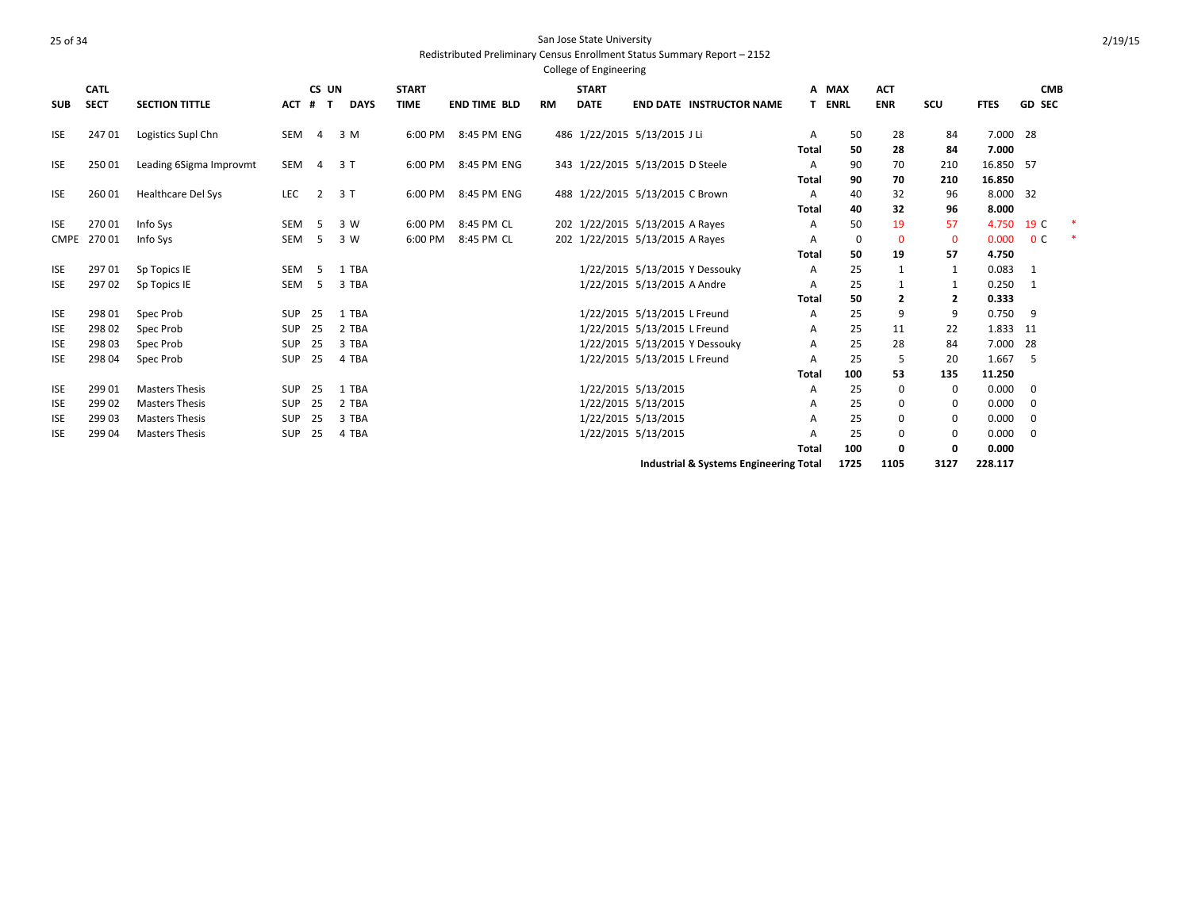San Jose State University
Redistributed Preliminary Census Enrollment Status Summary Report – 2152
College of Engineering

2/19/15

| SUB | CATL SECT | SECTION TITTLE | ACT | CS # | UN T | DAYS | START TIME | END TIME | BLD | RM | START DATE | END DATE | INSTRUCTOR NAME | A T | MAX ENRL | ACT ENR | SCU | FTES | GD | CMB SEC | |
|---|---|---|---|---|---|---|---|---|---|---|---|---|---|---|---|---|---|---|---|---|---|
| ISE | 247 01 | Logistics Supl Chn | SEM | 4 | 3 | M | 6:00 PM | 8:45 PM | ENG | 486 | 1/22/2015 | 5/13/2015 | J Li | A | 50 | 28 | 84 | 7.000 | 28 | | |
| | | | | | | | | | | | | | | **Total** | **50** | **28** | **84** | **7.000** | | | |
| ISE | 250 01 | Leading 6Sigma Improvmt | SEM | 4 | 3 | T | 6:00 PM | 8:45 PM | ENG | 343 | 1/22/2015 | 5/13/2015 | D Steele | A | 90 | 70 | 210 | 16.850 | 57 | | |
| | | | | | | | | | | | | | | **Total** | **90** | **70** | **210** | **16.850** | | | |
| ISE | 260 01 | Healthcare Del Sys | LEC | 2 | 3 | T | 6:00 PM | 8:45 PM | ENG | 488 | 1/22/2015 | 5/13/2015 | C Brown | A | 40 | 32 | 96 | 8.000 | 32 | | |
| | | | | | | | | | | | | | | **Total** | **40** | **32** | **96** | **8.000** | | | |
| ISE | 270 01 | Info Sys | SEM | 5 | 3 | W | 6:00 PM | 8:45 PM | CL | 202 | 1/22/2015 | 5/13/2015 | A Rayes | A | 50 | 19 | 57 | 4.750 | 19 | C | * |
| CMPE | 270 01 | Info Sys | SEM | 5 | 3 | W | 6:00 PM | 8:45 PM | CL | 202 | 1/22/2015 | 5/13/2015 | A Rayes | A | 0 | 0 | 0 | 0.000 | 0 | C | * |
| | | | | | | | | | | | | | | **Total** | **50** | **19** | **57** | **4.750** | | | |
| ISE | 297 01 | Sp Topics IE | SEM | 5 | 1 | TBA | | | | | 1/22/2015 | 5/13/2015 | Y Dessouky | A | 25 | 1 | 1 | 0.083 | 1 | | |
| ISE | 297 02 | Sp Topics IE | SEM | 5 | 3 | TBA | | | | | 1/22/2015 | 5/13/2015 | A Andre | A | 25 | 1 | 1 | 0.250 | 1 | | |
| | | | | | | | | | | | | | | **Total** | **50** | **2** | **2** | **0.333** | | | |
| ISE | 298 01 | Spec Prob | SUP | 25 | 1 | TBA | | | | | 1/22/2015 | 5/13/2015 | L Freund | A | 25 | 9 | 9 | 0.750 | 9 | | |
| ISE | 298 02 | Spec Prob | SUP | 25 | 2 | TBA | | | | | 1/22/2015 | 5/13/2015 | L Freund | A | 25 | 11 | 22 | 1.833 | 11 | | |
| ISE | 298 03 | Spec Prob | SUP | 25 | 3 | TBA | | | | | 1/22/2015 | 5/13/2015 | Y Dessouky | A | 25 | 28 | 84 | 7.000 | 28 | | |
| ISE | 298 04 | Spec Prob | SUP | 25 | 4 | TBA | | | | | 1/22/2015 | 5/13/2015 | L Freund | A | 25 | 5 | 20 | 1.667 | 5 | | |
| | | | | | | | | | | | | | | **Total** | **100** | **53** | **135** | **11.250** | | | |
| ISE | 299 01 | Masters Thesis | SUP | 25 | 1 | TBA | | | | | 1/22/2015 | 5/13/2015 | | A | 25 | 0 | 0 | 0.000 | 0 | | |
| ISE | 299 02 | Masters Thesis | SUP | 25 | 2 | TBA | | | | | 1/22/2015 | 5/13/2015 | | A | 25 | 0 | 0 | 0.000 | 0 | | |
| ISE | 299 03 | Masters Thesis | SUP | 25 | 3 | TBA | | | | | 1/22/2015 | 5/13/2015 | | A | 25 | 0 | 0 | 0.000 | 0 | | |
| ISE | 299 04 | Masters Thesis | SUP | 25 | 4 | TBA | | | | | 1/22/2015 | 5/13/2015 | | A | 25 | 0 | 0 | 0.000 | 0 | | |
| | | | | | | | | | | | | | | **Total** | **100** | **0** | **0** | **0.000** | | | |
| | | | | | | | | | | | | | **Industrial & Systems Engineering Total** | | **1725** | **1105** | **3127** | **228.117** | | | |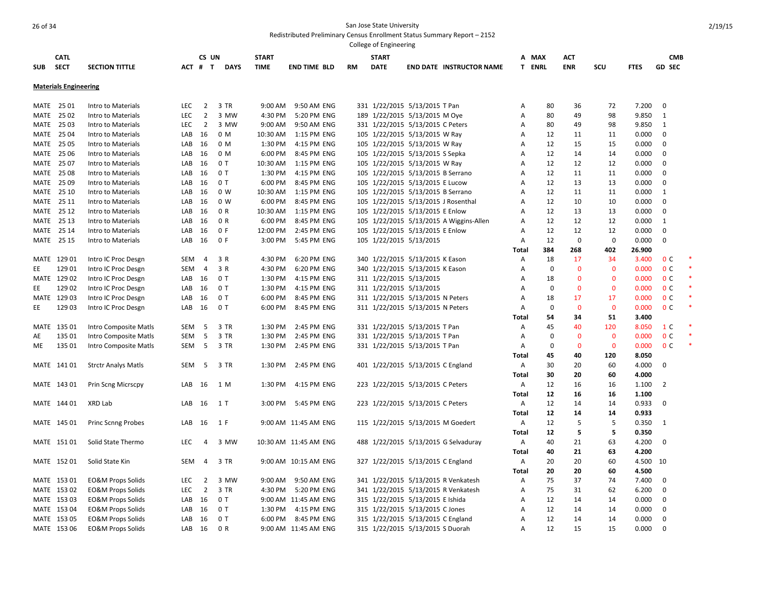San Jose State University

Redistributed Preliminary Census Enrollment Status Summary Report – 2152

College of Engineering

2/19/15

| SUB | CATL SECT | SECTION TITTLE | ACT | CS # | UN T | DAYS | START TIME | END TIME | BLD | RM | START DATE | END DATE | INSTRUCTOR NAME | A T | MAX ENRL | ACT ENR | SCU | FTES | GD | CMB SEC | |
|---|---|---|---|---|---|---|---|---|---|---|---|---|---|---|---|---|---|---|---|---|---|
| **Materials Engineering** | | | | | | | | | | | | | | | | | | | | | |
| MATE | 25 01 | Intro to Materials | LEC | 2 | 3 | TR | 9:00 AM | 9:50 AM | ENG | 331 | 1/22/2015 | 5/13/2015 | T Pan | A | 80 | 36 | 72 | 7.200 | 0 | | |
| MATE | 25 02 | Intro to Materials | LEC | 2 | 3 | MW | 4:30 PM | 5:20 PM | ENG | 189 | 1/22/2015 | 5/13/2015 | M Oye | A | 80 | 49 | 98 | 9.850 | 1 | | |
| MATE | 25 03 | Intro to Materials | LEC | 2 | 3 | MW | 9:00 AM | 9:50 AM | ENG | 331 | 1/22/2015 | 5/13/2015 | C Peters | A | 80 | 49 | 98 | 9.850 | 1 | | |
| MATE | 25 04 | Intro to Materials | LAB | 16 | 0 | M | 10:30 AM | 1:15 PM | ENG | 105 | 1/22/2015 | 5/13/2015 | W Ray | A | 12 | 11 | 11 | 0.000 | 0 | | |
| MATE | 25 05 | Intro to Materials | LAB | 16 | 0 | M | 1:30 PM | 4:15 PM | ENG | 105 | 1/22/2015 | 5/13/2015 | W Ray | A | 12 | 15 | 15 | 0.000 | 0 | | |
| MATE | 25 06 | Intro to Materials | LAB | 16 | 0 | M | 6:00 PM | 8:45 PM | ENG | 105 | 1/22/2015 | 5/13/2015 | S Sepka | A | 12 | 14 | 14 | 0.000 | 0 | | |
| MATE | 25 07 | Intro to Materials | LAB | 16 | 0 | T | 10:30 AM | 1:15 PM | ENG | 105 | 1/22/2015 | 5/13/2015 | W Ray | A | 12 | 12 | 12 | 0.000 | 0 | | |
| MATE | 25 08 | Intro to Materials | LAB | 16 | 0 | T | 1:30 PM | 4:15 PM | ENG | 105 | 1/22/2015 | 5/13/2015 | B Serrano | A | 12 | 11 | 11 | 0.000 | 0 | | |
| MATE | 25 09 | Intro to Materials | LAB | 16 | 0 | T | 6:00 PM | 8:45 PM | ENG | 105 | 1/22/2015 | 5/13/2015 | E Lucow | A | 12 | 13 | 13 | 0.000 | 0 | | |
| MATE | 25 10 | Intro to Materials | LAB | 16 | 0 | W | 10:30 AM | 1:15 PM | ENG | 105 | 1/22/2015 | 5/13/2015 | B Serrano | A | 12 | 11 | 11 | 0.000 | 1 | | |
| MATE | 25 11 | Intro to Materials | LAB | 16 | 0 | W | 6:00 PM | 8:45 PM | ENG | 105 | 1/22/2015 | 5/13/2015 | J Rosenthal | A | 12 | 10 | 10 | 0.000 | 0 | | |
| MATE | 25 12 | Intro to Materials | LAB | 16 | 0 | R | 10:30 AM | 1:15 PM | ENG | 105 | 1/22/2015 | 5/13/2015 | E Enlow | A | 12 | 13 | 13 | 0.000 | 0 | | |
| MATE | 25 13 | Intro to Materials | LAB | 16 | 0 | R | 6:00 PM | 8:45 PM | ENG | 105 | 1/22/2015 | 5/13/2015 | A Wiggins-Allen | A | 12 | 12 | 12 | 0.000 | 1 | | |
| MATE | 25 14 | Intro to Materials | LAB | 16 | 0 | F | 12:00 PM | 2:45 PM | ENG | 105 | 1/22/2015 | 5/13/2015 | E Enlow | A | 12 | 12 | 12 | 0.000 | 0 | | |
| MATE | 25 15 | Intro to Materials | LAB | 16 | 0 | F | 3:00 PM | 5:45 PM | ENG | 105 | 1/22/2015 | 5/13/2015 | | A | 12 | 0 | 0 | 0.000 | 0 | | |
| | | | | | | | | | | | | | | **Total** | **384** | **268** | **402** | **26.900** | | | |
| MATE | 129 01 | Intro IC Proc Desgn | SEM | 4 | 3 | R | 4:30 PM | 6:20 PM | ENG | 340 | 1/22/2015 | 5/13/2015 | K Eason | A | 18 | 17 | 34 | 3.400 | 0 | C | * |
| EE | 129 01 | Intro IC Proc Desgn | SEM | 4 | 3 | R | 4:30 PM | 6:20 PM | ENG | 340 | 1/22/2015 | 5/13/2015 | K Eason | A | 0 | 0 | 0 | 0.000 | 0 | C | * |
| MATE | 129 02 | Intro IC Proc Desgn | LAB | 16 | 0 | T | 1:30 PM | 4:15 PM | ENG | 311 | 1/22/2015 | 5/13/2015 | | A | 18 | 0 | 0 | 0.000 | 0 | C | * |
| EE | 129 02 | Intro IC Proc Desgn | LAB | 16 | 0 | T | 1:30 PM | 4:15 PM | ENG | 311 | 1/22/2015 | 5/13/2015 | | A | 0 | 0 | 0 | 0.000 | 0 | C | * |
| MATE | 129 03 | Intro IC Proc Desgn | LAB | 16 | 0 | T | 6:00 PM | 8:45 PM | ENG | 311 | 1/22/2015 | 5/13/2015 | N Peters | A | 18 | 17 | 17 | 0.000 | 0 | C | * |
| EE | 129 03 | Intro IC Proc Desgn | LAB | 16 | 0 | T | 6:00 PM | 8:45 PM | ENG | 311 | 1/22/2015 | 5/13/2015 | N Peters | A | 0 | 0 | 0 | 0.000 | 0 | C | * |
| | | | | | | | | | | | | | | **Total** | **54** | **34** | **51** | **3.400** | | | |
| MATE | 135 01 | Intro Composite Matls | SEM | 5 | 3 | TR | 1:30 PM | 2:45 PM | ENG | 331 | 1/22/2015 | 5/13/2015 | T Pan | A | 45 | 40 | 120 | 8.050 | 1 | C | * |
| AE | 135 01 | Intro Composite Matls | SEM | 5 | 3 | TR | 1:30 PM | 2:45 PM | ENG | 331 | 1/22/2015 | 5/13/2015 | T Pan | A | 0 | 0 | 0 | 0.000 | 0 | C | * |
| ME | 135 01 | Intro Composite Matls | SEM | 5 | 3 | TR | 1:30 PM | 2:45 PM | ENG | 331 | 1/22/2015 | 5/13/2015 | T Pan | A | 0 | 0 | 0 | 0.000 | 0 | C | * |
| | | | | | | | | | | | | | | **Total** | **45** | **40** | **120** | **8.050** | | | |
| MATE | 141 01 | Strctr Analys Matls | SEM | 5 | 3 | TR | 1:30 PM | 2:45 PM | ENG | 401 | 1/22/2015 | 5/13/2015 | C England | A | 30 | 20 | 60 | 4.000 | 0 | | |
| | | | | | | | | | | | | | | **Total** | **30** | **20** | **60** | **4.000** | | | |
| MATE | 143 01 | Prin Scng Micrscpy | LAB | 16 | 1 | M | 1:30 PM | 4:15 PM | ENG | 223 | 1/22/2015 | 5/13/2015 | C Peters | A | 12 | 16 | 16 | 1.100 | 2 | | |
| | | | | | | | | | | | | | | **Total** | **12** | **16** | **16** | **1.100** | | | |
| MATE | 144 01 | XRD Lab | LAB | 16 | 1 | T | 3:00 PM | 5:45 PM | ENG | 223 | 1/22/2015 | 5/13/2015 | C Peters | A | 12 | 14 | 14 | 0.933 | 0 | | |
| | | | | | | | | | | | | | | **Total** | **12** | **14** | **14** | **0.933** | | | |
| MATE | 145 01 | Princ Scnng Probes | LAB | 16 | 1 | F | 9:00 AM | 11:45 AM | ENG | 115 | 1/22/2015 | 5/13/2015 | M Goedert | A | 12 | 5 | 5 | 0.350 | 1 | | |
| | | | | | | | | | | | | | | **Total** | **12** | **5** | **5** | **0.350** | | | |
| MATE | 151 01 | Solid State Thermo | LEC | 4 | 3 | MW | 10:30 AM | 11:45 AM | ENG | 488 | 1/22/2015 | 5/13/2015 | G Selvaduray | A | 40 | 21 | 63 | 4.200 | 0 | | |
| | | | | | | | | | | | | | | **Total** | **40** | **21** | **63** | **4.200** | | | |
| MATE | 152 01 | Solid State Kin | SEM | 4 | 3 | TR | 9:00 AM | 10:15 AM | ENG | 327 | 1/22/2015 | 5/13/2015 | C England | A | 20 | 20 | 60 | 4.500 | 10 | | |
| | | | | | | | | | | | | | | **Total** | **20** | **20** | **60** | **4.500** | | | |
| MATE | 153 01 | EO&M Props Solids | LEC | 2 | 3 | MW | 9:00 AM | 9:50 AM | ENG | 341 | 1/22/2015 | 5/13/2015 | R Venkatesh | A | 75 | 37 | 74 | 7.400 | 0 | | |
| MATE | 153 02 | EO&M Props Solids | LEC | 2 | 3 | TR | 4:30 PM | 5:20 PM | ENG | 341 | 1/22/2015 | 5/13/2015 | R Venkatesh | A | 75 | 31 | 62 | 6.200 | 0 | | |
| MATE | 153 03 | EO&M Props Solids | LAB | 16 | 0 | T | 9:00 AM | 11:45 AM | ENG | 315 | 1/22/2015 | 5/13/2015 | E Ishida | A | 12 | 14 | 14 | 0.000 | 0 | | |
| MATE | 153 04 | EO&M Props Solids | LAB | 16 | 0 | T | 1:30 PM | 4:15 PM | ENG | 315 | 1/22/2015 | 5/13/2015 | C Jones | A | 12 | 14 | 14 | 0.000 | 0 | | |
| MATE | 153 05 | EO&M Props Solids | LAB | 16 | 0 | T | 6:00 PM | 8:45 PM | ENG | 315 | 1/22/2015 | 5/13/2015 | C England | A | 12 | 14 | 14 | 0.000 | 0 | | |
| MATE | 153 06 | EO&M Props Solids | LAB | 16 | 0 | R | 9:00 AM | 11:45 AM | ENG | 315 | 1/22/2015 | 5/13/2015 | S Duorah | A | 12 | 15 | 15 | 0.000 | 0 | | |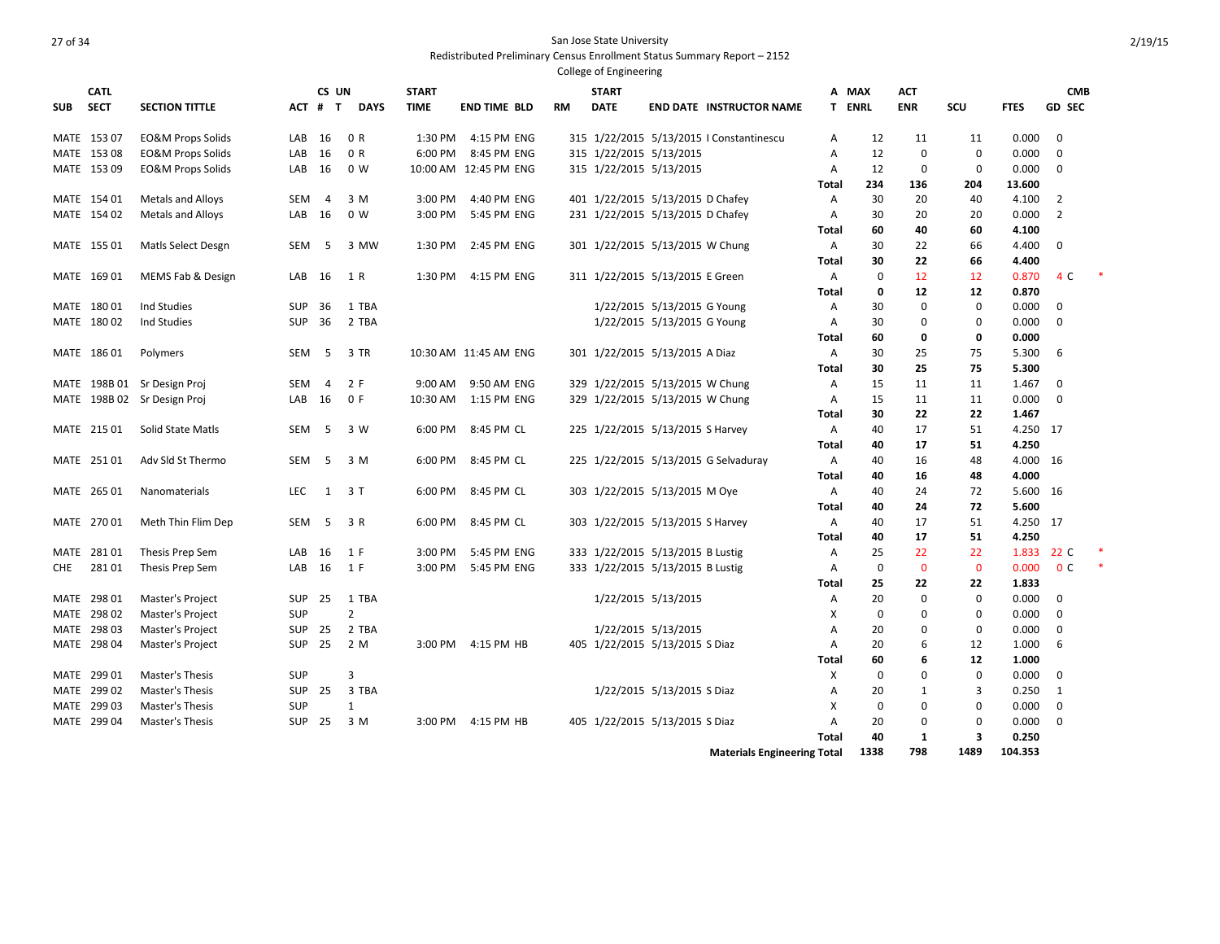San Jose State University

Redistributed Preliminary Census Enrollment Status Summary Report – 2152

College of Engineering

2/19/15

| SUB | CATL SECT | SECTION TITTLE | ACT | CS # | UN T | DAYS | START TIME | END TIME | BLD | RM | START DATE | END DATE | INSTRUCTOR NAME | AT | MAX ENRL | ACT ENR | SCU | FTES | GD | CMB SEC | |
|---|---|---|---|---|---|---|---|---|---|---|---|---|---|---|---|---|---|---|---|---|---|
| MATE | 153 07 | EO&M Props Solids | LAB | 16 | 0 | R | 1:30 PM | 4:15 PM | ENG | 315 | 1/22/2015 | 5/13/2015 | I Constantinescu | A | 12 | 11 | 11 | 0.000 | 0 | | |
| MATE | 153 08 | EO&M Props Solids | LAB | 16 | 0 | R | 6:00 PM | 8:45 PM | ENG | 315 | 1/22/2015 | 5/13/2015 | | A | 12 | 0 | 0 | 0.000 | 0 | | |
| MATE | 153 09 | EO&M Props Solids | LAB | 16 | 0 | W | 10:00 AM | 12:45 PM | ENG | 315 | 1/22/2015 | 5/13/2015 | | A | 12 | 0 | 0 | 0.000 | 0 | | |
| | | | | | | | | | | | | | | **Total** | **234** | **136** | **204** | **13.600** | | | |
| MATE | 154 01 | Metals and Alloys | SEM | 4 | 3 | M | 3:00 PM | 4:40 PM | ENG | 401 | 1/22/2015 | 5/13/2015 | D Chafey | A | 30 | 20 | 40 | 4.100 | 2 | | |
| MATE | 154 02 | Metals and Alloys | LAB | 16 | 0 | W | 3:00 PM | 5:45 PM | ENG | 231 | 1/22/2015 | 5/13/2015 | D Chafey | A | 30 | 20 | 20 | 0.000 | 2 | | |
| | | | | | | | | | | | | | | **Total** | **60** | **40** | **60** | **4.100** | | | |
| MATE | 155 01 | Matls Select Desgn | SEM | 5 | 3 | MW | 1:30 PM | 2:45 PM | ENG | 301 | 1/22/2015 | 5/13/2015 | W Chung | A | 30 | 22 | 66 | 4.400 | 0 | | |
| | | | | | | | | | | | | | | **Total** | **30** | **22** | **66** | **4.400** | | | |
| MATE | 169 01 | MEMS Fab & Design | LAB | 16 | 1 | R | 1:30 PM | 4:15 PM | ENG | 311 | 1/22/2015 | 5/13/2015 | E Green | A | 0 | 12 | 12 | 0.870 | 4 | C | * |
| | | | | | | | | | | | | | | **Total** | **0** | **12** | **12** | **0.870** | | | |
| MATE | 180 01 | Ind Studies | SUP | 36 | 1 | TBA | | | | | 1/22/2015 | 5/13/2015 | G Young | A | 30 | 0 | 0 | 0.000 | 0 | | |
| MATE | 180 02 | Ind Studies | SUP | 36 | 2 | TBA | | | | | 1/22/2015 | 5/13/2015 | G Young | A | 30 | 0 | 0 | 0.000 | 0 | | |
| | | | | | | | | | | | | | | **Total** | **60** | **0** | **0** | **0.000** | | | |
| MATE | 186 01 | Polymers | SEM | 5 | 3 | TR | 10:30 AM | 11:45 AM | ENG | 301 | 1/22/2015 | 5/13/2015 | A Diaz | A | 30 | 25 | 75 | 5.300 | 6 | | |
| | | | | | | | | | | | | | | **Total** | **30** | **25** | **75** | **5.300** | | | |
| MATE | 198B 01 | Sr Design Proj | SEM | 4 | 2 | F | 9:00 AM | 9:50 AM | ENG | 329 | 1/22/2015 | 5/13/2015 | W Chung | A | 15 | 11 | 11 | 1.467 | 0 | | |
| MATE | 198B 02 | Sr Design Proj | LAB | 16 | 0 | F | 10:30 AM | 1:15 PM | ENG | 329 | 1/22/2015 | 5/13/2015 | W Chung | A | 15 | 11 | 11 | 0.000 | 0 | | |
| | | | | | | | | | | | | | | **Total** | **30** | **22** | **22** | **1.467** | | | |
| MATE | 215 01 | Solid State Matls | SEM | 5 | 3 | W | 6:00 PM | 8:45 PM | CL | 225 | 1/22/2015 | 5/13/2015 | S Harvey | A | 40 | 17 | 51 | 4.250 | 17 | | |
| | | | | | | | | | | | | | | **Total** | **40** | **17** | **51** | **4.250** | | | |
| MATE | 251 01 | Adv Sld St Thermo | SEM | 5 | 3 | M | 6:00 PM | 8:45 PM | CL | 225 | 1/22/2015 | 5/13/2015 | G Selvaduray | A | 40 | 16 | 48 | 4.000 | 16 | | |
| | | | | | | | | | | | | | | **Total** | **40** | **16** | **48** | **4.000** | | | |
| MATE | 265 01 | Nanomaterials | LEC | 1 | 3 | T | 6:00 PM | 8:45 PM | CL | 303 | 1/22/2015 | 5/13/2015 | M Oye | A | 40 | 24 | 72 | 5.600 | 16 | | |
| | | | | | | | | | | | | | | **Total** | **40** | **24** | **72** | **5.600** | | | |
| MATE | 270 01 | Meth Thin Flim Dep | SEM | 5 | 3 | R | 6:00 PM | 8:45 PM | CL | 303 | 1/22/2015 | 5/13/2015 | S Harvey | A | 40 | 17 | 51 | 4.250 | 17 | | |
| | | | | | | | | | | | | | | **Total** | **40** | **17** | **51** | **4.250** | | | |
| MATE | 281 01 | Thesis Prep Sem | LAB | 16 | 1 | F | 3:00 PM | 5:45 PM | ENG | 333 | 1/22/2015 | 5/13/2015 | B Lustig | A | 25 | 22 | 22 | 1.833 | 22 | C | * |
| CHE | 281 01 | Thesis Prep Sem | LAB | 16 | 1 | F | 3:00 PM | 5:45 PM | ENG | 333 | 1/22/2015 | 5/13/2015 | B Lustig | A | 0 | 0 | 0 | 0.000 | 0 | C | * |
| | | | | | | | | | | | | | | **Total** | **25** | **22** | **22** | **1.833** | | | |
| MATE | 298 01 | Master's Project | SUP | 25 | 1 | TBA | | | | | 1/22/2015 | 5/13/2015 | | A | 20 | 0 | 0 | 0.000 | 0 | | |
| MATE | 298 02 | Master's Project | SUP | | 2 | | | | | | | | | X | 0 | 0 | 0 | 0.000 | 0 | | |
| MATE | 298 03 | Master's Project | SUP | 25 | 2 | TBA | | | | | 1/22/2015 | 5/13/2015 | | A | 20 | 0 | 0 | 0.000 | 0 | | |
| MATE | 298 04 | Master's Project | SUP | 25 | 2 | M | 3:00 PM | 4:15 PM | HB | 405 | 1/22/2015 | 5/13/2015 | S Diaz | A | 20 | 6 | 12 | 1.000 | 6 | | |
| | | | | | | | | | | | | | | **Total** | **60** | **6** | **12** | **1.000** | | | |
| MATE | 299 01 | Master's Thesis | SUP | | 3 | | | | | | | | | X | 0 | 0 | 0 | 0.000 | 0 | | |
| MATE | 299 02 | Master's Thesis | SUP | 25 | 3 | TBA | | | | | 1/22/2015 | 5/13/2015 | S Diaz | A | 20 | 1 | 3 | 0.250 | 1 | | |
| MATE | 299 03 | Master's Thesis | SUP | | 1 | | | | | | | | | X | 0 | 0 | 0 | 0.000 | 0 | | |
| MATE | 299 04 | Master's Thesis | SUP | 25 | 3 | M | 3:00 PM | 4:15 PM | HB | 405 | 1/22/2015 | 5/13/2015 | S Diaz | A | 20 | 0 | 0 | 0.000 | 0 | | |
| | | | | | | | | | | | | | | **Total** | **40** | **1** | **3** | **0.250** | | | |
| | | | | | | | | | | | | | **Materials Engineering Total** | | **1338** | **798** | **1489** | **104.353** | | | |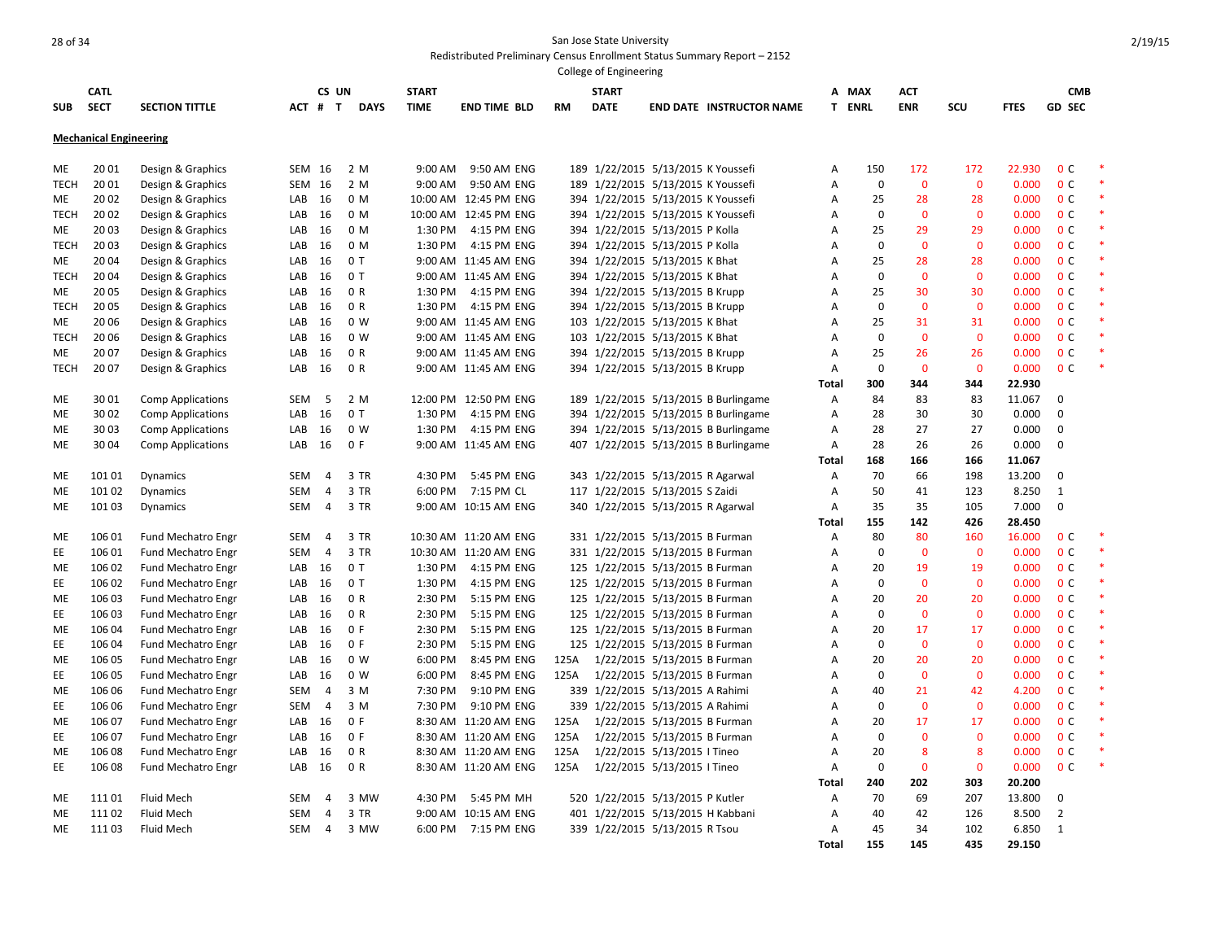San Jose State University

Redistributed Preliminary Census Enrollment Status Summary Report – 2152

College of Engineering

| SUB | CATL SECT | SECTION TITTLE | ACT | CS # | UN T | DAYS | START TIME | END TIME | BLD | RM | START DATE | END DATE | INSTRUCTOR NAME | A T | MAX ENRL | ACT ENR | SCU | FTES | GD | CMB SEC | |
|---|---|---|---|---|---|---|---|---|---|---|---|---|---|---|---|---|---|---|---|---|---|
| **Mechanical Engineering** | | | | | | | | | | | | | | | | | | | | | |
| ME | 20 01 | Design & Graphics | SEM | 16 | 2 | M | 9:00 AM | 9:50 AM | ENG | 189 | 1/22/2015 | 5/13/2015 | K Youssefi | A | 150 | 172 | 172 | 22.930 | 0 | C | * |
| TECH | 20 01 | Design & Graphics | SEM | 16 | 2 | M | 9:00 AM | 9:50 AM | ENG | 189 | 1/22/2015 | 5/13/2015 | K Youssefi | A | 0 | 0 | 0 | 0.000 | 0 | C | * |
| ME | 20 02 | Design & Graphics | LAB | 16 | 0 | M | 10:00 AM | 12:45 PM | ENG | 394 | 1/22/2015 | 5/13/2015 | K Youssefi | A | 25 | 28 | 28 | 0.000 | 0 | C | * |
| TECH | 20 02 | Design & Graphics | LAB | 16 | 0 | M | 10:00 AM | 12:45 PM | ENG | 394 | 1/22/2015 | 5/13/2015 | K Youssefi | A | 0 | 0 | 0 | 0.000 | 0 | C | * |
| ME | 20 03 | Design & Graphics | LAB | 16 | 0 | M | 1:30 PM | 4:15 PM | ENG | 394 | 1/22/2015 | 5/13/2015 | P Kolla | A | 25 | 29 | 29 | 0.000 | 0 | C | * |
| TECH | 20 03 | Design & Graphics | LAB | 16 | 0 | M | 1:30 PM | 4:15 PM | ENG | 394 | 1/22/2015 | 5/13/2015 | P Kolla | A | 0 | 0 | 0 | 0.000 | 0 | C | * |
| ME | 20 04 | Design & Graphics | LAB | 16 | 0 | T | 9:00 AM | 11:45 AM | ENG | 394 | 1/22/2015 | 5/13/2015 | K Bhat | A | 25 | 28 | 28 | 0.000 | 0 | C | * |
| TECH | 20 04 | Design & Graphics | LAB | 16 | 0 | T | 9:00 AM | 11:45 AM | ENG | 394 | 1/22/2015 | 5/13/2015 | K Bhat | A | 0 | 0 | 0 | 0.000 | 0 | C | * |
| ME | 20 05 | Design & Graphics | LAB | 16 | 0 | R | 1:30 PM | 4:15 PM | ENG | 394 | 1/22/2015 | 5/13/2015 | B Krupp | A | 25 | 30 | 30 | 0.000 | 0 | C | * |
| TECH | 20 05 | Design & Graphics | LAB | 16 | 0 | R | 1:30 PM | 4:15 PM | ENG | 394 | 1/22/2015 | 5/13/2015 | B Krupp | A | 0 | 0 | 0 | 0.000 | 0 | C | * |
| ME | 20 06 | Design & Graphics | LAB | 16 | 0 | W | 9:00 AM | 11:45 AM | ENG | 103 | 1/22/2015 | 5/13/2015 | K Bhat | A | 25 | 31 | 31 | 0.000 | 0 | C | * |
| TECH | 20 06 | Design & Graphics | LAB | 16 | 0 | W | 9:00 AM | 11:45 AM | ENG | 103 | 1/22/2015 | 5/13/2015 | K Bhat | A | 0 | 0 | 0 | 0.000 | 0 | C | * |
| ME | 20 07 | Design & Graphics | LAB | 16 | 0 | R | 9:00 AM | 11:45 AM | ENG | 394 | 1/22/2015 | 5/13/2015 | B Krupp | A | 25 | 26 | 26 | 0.000 | 0 | C | * |
| TECH | 20 07 | Design & Graphics | LAB | 16 | 0 | R | 9:00 AM | 11:45 AM | ENG | 394 | 1/22/2015 | 5/13/2015 | B Krupp | A | 0 | 0 | 0 | 0.000 | 0 | C | * |
| | | | | | | | | | | | | | | **Total** | **300** | **344** | **344** | **22.930** | | | |
| ME | 30 01 | Comp Applications | SEM | 5 | 2 | M | 12:00 PM | 12:50 PM | ENG | 189 | 1/22/2015 | 5/13/2015 | B Burlingame | A | 84 | 83 | 83 | 11.067 | 0 | | |
| ME | 30 02 | Comp Applications | LAB | 16 | 0 | T | 1:30 PM | 4:15 PM | ENG | 394 | 1/22/2015 | 5/13/2015 | B Burlingame | A | 28 | 30 | 30 | 0.000 | 0 | | |
| ME | 30 03 | Comp Applications | LAB | 16 | 0 | W | 1:30 PM | 4:15 PM | ENG | 394 | 1/22/2015 | 5/13/2015 | B Burlingame | A | 28 | 27 | 27 | 0.000 | 0 | | |
| ME | 30 04 | Comp Applications | LAB | 16 | 0 | F | 9:00 AM | 11:45 AM | ENG | 407 | 1/22/2015 | 5/13/2015 | B Burlingame | A | 28 | 26 | 26 | 0.000 | 0 | | |
| | | | | | | | | | | | | | | **Total** | **168** | **166** | **166** | **11.067** | | | |
| ME | 101 01 | Dynamics | SEM | 4 | 3 | TR | 4:30 PM | 5:45 PM | ENG | 343 | 1/22/2015 | 5/13/2015 | R Agarwal | A | 70 | 66 | 198 | 13.200 | 0 | | |
| ME | 101 02 | Dynamics | SEM | 4 | 3 | TR | 6:00 PM | 7:15 PM | CL | 117 | 1/22/2015 | 5/13/2015 | S Zaidi | A | 50 | 41 | 123 | 8.250 | 1 | | |
| ME | 101 03 | Dynamics | SEM | 4 | 3 | TR | 9:00 AM | 10:15 AM | ENG | 340 | 1/22/2015 | 5/13/2015 | R Agarwal | A | 35 | 35 | 105 | 7.000 | 0 | | |
| | | | | | | | | | | | | | | **Total** | **155** | **142** | **426** | **28.450** | | | |
| ME | 106 01 | Fund Mechatro Engr | SEM | 4 | 3 | TR | 10:30 AM | 11:20 AM | ENG | 331 | 1/22/2015 | 5/13/2015 | B Furman | A | 80 | 80 | 160 | 16.000 | 0 | C | * |
| EE | 106 01 | Fund Mechatro Engr | SEM | 4 | 3 | TR | 10:30 AM | 11:20 AM | ENG | 331 | 1/22/2015 | 5/13/2015 | B Furman | A | 0 | 0 | 0 | 0.000 | 0 | C | * |
| ME | 106 02 | Fund Mechatro Engr | LAB | 16 | 0 | T | 1:30 PM | 4:15 PM | ENG | 125 | 1/22/2015 | 5/13/2015 | B Furman | A | 20 | 19 | 19 | 0.000 | 0 | C | * |
| EE | 106 02 | Fund Mechatro Engr | LAB | 16 | 0 | T | 1:30 PM | 4:15 PM | ENG | 125 | 1/22/2015 | 5/13/2015 | B Furman | A | 0 | 0 | 0 | 0.000 | 0 | C | * |
| ME | 106 03 | Fund Mechatro Engr | LAB | 16 | 0 | R | 2:30 PM | 5:15 PM | ENG | 125 | 1/22/2015 | 5/13/2015 | B Furman | A | 20 | 20 | 20 | 0.000 | 0 | C | * |
| EE | 106 03 | Fund Mechatro Engr | LAB | 16 | 0 | R | 2:30 PM | 5:15 PM | ENG | 125 | 1/22/2015 | 5/13/2015 | B Furman | A | 0 | 0 | 0 | 0.000 | 0 | C | * |
| ME | 106 04 | Fund Mechatro Engr | LAB | 16 | 0 | F | 2:30 PM | 5:15 PM | ENG | 125 | 1/22/2015 | 5/13/2015 | B Furman | A | 20 | 17 | 17 | 0.000 | 0 | C | * |
| EE | 106 04 | Fund Mechatro Engr | LAB | 16 | 0 | F | 2:30 PM | 5:15 PM | ENG | 125 | 1/22/2015 | 5/13/2015 | B Furman | A | 0 | 0 | 0 | 0.000 | 0 | C | * |
| ME | 106 05 | Fund Mechatro Engr | LAB | 16 | 0 | W | 6:00 PM | 8:45 PM | ENG | 125A | 1/22/2015 | 5/13/2015 | B Furman | A | 20 | 20 | 20 | 0.000 | 0 | C | * |
| EE | 106 05 | Fund Mechatro Engr | LAB | 16 | 0 | W | 6:00 PM | 8:45 PM | ENG | 125A | 1/22/2015 | 5/13/2015 | B Furman | A | 0 | 0 | 0 | 0.000 | 0 | C | * |
| ME | 106 06 | Fund Mechatro Engr | SEM | 4 | 3 | M | 7:30 PM | 9:10 PM | ENG | 339 | 1/22/2015 | 5/13/2015 | A Rahimi | A | 40 | 21 | 42 | 4.200 | 0 | C | * |
| EE | 106 06 | Fund Mechatro Engr | SEM | 4 | 3 | M | 7:30 PM | 9:10 PM | ENG | 339 | 1/22/2015 | 5/13/2015 | A Rahimi | A | 0 | 0 | 0 | 0.000 | 0 | C | * |
| ME | 106 07 | Fund Mechatro Engr | LAB | 16 | 0 | F | 8:30 AM | 11:20 AM | ENG | 125A | 1/22/2015 | 5/13/2015 | B Furman | A | 20 | 17 | 17 | 0.000 | 0 | C | * |
| EE | 106 07 | Fund Mechatro Engr | LAB | 16 | 0 | F | 8:30 AM | 11:20 AM | ENG | 125A | 1/22/2015 | 5/13/2015 | B Furman | A | 0 | 0 | 0 | 0.000 | 0 | C | * |
| ME | 106 08 | Fund Mechatro Engr | LAB | 16 | 0 | R | 8:30 AM | 11:20 AM | ENG | 125A | 1/22/2015 | 5/13/2015 | I Tineo | A | 20 | 8 | 8 | 0.000 | 0 | C | * |
| EE | 106 08 | Fund Mechatro Engr | LAB | 16 | 0 | R | 8:30 AM | 11:20 AM | ENG | 125A | 1/22/2015 | 5/13/2015 | I Tineo | A | 0 | 0 | 0 | 0.000 | 0 | C | * |
| | | | | | | | | | | | | | | **Total** | **240** | **202** | **303** | **20.200** | | | |
| ME | 111 01 | Fluid Mech | SEM | 4 | 3 | MW | 4:30 PM | 5:45 PM | MH | 520 | 1/22/2015 | 5/13/2015 | P Kutler | A | 70 | 69 | 207 | 13.800 | 0 | | |
| ME | 111 02 | Fluid Mech | SEM | 4 | 3 | TR | 9:00 AM | 10:15 AM | ENG | 401 | 1/22/2015 | 5/13/2015 | H Kabbani | A | 40 | 42 | 126 | 8.500 | 2 | | |
| ME | 111 03 | Fluid Mech | SEM | 4 | 3 | MW | 6:00 PM | 7:15 PM | ENG | 339 | 1/22/2015 | 5/13/2015 | R Tsou | A | 45 | 34 | 102 | 6.850 | 1 | | |
| | | | | | | | | | | | | | | **Total** | **155** | **145** | **435** | **29.150** | | | |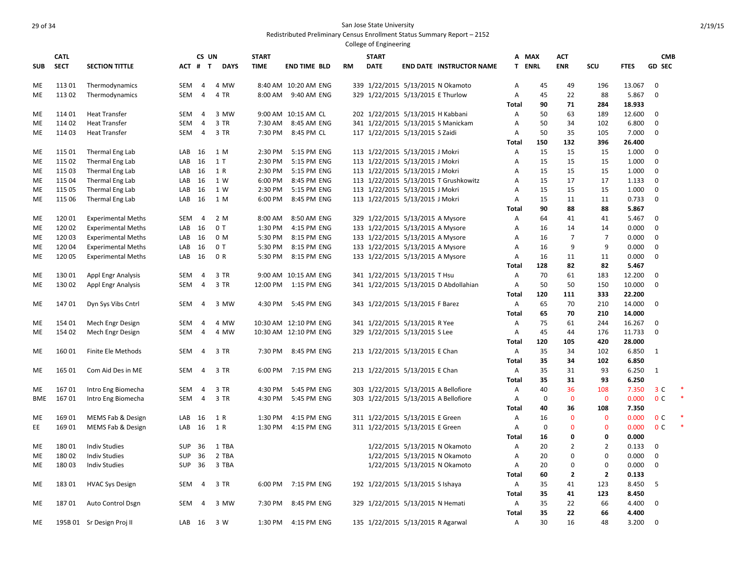San Jose State University

Redistributed Preliminary Census Enrollment Status Summary Report – 2152

College of Engineering

2/19/15

| SUB | CATL SECT | SECTION TITTLE | ACT | CS # | UN T | DAYS | START TIME | END TIME | BLD | RM | START DATE | END DATE | INSTRUCTOR NAME | A T | MAX ENRL | ACT ENR | SCU | FTES | GD | CMB SEC | |
|---|---|---|---|---|---|---|---|---|---|---|---|---|---|---|---|---|---|---|---|---|---|
| ME | 113 01 | Thermodynamics | SEM | 4 | 4 | MW | 8:40 AM | 10:20 AM | ENG | 339 | 1/22/2015 | 5/13/2015 | N Okamoto | A | 45 | 49 | 196 | 13.067 | 0 | | |
| ME | 113 02 | Thermodynamics | SEM | 4 | 4 | TR | 8:00 AM | 9:40 AM | ENG | 329 | 1/22/2015 | 5/13/2015 | E Thurlow | A | 45 | 22 | 88 | 5.867 | 0 | | |
| | | | | | | | | | | | | | | **Total** | **90** | **71** | **284** | **18.933** | | | |
| ME | 114 01 | Heat Transfer | SEM | 4 | 3 | MW | 9:00 AM | 10:15 AM | CL | 202 | 1/22/2015 | 5/13/2015 | H Kabbani | A | 50 | 63 | 189 | 12.600 | 0 | | |
| ME | 114 02 | Heat Transfer | SEM | 4 | 3 | TR | 7:30 AM | 8:45 AM | ENG | 341 | 1/22/2015 | 5/13/2015 | S Manickam | A | 50 | 34 | 102 | 6.800 | 0 | | |
| ME | 114 03 | Heat Transfer | SEM | 4 | 3 | TR | 7:30 PM | 8:45 PM | CL | 117 | 1/22/2015 | 5/13/2015 | S Zaidi | A | 50 | 35 | 105 | 7.000 | 0 | | |
| | | | | | | | | | | | | | | **Total** | **150** | **132** | **396** | **26.400** | | | |
| ME | 115 01 | Thermal Eng Lab | LAB | 16 | 1 | M | 2:30 PM | 5:15 PM | ENG | 113 | 1/22/2015 | 5/13/2015 | J Mokri | A | 15 | 15 | 15 | 1.000 | 0 | | |
| ME | 115 02 | Thermal Eng Lab | LAB | 16 | 1 | T | 2:30 PM | 5:15 PM | ENG | 113 | 1/22/2015 | 5/13/2015 | J Mokri | A | 15 | 15 | 15 | 1.000 | 0 | | |
| ME | 115 03 | Thermal Eng Lab | LAB | 16 | 1 | R | 2:30 PM | 5:15 PM | ENG | 113 | 1/22/2015 | 5/13/2015 | J Mokri | A | 15 | 15 | 15 | 1.000 | 0 | | |
| ME | 115 04 | Thermal Eng Lab | LAB | 16 | 1 | W | 6:00 PM | 8:45 PM | ENG | 113 | 1/22/2015 | 5/13/2015 | T Grushkowitz | A | 15 | 17 | 17 | 1.133 | 0 | | |
| ME | 115 05 | Thermal Eng Lab | LAB | 16 | 1 | W | 2:30 PM | 5:15 PM | ENG | 113 | 1/22/2015 | 5/13/2015 | J Mokri | A | 15 | 15 | 15 | 1.000 | 0 | | |
| ME | 115 06 | Thermal Eng Lab | LAB | 16 | 1 | M | 6:00 PM | 8:45 PM | ENG | 113 | 1/22/2015 | 5/13/2015 | J Mokri | A | 15 | 11 | 11 | 0.733 | 0 | | |
| | | | | | | | | | | | | | | **Total** | **90** | **88** | **88** | **5.867** | | | |
| ME | 120 01 | Experimental Meths | SEM | 4 | 2 | M | 8:00 AM | 8:50 AM | ENG | 329 | 1/22/2015 | 5/13/2015 | A Mysore | A | 64 | 41 | 41 | 5.467 | 0 | | |
| ME | 120 02 | Experimental Meths | LAB | 16 | 0 | T | 1:30 PM | 4:15 PM | ENG | 133 | 1/22/2015 | 5/13/2015 | A Mysore | A | 16 | 14 | 14 | 0.000 | 0 | | |
| ME | 120 03 | Experimental Meths | LAB | 16 | 0 | M | 5:30 PM | 8:15 PM | ENG | 133 | 1/22/2015 | 5/13/2015 | A Mysore | A | 16 | 7 | 7 | 0.000 | 0 | | |
| ME | 120 04 | Experimental Meths | LAB | 16 | 0 | T | 5:30 PM | 8:15 PM | ENG | 133 | 1/22/2015 | 5/13/2015 | A Mysore | A | 16 | 9 | 9 | 0.000 | 0 | | |
| ME | 120 05 | Experimental Meths | LAB | 16 | 0 | R | 5:30 PM | 8:15 PM | ENG | 133 | 1/22/2015 | 5/13/2015 | A Mysore | A | 16 | 11 | 11 | 0.000 | 0 | | |
| | | | | | | | | | | | | | | **Total** | **128** | **82** | **82** | **5.467** | | | |
| ME | 130 01 | Appl Engr Analysis | SEM | 4 | 3 | TR | 9:00 AM | 10:15 AM | ENG | 341 | 1/22/2015 | 5/13/2015 | T Hsu | A | 70 | 61 | 183 | 12.200 | 0 | | |
| ME | 130 02 | Appl Engr Analysis | SEM | 4 | 3 | TR | 12:00 PM | 1:15 PM | ENG | 341 | 1/22/2015 | 5/13/2015 | D Abdollahian | A | 50 | 50 | 150 | 10.000 | 0 | | |
| | | | | | | | | | | | | | | **Total** | **120** | **111** | **333** | **22.200** | | | |
| ME | 147 01 | Dyn Sys Vibs Cntrl | SEM | 4 | 3 | MW | 4:30 PM | 5:45 PM | ENG | 343 | 1/22/2015 | 5/13/2015 | F Barez | A | 65 | 70 | 210 | 14.000 | 0 | | |
| | | | | | | | | | | | | | | **Total** | **65** | **70** | **210** | **14.000** | | | |
| ME | 154 01 | Mech Engr Design | SEM | 4 | 4 | MW | 10:30 AM | 12:10 PM | ENG | 341 | 1/22/2015 | 5/13/2015 | R Yee | A | 75 | 61 | 244 | 16.267 | 0 | | |
| ME | 154 02 | Mech Engr Design | SEM | 4 | 4 | MW | 10:30 AM | 12:10 PM | ENG | 329 | 1/22/2015 | 5/13/2015 | S Lee | A | 45 | 44 | 176 | 11.733 | 0 | | |
| | | | | | | | | | | | | | | **Total** | **120** | **105** | **420** | **28.000** | | | |
| ME | 160 01 | Finite Ele Methods | SEM | 4 | 3 | TR | 7:30 PM | 8:45 PM | ENG | 213 | 1/22/2015 | 5/13/2015 | E Chan | A | 35 | 34 | 102 | 6.850 | 1 | | |
| | | | | | | | | | | | | | | **Total** | **35** | **34** | **102** | **6.850** | | | |
| ME | 165 01 | Com Aid Des in ME | SEM | 4 | 3 | TR | 6:00 PM | 7:15 PM | ENG | 213 | 1/22/2015 | 5/13/2015 | E Chan | A | 35 | 31 | 93 | 6.250 | 1 | | |
| | | | | | | | | | | | | | | **Total** | **35** | **31** | **93** | **6.250** | | | |
| ME | 167 01 | Intro Eng Biomecha | SEM | 4 | 3 | TR | 4:30 PM | 5:45 PM | ENG | 303 | 1/22/2015 | 5/13/2015 | A Bellofiore | A | 40 | 36 | 108 | 7.350 | 3 | C | * |
| BME | 167 01 | Intro Eng Biomecha | SEM | 4 | 3 | TR | 4:30 PM | 5:45 PM | ENG | 303 | 1/22/2015 | 5/13/2015 | A Bellofiore | A | 0 | 0 | 0 | 0.000 | 0 | C | * |
| | | | | | | | | | | | | | | **Total** | **40** | **36** | **108** | **7.350** | | | |
| ME | 169 01 | MEMS Fab & Design | LAB | 16 | 1 | R | 1:30 PM | 4:15 PM | ENG | 311 | 1/22/2015 | 5/13/2015 | E Green | A | 16 | 0 | 0 | 0.000 | 0 | C | * |
| EE | 169 01 | MEMS Fab & Design | LAB | 16 | 1 | R | 1:30 PM | 4:15 PM | ENG | 311 | 1/22/2015 | 5/13/2015 | E Green | A | 0 | 0 | 0 | 0.000 | 0 | C | * |
| | | | | | | | | | | | | | | **Total** | **16** | **0** | **0** | **0.000** | | | |
| ME | 180 01 | Indiv Studies | SUP | 36 | 1 | TBA | | | | | 1/22/2015 | 5/13/2015 | N Okamoto | A | 20 | 2 | 2 | 0.133 | 0 | | |
| ME | 180 02 | Indiv Studies | SUP | 36 | 2 | TBA | | | | | 1/22/2015 | 5/13/2015 | N Okamoto | A | 20 | 0 | 0 | 0.000 | 0 | | |
| ME | 180 03 | Indiv Studies | SUP | 36 | 3 | TBA | | | | | 1/22/2015 | 5/13/2015 | N Okamoto | A | 20 | 0 | 0 | 0.000 | 0 | | |
| | | | | | | | | | | | | | | **Total** | **60** | **2** | **2** | **0.133** | | | |
| ME | 183 01 | HVAC Sys Design | SEM | 4 | 3 | TR | 6:00 PM | 7:15 PM | ENG | 192 | 1/22/2015 | 5/13/2015 | S Ishaya | A | 35 | 41 | 123 | 8.450 | 5 | | |
| | | | | | | | | | | | | | | **Total** | **35** | **41** | **123** | **8.450** | | | |
| ME | 187 01 | Auto Control Dsgn | SEM | 4 | 3 | MW | 7:30 PM | 8:45 PM | ENG | 329 | 1/22/2015 | 5/13/2015 | N Hemati | A | 35 | 22 | 66 | 4.400 | 0 | | |
| | | | | | | | | | | | | | | **Total** | **35** | **22** | **66** | **4.400** | | | |
| ME | 195B 01 | Sr Design Proj II | LAB | 16 | 3 | W | 1:30 PM | 4:15 PM | ENG | 135 | 1/22/2015 | 5/13/2015 | R Agarwal | A | 30 | 16 | 48 | 3.200 | 0 | | |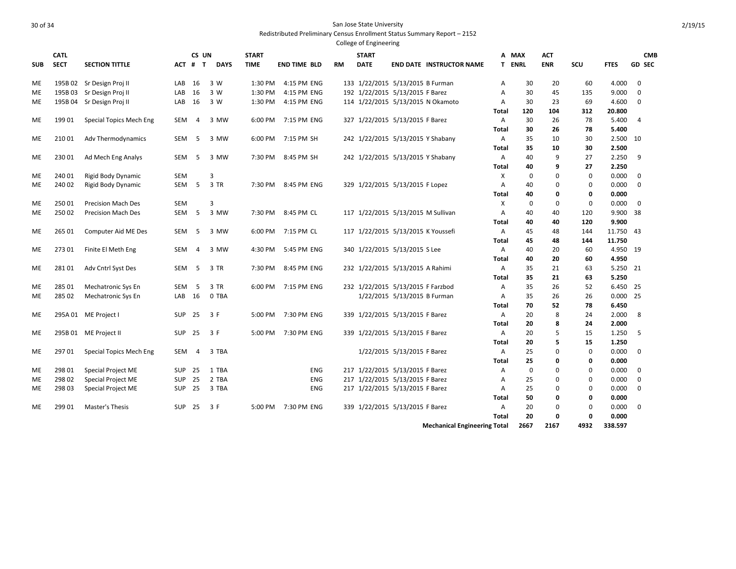San Jose State University

Redistributed Preliminary Census Enrollment Status Summary Report – 2152

College of Engineering

| SUB | CATL SECT | SECTION TITTLE | ACT | CS # | UN T | DAYS | START TIME | END TIME | BLD | RM | START DATE | END DATE | INSTRUCTOR NAME | A T | MAX ENRL | ACT ENR | SCU | FTES | CMB GD SEC |
|---|---|---|---|---|---|---|---|---|---|---|---|---|---|---|---|---|---|---|---|
| ME | 195B 02 | Sr Design Proj II | LAB | 16 | 3 | W | 1:30 PM | 4:15 PM | ENG | 133 | 1/22/2015 | 5/13/2015 | B Furman | A | 30 | 20 | 60 | 4.000 | 0 |
| ME | 195B 03 | Sr Design Proj II | LAB | 16 | 3 | W | 1:30 PM | 4:15 PM | ENG | 192 | 1/22/2015 | 5/13/2015 | F Barez | A | 30 | 45 | 135 | 9.000 | 0 |
| ME | 195B 04 | Sr Design Proj II | LAB | 16 | 3 | W | 1:30 PM | 4:15 PM | ENG | 114 | 1/22/2015 | 5/13/2015 | N Okamoto | A | 30 | 23 | 69 | 4.600 | 0 |
| | | | | | | | | | | | | | | **Total** | **120** | **104** | **312** | **20.800** | |
| ME | 199 01 | Special Topics Mech Eng | SEM | 4 | 3 | MW | 6:00 PM | 7:15 PM | ENG | 327 | 1/22/2015 | 5/13/2015 | F Barez | A | 30 | 26 | 78 | 5.400 | 4 |
| | | | | | | | | | | | | | | **Total** | **30** | **26** | **78** | **5.400** | |
| ME | 210 01 | Adv Thermodynamics | SEM | 5 | 3 | MW | 6:00 PM | 7:15 PM | SH | 242 | 1/22/2015 | 5/13/2015 | Y Shabany | A | 35 | 10 | 30 | 2.500 | 10 |
| | | | | | | | | | | | | | | **Total** | **35** | **10** | **30** | **2.500** | |
| ME | 230 01 | Ad Mech Eng Analys | SEM | 5 | 3 | MW | 7:30 PM | 8:45 PM | SH | 242 | 1/22/2015 | 5/13/2015 | Y Shabany | A | 40 | 9 | 27 | 2.250 | 9 |
| | | | | | | | | | | | | | | **Total** | **40** | **9** | **27** | **2.250** | |
| ME | 240 01 | Rigid Body Dynamic | SEM | | 3 | | | | | | | | | X | 0 | 0 | 0 | 0.000 | 0 |
| ME | 240 02 | Rigid Body Dynamic | SEM | 5 | 3 | TR | 7:30 PM | 8:45 PM | ENG | 329 | 1/22/2015 | 5/13/2015 | F Lopez | A | 40 | 0 | 0 | 0.000 | 0 |
| | | | | | | | | | | | | | | **Total** | **40** | **0** | **0** | **0.000** | |
| ME | 250 01 | Precision Mach Des | SEM | | 3 | | | | | | | | | X | 0 | 0 | 0 | 0.000 | 0 |
| ME | 250 02 | Precision Mach Des | SEM | 5 | 3 | MW | 7:30 PM | 8:45 PM | CL | 117 | 1/22/2015 | 5/13/2015 | M Sullivan | A | 40 | 40 | 120 | 9.900 | 38 |
| | | | | | | | | | | | | | | **Total** | **40** | **40** | **120** | **9.900** | |
| ME | 265 01 | Computer Aid ME Des | SEM | 5 | 3 | MW | 6:00 PM | 7:15 PM | CL | 117 | 1/22/2015 | 5/13/2015 | K Youssefi | A | 45 | 48 | 144 | 11.750 | 43 |
| | | | | | | | | | | | | | | **Total** | **45** | **48** | **144** | **11.750** | |
| ME | 273 01 | Finite El Meth Eng | SEM | 4 | 3 | MW | 4:30 PM | 5:45 PM | ENG | 340 | 1/22/2015 | 5/13/2015 | S Lee | A | 40 | 20 | 60 | 4.950 | 19 |
| | | | | | | | | | | | | | | **Total** | **40** | **20** | **60** | **4.950** | |
| ME | 281 01 | Adv Cntrl Syst Des | SEM | 5 | 3 | TR | 7:30 PM | 8:45 PM | ENG | 232 | 1/22/2015 | 5/13/2015 | A Rahimi | A | 35 | 21 | 63 | 5.250 | 21 |
| | | | | | | | | | | | | | | **Total** | **35** | **21** | **63** | **5.250** | |
| ME | 285 01 | Mechatronic Sys En | SEM | 5 | 3 | TR | 6:00 PM | 7:15 PM | ENG | 232 | 1/22/2015 | 5/13/2015 | F Farzbod | A | 35 | 26 | 52 | 6.450 | 25 |
| ME | 285 02 | Mechatronic Sys En | LAB | 16 | 0 | TBA | | | | | 1/22/2015 | 5/13/2015 | B Furman | A | 35 | 26 | 26 | 0.000 | 25 |
| | | | | | | | | | | | | | | **Total** | **70** | **52** | **78** | **6.450** | |
| ME | 295A 01 | ME Project I | SUP | 25 | 3 | F | 5:00 PM | 7:30 PM | ENG | 339 | 1/22/2015 | 5/13/2015 | F Barez | A | 20 | 8 | 24 | 2.000 | 8 |
| | | | | | | | | | | | | | | **Total** | **20** | **8** | **24** | **2.000** | |
| ME | 295B 01 | ME Project II | SUP | 25 | 3 | F | 5:00 PM | 7:30 PM | ENG | 339 | 1/22/2015 | 5/13/2015 | F Barez | A | 20 | 5 | 15 | 1.250 | 5 |
| | | | | | | | | | | | | | | **Total** | **20** | **5** | **15** | **1.250** | |
| ME | 297 01 | Special Topics Mech Eng | SEM | 4 | 3 | TBA | | | | | 1/22/2015 | 5/13/2015 | F Barez | A | 25 | 0 | 0 | 0.000 | 0 |
| | | | | | | | | | | | | | | **Total** | **25** | **0** | **0** | **0.000** | |
| ME | 298 01 | Special Project ME | SUP | 25 | 1 | TBA | | | ENG | 217 | 1/22/2015 | 5/13/2015 | F Barez | A | 0 | 0 | 0 | 0.000 | 0 |
| ME | 298 02 | Special Project ME | SUP | 25 | 2 | TBA | | | ENG | 217 | 1/22/2015 | 5/13/2015 | F Barez | A | 25 | 0 | 0 | 0.000 | 0 |
| ME | 298 03 | Special Project ME | SUP | 25 | 3 | TBA | | | ENG | 217 | 1/22/2015 | 5/13/2015 | F Barez | A | 25 | 0 | 0 | 0.000 | 0 |
| | | | | | | | | | | | | | | **Total** | **50** | **0** | **0** | **0.000** | |
| ME | 299 01 | Master's Thesis | SUP | 25 | 3 | F | 5:00 PM | 7:30 PM | ENG | 339 | 1/22/2015 | 5/13/2015 | F Barez | A | 20 | 0 | 0 | 0.000 | 0 |
| | | | | | | | | | | | | | | **Total** | **20** | **0** | **0** | **0.000** | |
| | | | | | | | | | | | | | **Mechanical Engineering Total** | | **2667** | **2167** | **4932** | **338.597** | |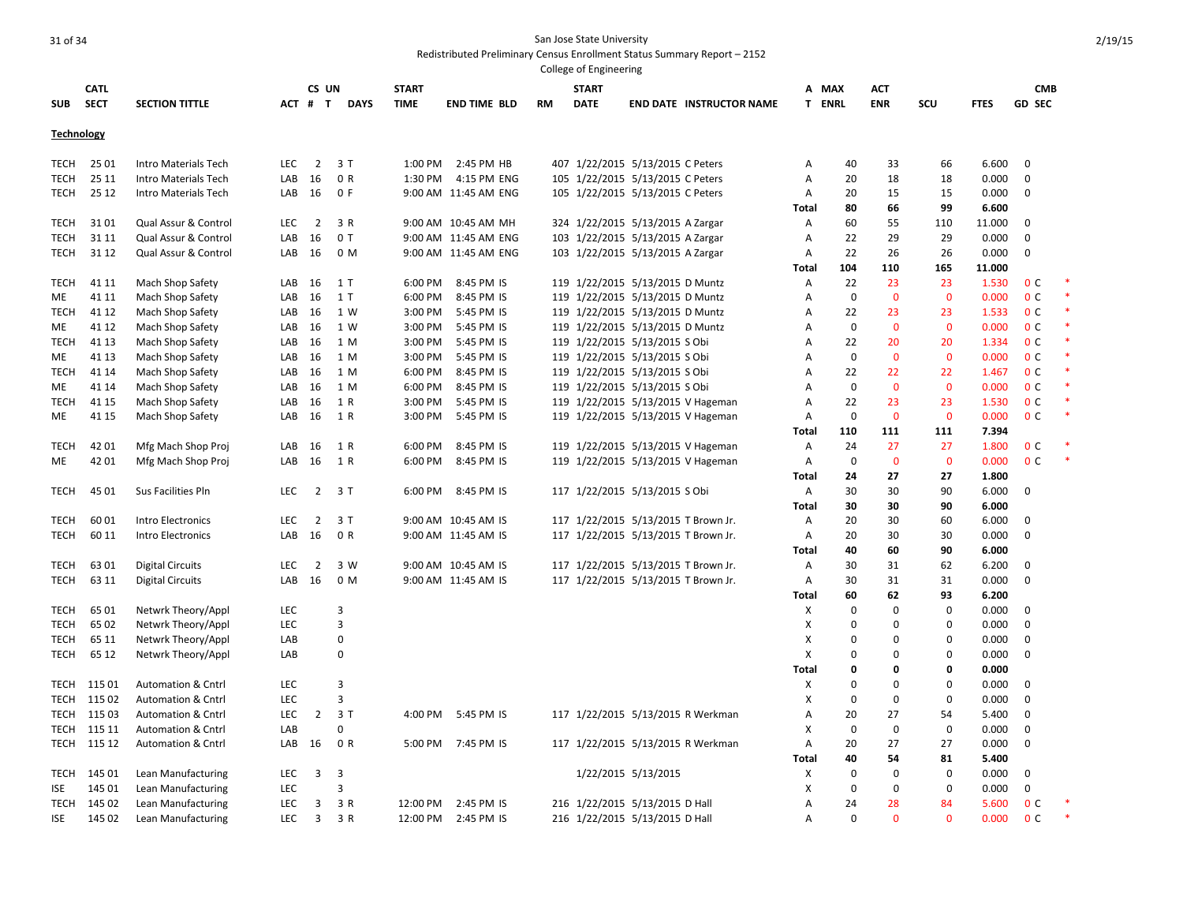San Jose State University
Redistributed Preliminary Census Enrollment Status Summary Report – 2152
College of Engineering

| SUB | CATL SECT | SECTION TITTLE | ACT | CS # | UN T | DAYS | START TIME | END TIME | BLD | RM | START DATE | END DATE | INSTRUCTOR NAME | A T | MAX ENRL | ACT ENR | SCU | FTES | GD | CMB SEC | |
|---|---|---|---|---|---|---|---|---|---|---|---|---|---|---|---|---|---|---|---|---|---|
| **Technology** | | | | | | | | | | | | | | | | | | | | | |
| TECH | 25 01 | Intro Materials Tech | LEC | 2 | 3 | T | 1:00 PM | 2:45 PM | HB | 407 | 1/22/2015 | 5/13/2015 | C Peters | A | 40 | 33 | 66 | 6.600 | 0 | | |
| TECH | 25 11 | Intro Materials Tech | LAB | 16 | 0 | R | 1:30 PM | 4:15 PM | ENG | 105 | 1/22/2015 | 5/13/2015 | C Peters | A | 20 | 18 | 18 | 0.000 | 0 | | |
| TECH | 25 12 | Intro Materials Tech | LAB | 16 | 0 | F | 9:00 AM | 11:45 AM | ENG | 105 | 1/22/2015 | 5/13/2015 | C Peters | A | 20 | 15 | 15 | 0.000 | 0 | | |
| | | | | | | | | | | | | | | **Total** | **80** | **66** | **99** | **6.600** | | | |
| TECH | 31 01 | Qual Assur & Control | LEC | 2 | 3 | R | 9:00 AM | 10:45 AM | MH | 324 | 1/22/2015 | 5/13/2015 | A Zargar | A | 60 | 55 | 110 | 11.000 | 0 | | |
| TECH | 31 11 | Qual Assur & Control | LAB | 16 | 0 | T | 9:00 AM | 11:45 AM | ENG | 103 | 1/22/2015 | 5/13/2015 | A Zargar | A | 22 | 29 | 29 | 0.000 | 0 | | |
| TECH | 31 12 | Qual Assur & Control | LAB | 16 | 0 | M | 9:00 AM | 11:45 AM | ENG | 103 | 1/22/2015 | 5/13/2015 | A Zargar | A | 22 | 26 | 26 | 0.000 | 0 | | |
| | | | | | | | | | | | | | | **Total** | **104** | **110** | **165** | **11.000** | | | |
| TECH | 41 11 | Mach Shop Safety | LAB | 16 | 1 | T | 6:00 PM | 8:45 PM | IS | 119 | 1/22/2015 | 5/13/2015 | D Muntz | A | 22 | 23 | 23 | 1.530 | 0 | C | * |
| ME | 41 11 | Mach Shop Safety | LAB | 16 | 1 | T | 6:00 PM | 8:45 PM | IS | 119 | 1/22/2015 | 5/13/2015 | D Muntz | A | 0 | 0 | 0 | 0.000 | 0 | C | * |
| TECH | 41 12 | Mach Shop Safety | LAB | 16 | 1 | W | 3:00 PM | 5:45 PM | IS | 119 | 1/22/2015 | 5/13/2015 | D Muntz | A | 22 | 23 | 23 | 1.533 | 0 | C | * |
| ME | 41 12 | Mach Shop Safety | LAB | 16 | 1 | W | 3:00 PM | 5:45 PM | IS | 119 | 1/22/2015 | 5/13/2015 | D Muntz | A | 0 | 0 | 0 | 0.000 | 0 | C | * |
| TECH | 41 13 | Mach Shop Safety | LAB | 16 | 1 | M | 3:00 PM | 5:45 PM | IS | 119 | 1/22/2015 | 5/13/2015 | S Obi | A | 22 | 20 | 20 | 1.334 | 0 | C | * |
| ME | 41 13 | Mach Shop Safety | LAB | 16 | 1 | M | 3:00 PM | 5:45 PM | IS | 119 | 1/22/2015 | 5/13/2015 | S Obi | A | 0 | 0 | 0 | 0.000 | 0 | C | * |
| TECH | 41 14 | Mach Shop Safety | LAB | 16 | 1 | M | 6:00 PM | 8:45 PM | IS | 119 | 1/22/2015 | 5/13/2015 | S Obi | A | 22 | 22 | 22 | 1.467 | 0 | C | * |
| ME | 41 14 | Mach Shop Safety | LAB | 16 | 1 | M | 6:00 PM | 8:45 PM | IS | 119 | 1/22/2015 | 5/13/2015 | S Obi | A | 0 | 0 | 0 | 0.000 | 0 | C | * |
| TECH | 41 15 | Mach Shop Safety | LAB | 16 | 1 | R | 3:00 PM | 5:45 PM | IS | 119 | 1/22/2015 | 5/13/2015 | V Hageman | A | 22 | 23 | 23 | 1.530 | 0 | C | * |
| ME | 41 15 | Mach Shop Safety | LAB | 16 | 1 | R | 3:00 PM | 5:45 PM | IS | 119 | 1/22/2015 | 5/13/2015 | V Hageman | A | 0 | 0 | 0 | 0.000 | 0 | C | * |
| | | | | | | | | | | | | | | **Total** | **110** | **111** | **111** | **7.394** | | | |
| TECH | 42 01 | Mfg Mach Shop Proj | LAB | 16 | 1 | R | 6:00 PM | 8:45 PM | IS | 119 | 1/22/2015 | 5/13/2015 | V Hageman | A | 24 | 27 | 27 | 1.800 | 0 | C | * |
| ME | 42 01 | Mfg Mach Shop Proj | LAB | 16 | 1 | R | 6:00 PM | 8:45 PM | IS | 119 | 1/22/2015 | 5/13/2015 | V Hageman | A | 0 | 0 | 0 | 0.000 | 0 | C | * |
| | | | | | | | | | | | | | | **Total** | **24** | **27** | **27** | **1.800** | | | |
| TECH | 45 01 | Sus Facilities Pln | LEC | 2 | 3 | T | 6:00 PM | 8:45 PM | IS | 117 | 1/22/2015 | 5/13/2015 | S Obi | A | 30 | 30 | 90 | 6.000 | 0 | | |
| | | | | | | | | | | | | | | **Total** | **30** | **30** | **90** | **6.000** | | | |
| TECH | 60 01 | Intro Electronics | LEC | 2 | 3 | T | 9:00 AM | 10:45 AM | IS | 117 | 1/22/2015 | 5/13/2015 | T Brown Jr. | A | 20 | 30 | 60 | 6.000 | 0 | | |
| TECH | 60 11 | Intro Electronics | LAB | 16 | 0 | R | 9:00 AM | 11:45 AM | IS | 117 | 1/22/2015 | 5/13/2015 | T Brown Jr. | A | 20 | 30 | 30 | 0.000 | 0 | | |
| | | | | | | | | | | | | | | **Total** | **40** | **60** | **90** | **6.000** | | | |
| TECH | 63 01 | Digital Circuits | LEC | 2 | 3 | W | 9:00 AM | 10:45 AM | IS | 117 | 1/22/2015 | 5/13/2015 | T Brown Jr. | A | 30 | 31 | 62 | 6.200 | 0 | | |
| TECH | 63 11 | Digital Circuits | LAB | 16 | 0 | M | 9:00 AM | 11:45 AM | IS | 117 | 1/22/2015 | 5/13/2015 | T Brown Jr. | A | 30 | 31 | 31 | 0.000 | 0 | | |
| | | | | | | | | | | | | | | **Total** | **60** | **62** | **93** | **6.200** | | | |
| TECH | 65 01 | Netwrk Theory/Appl | LEC | | 3 | | | | | | | | | X | 0 | 0 | 0 | 0.000 | 0 | | |
| TECH | 65 02 | Netwrk Theory/Appl | LEC | | 3 | | | | | | | | | X | 0 | 0 | 0 | 0.000 | 0 | | |
| TECH | 65 11 | Netwrk Theory/Appl | LAB | | 0 | | | | | | | | | X | 0 | 0 | 0 | 0.000 | 0 | | |
| TECH | 65 12 | Netwrk Theory/Appl | LAB | | 0 | | | | | | | | | X | 0 | 0 | 0 | 0.000 | 0 | | |
| | | | | | | | | | | | | | | **Total** | **0** | **0** | **0** | **0.000** | | | |
| TECH | 115 01 | Automation & Cntrl | LEC | | 3 | | | | | | | | | X | 0 | 0 | 0 | 0.000 | 0 | | |
| TECH | 115 02 | Automation & Cntrl | LEC | | 3 | | | | | | | | | X | 0 | 0 | 0 | 0.000 | 0 | | |
| TECH | 115 03 | Automation & Cntrl | LEC | 2 | 3 | T | 4:00 PM | 5:45 PM | IS | 117 | 1/22/2015 | 5/13/2015 | R Werkman | A | 20 | 27 | 54 | 5.400 | 0 | | |
| TECH | 115 11 | Automation & Cntrl | LAB | | 0 | | | | | | | | | X | 0 | 0 | 0 | 0.000 | 0 | | |
| TECH | 115 12 | Automation & Cntrl | LAB | 16 | 0 | R | 5:00 PM | 7:45 PM | IS | 117 | 1/22/2015 | 5/13/2015 | R Werkman | A | 20 | 27 | 27 | 0.000 | 0 | | |
| | | | | | | | | | | | | | | **Total** | **40** | **54** | **81** | **5.400** | | | |
| TECH | 145 01 | Lean Manufacturing | LEC | 3 | 3 | | | | | | 1/22/2015 | 5/13/2015 | | X | 0 | 0 | 0 | 0.000 | 0 | | |
| ISE | 145 01 | Lean Manufacturing | LEC | | 3 | | | | | | | | | X | 0 | 0 | 0 | 0.000 | 0 | | |
| TECH | 145 02 | Lean Manufacturing | LEC | 3 | 3 | R | 12:00 PM | 2:45 PM | IS | 216 | 1/22/2015 | 5/13/2015 | D Hall | A | 24 | 28 | 84 | 5.600 | 0 | C | * |
| ISE | 145 02 | Lean Manufacturing | LEC | 3 | 3 | R | 12:00 PM | 2:45 PM | IS | 216 | 1/22/2015 | 5/13/2015 | D Hall | A | 0 | 0 | 0 | 0.000 | 0 | C | * |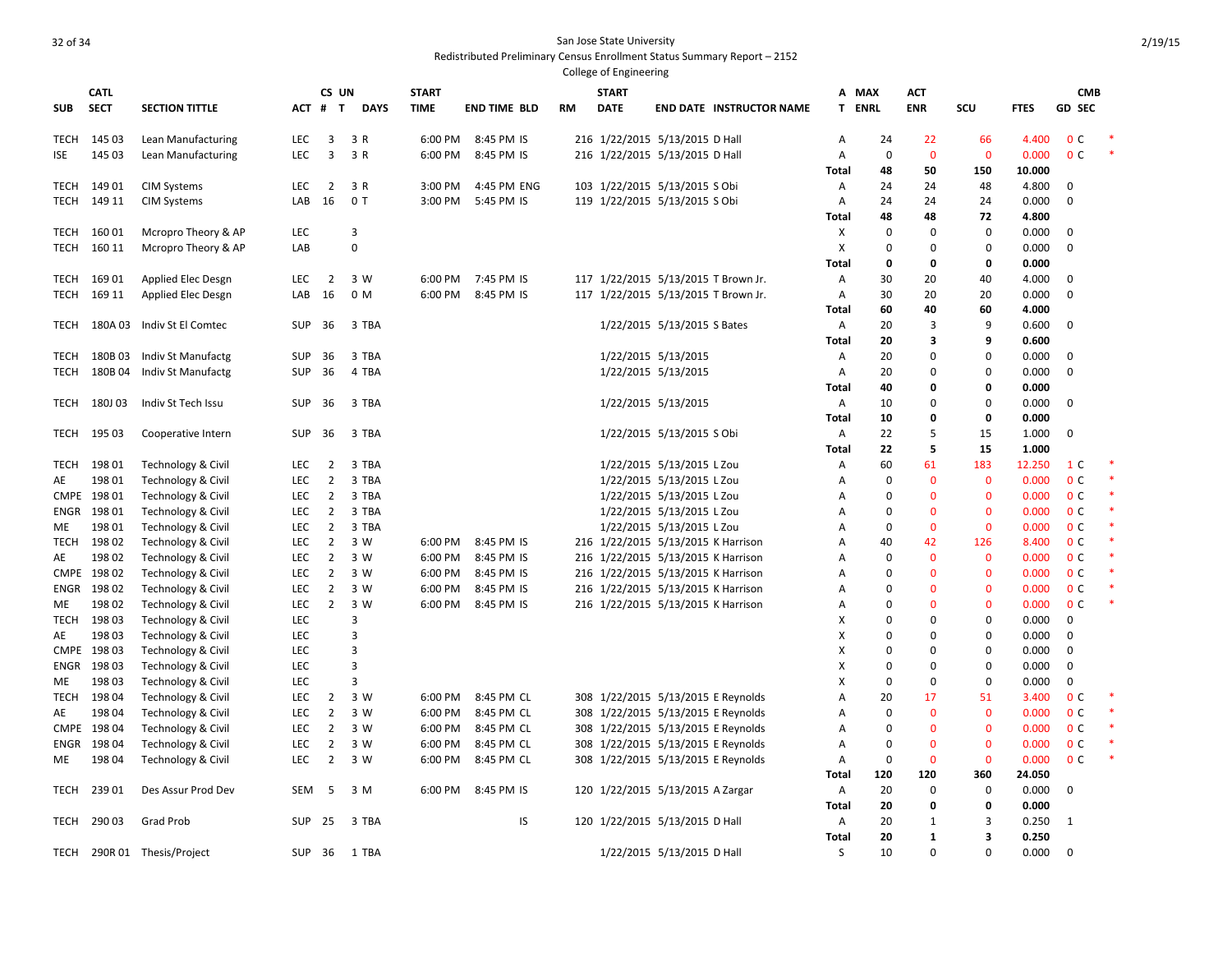San Jose State University

Redistributed Preliminary Census Enrollment Status Summary Report – 2152

College of Engineering

| SUB | CATL SECT | SECTION TITTLE | ACT | CS # | UN T | DAYS | START TIME | END TIME | BLD | RM | START DATE | END DATE | INSTRUCTOR NAME | A T | MAX ENRL | ACT ENR | SCU | FTES | GD | CMB SEC | |
|---|---|---|---|---|---|---|---|---|---|---|---|---|---|---|---|---|---|---|---|---|---|
| TECH | 145 03 | Lean Manufacturing | LEC | 3 | 3 | R | 6:00 PM | 8:45 PM | IS | 216 | 1/22/2015 | 5/13/2015 | D Hall | A | 24 | 22 | 66 | 4.400 | 0 | C | * |
| ISE | 145 03 | Lean Manufacturing | LEC | 3 | 3 | R | 6:00 PM | 8:45 PM | IS | 216 | 1/22/2015 | 5/13/2015 | D Hall | A | 0 | 0 | 0 | 0.000 | 0 | C | * |
| | | | | | | | | | | | | | | **Total** | **48** | **50** | **150** | **10.000** | | | |
| TECH | 149 01 | CIM Systems | LEC | 2 | 3 | R | 3:00 PM | 4:45 PM | ENG | 103 | 1/22/2015 | 5/13/2015 | S Obi | A | 24 | 24 | 48 | 4.800 | 0 | | |
| TECH | 149 11 | CIM Systems | LAB | 16 | 0 | T | 3:00 PM | 5:45 PM | IS | 119 | 1/22/2015 | 5/13/2015 | S Obi | A | 24 | 24 | 24 | 0.000 | 0 | | |
| | | | | | | | | | | | | | | **Total** | **48** | **48** | **72** | **4.800** | | | |
| TECH | 160 01 | Mcropro Theory & AP | LEC | | 3 | | | | | | | | | X | 0 | 0 | 0 | 0.000 | 0 | | |
| TECH | 160 11 | Mcropro Theory & AP | LAB | | 0 | | | | | | | | | X | 0 | 0 | 0 | 0.000 | 0 | | |
| | | | | | | | | | | | | | | **Total** | **0** | **0** | **0** | **0.000** | | | |
| TECH | 169 01 | Applied Elec Desgn | LEC | 2 | 3 | W | 6:00 PM | 7:45 PM | IS | 117 | 1/22/2015 | 5/13/2015 | T Brown Jr. | A | 30 | 20 | 40 | 4.000 | 0 | | |
| TECH | 169 11 | Applied Elec Desgn | LAB | 16 | 0 | M | 6:00 PM | 8:45 PM | IS | 117 | 1/22/2015 | 5/13/2015 | T Brown Jr. | A | 30 | 20 | 20 | 0.000 | 0 | | |
| | | | | | | | | | | | | | | **Total** | **60** | **40** | **60** | **4.000** | | | |
| TECH | 180A 03 | Indiv St El Comtec | SUP | 36 | 3 | TBA | | | | | 1/22/2015 | 5/13/2015 | S Bates | A | 20 | 3 | 9 | 0.600 | 0 | | |
| | | | | | | | | | | | | | | **Total** | **20** | **3** | **9** | **0.600** | | | |
| TECH | 180B 03 | Indiv St Manufactg | SUP | 36 | 3 | TBA | | | | | 1/22/2015 | 5/13/2015 | | A | 20 | 0 | 0 | 0.000 | 0 | | |
| TECH | 180B 04 | Indiv St Manufactg | SUP | 36 | 4 | TBA | | | | | 1/22/2015 | 5/13/2015 | | A | 20 | 0 | 0 | 0.000 | 0 | | |
| | | | | | | | | | | | | | | **Total** | **40** | **0** | **0** | **0.000** | | | |
| TECH | 180J 03 | Indiv St Tech Issu | SUP | 36 | 3 | TBA | | | | | 1/22/2015 | 5/13/2015 | | A | 10 | 0 | 0 | 0.000 | 0 | | |
| | | | | | | | | | | | | | | **Total** | **10** | **0** | **0** | **0.000** | | | |
| TECH | 195 03 | Cooperative Intern | SUP | 36 | 3 | TBA | | | | | 1/22/2015 | 5/13/2015 | S Obi | A | 22 | 5 | 15 | 1.000 | 0 | | |
| | | | | | | | | | | | | | | **Total** | **22** | **5** | **15** | **1.000** | | | |
| TECH | 198 01 | Technology & Civil | LEC | 2 | 3 | TBA | | | | | 1/22/2015 | 5/13/2015 | L Zou | A | 60 | 61 | 183 | 12.250 | 1 | C | * |
| AE | 198 01 | Technology & Civil | LEC | 2 | 3 | TBA | | | | | 1/22/2015 | 5/13/2015 | L Zou | A | 0 | 0 | 0 | 0.000 | 0 | C | * |
| CMPE | 198 01 | Technology & Civil | LEC | 2 | 3 | TBA | | | | | 1/22/2015 | 5/13/2015 | L Zou | A | 0 | 0 | 0 | 0.000 | 0 | C | * |
| ENGR | 198 01 | Technology & Civil | LEC | 2 | 3 | TBA | | | | | 1/22/2015 | 5/13/2015 | L Zou | A | 0 | 0 | 0 | 0.000 | 0 | C | * |
| ME | 198 01 | Technology & Civil | LEC | 2 | 3 | TBA | | | | | 1/22/2015 | 5/13/2015 | L Zou | A | 0 | 0 | 0 | 0.000 | 0 | C | * |
| TECH | 198 02 | Technology & Civil | LEC | 2 | 3 | W | 6:00 PM | 8:45 PM | IS | 216 | 1/22/2015 | 5/13/2015 | K Harrison | A | 40 | 42 | 126 | 8.400 | 0 | C | * |
| AE | 198 02 | Technology & Civil | LEC | 2 | 3 | W | 6:00 PM | 8:45 PM | IS | 216 | 1/22/2015 | 5/13/2015 | K Harrison | A | 0 | 0 | 0 | 0.000 | 0 | C | * |
| CMPE | 198 02 | Technology & Civil | LEC | 2 | 3 | W | 6:00 PM | 8:45 PM | IS | 216 | 1/22/2015 | 5/13/2015 | K Harrison | A | 0 | 0 | 0 | 0.000 | 0 | C | * |
| ENGR | 198 02 | Technology & Civil | LEC | 2 | 3 | W | 6:00 PM | 8:45 PM | IS | 216 | 1/22/2015 | 5/13/2015 | K Harrison | A | 0 | 0 | 0 | 0.000 | 0 | C | * |
| ME | 198 02 | Technology & Civil | LEC | 2 | 3 | W | 6:00 PM | 8:45 PM | IS | 216 | 1/22/2015 | 5/13/2015 | K Harrison | A | 0 | 0 | 0 | 0.000 | 0 | C | * |
| TECH | 198 03 | Technology & Civil | LEC | | 3 | | | | | | | | | X | 0 | 0 | 0 | 0.000 | 0 | | |
| AE | 198 03 | Technology & Civil | LEC | | 3 | | | | | | | | | X | 0 | 0 | 0 | 0.000 | 0 | | |
| CMPE | 198 03 | Technology & Civil | LEC | | 3 | | | | | | | | | X | 0 | 0 | 0 | 0.000 | 0 | | |
| ENGR | 198 03 | Technology & Civil | LEC | | 3 | | | | | | | | | X | 0 | 0 | 0 | 0.000 | 0 | | |
| ME | 198 03 | Technology & Civil | LEC | | 3 | | | | | | | | | X | 0 | 0 | 0 | 0.000 | 0 | | |
| TECH | 198 04 | Technology & Civil | LEC | 2 | 3 | W | 6:00 PM | 8:45 PM | CL | 308 | 1/22/2015 | 5/13/2015 | E Reynolds | A | 20 | 17 | 51 | 3.400 | 0 | C | * |
| AE | 198 04 | Technology & Civil | LEC | 2 | 3 | W | 6:00 PM | 8:45 PM | CL | 308 | 1/22/2015 | 5/13/2015 | E Reynolds | A | 0 | 0 | 0 | 0.000 | 0 | C | * |
| CMPE | 198 04 | Technology & Civil | LEC | 2 | 3 | W | 6:00 PM | 8:45 PM | CL | 308 | 1/22/2015 | 5/13/2015 | E Reynolds | A | 0 | 0 | 0 | 0.000 | 0 | C | * |
| ENGR | 198 04 | Technology & Civil | LEC | 2 | 3 | W | 6:00 PM | 8:45 PM | CL | 308 | 1/22/2015 | 5/13/2015 | E Reynolds | A | 0 | 0 | 0 | 0.000 | 0 | C | * |
| ME | 198 04 | Technology & Civil | LEC | 2 | 3 | W | 6:00 PM | 8:45 PM | CL | 308 | 1/22/2015 | 5/13/2015 | E Reynolds | A | 0 | 0 | 0 | 0.000 | 0 | C | * |
| | | | | | | | | | | | | | | **Total** | **120** | **120** | **360** | **24.050** | | | |
| TECH | 239 01 | Des Assur Prod Dev | SEM | 5 | 3 | M | 6:00 PM | 8:45 PM | IS | 120 | 1/22/2015 | 5/13/2015 | A Zargar | A | 20 | 0 | 0 | 0.000 | 0 | | |
| | | | | | | | | | | | | | | **Total** | **20** | **0** | **0** | **0.000** | | | |
| TECH | 290 03 | Grad Prob | SUP | 25 | 3 | TBA | | | IS | 120 | 1/22/2015 | 5/13/2015 | D Hall | A | 20 | 1 | 3 | 0.250 | 1 | | |
| | | | | | | | | | | | | | | **Total** | **20** | **1** | **3** | **0.250** | | | |
| TECH | 290R 01 | Thesis/Project | SUP | 36 | 1 | TBA | | | | | 1/22/2015 | 5/13/2015 | D Hall | S | 10 | 0 | 0 | 0.000 | 0 | | |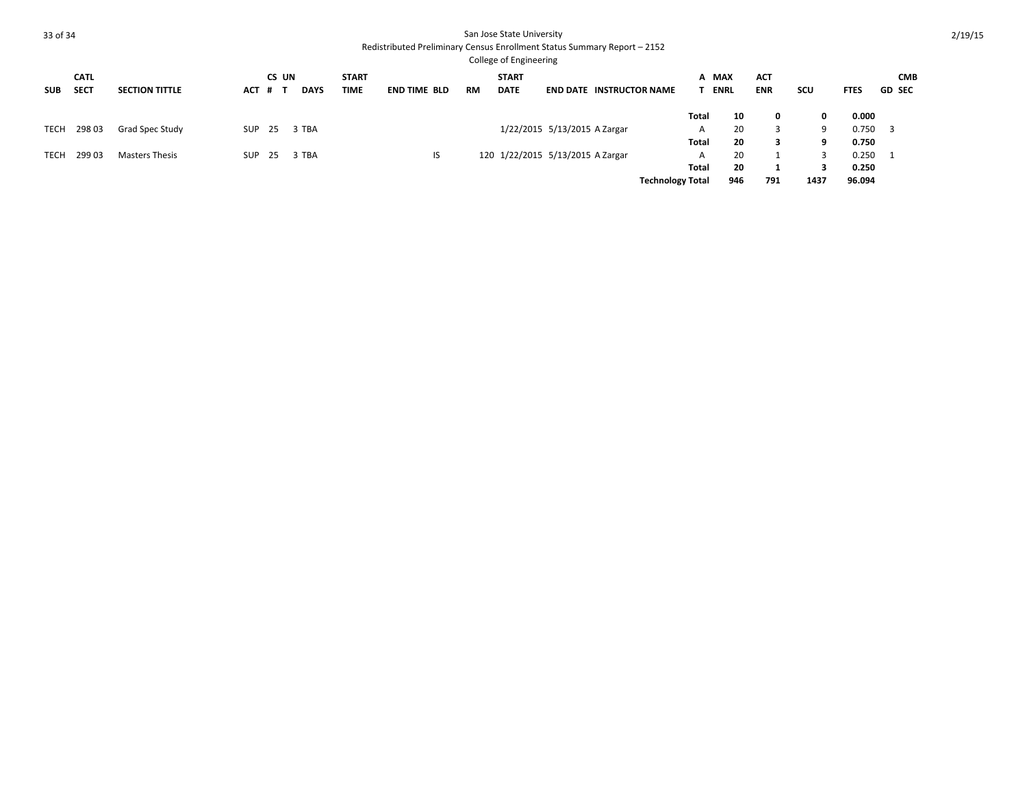San Jose State University

Redistributed Preliminary Census Enrollment Status Summary Report – 2152

College of Engineering

| SUB | CATL SECT | SECTION TITTLE | ACT | CS # | UN T | DAYS | START TIME | END TIME | BLD | RM | START DATE | END DATE | INSTRUCTOR NAME | A T | MAX ENRL | ACT ENR | SCU | FTES | GD | CMB SEC |
|---|---|---|---|---|---|---|---|---|---|---|---|---|---|---|---|---|---|---|---|---|
| | | | | | | | | | | | | | | **Total** | **10** | **0** | **0** | **0.000** | | |
| TECH | 298 03 | Grad Spec Study | SUP | 25 | 3 | TBA | | | | | 1/22/2015 | 5/13/2015 | A Zargar | A | 20 | 3 | 9 | 0.750 | 3 | |
| | | | | | | | | | | | | | | **Total** | **20** | **3** | **9** | **0.750** | | |
| TECH | 299 03 | Masters Thesis | SUP | 25 | 3 | TBA | | | IS | 120 | 1/22/2015 | 5/13/2015 | A Zargar | A | 20 | 1 | 3 | 0.250 | 1 | |
| | | | | | | | | | | | | | | **Total** | **20** | **1** | **3** | **0.250** | | |
| | | | | | | | | | | | | | **Technology Total** | | **946** | **791** | **1437** | **96.094** | | |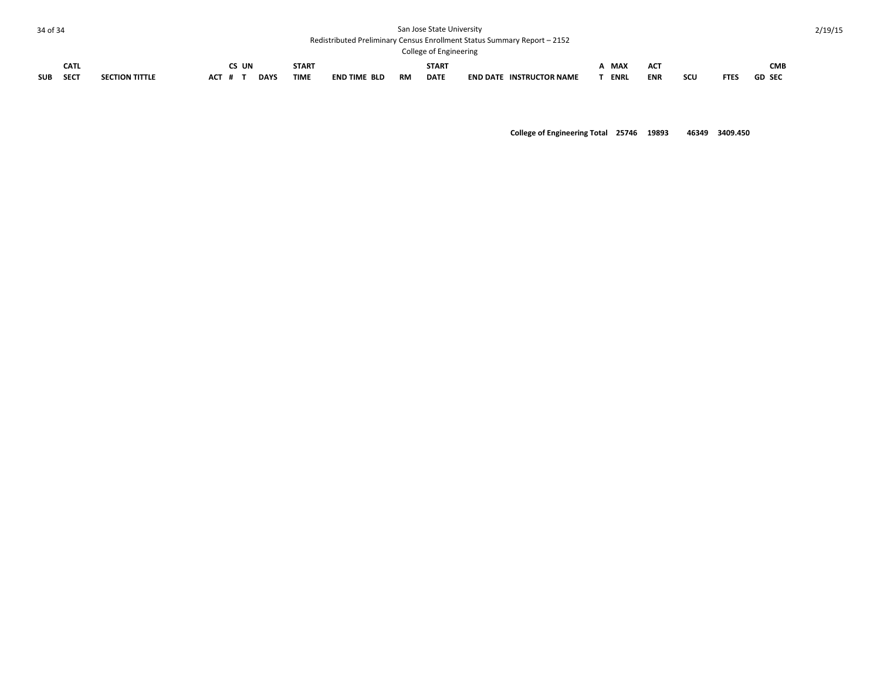| SUB | CATL SECT | SECTION TITTLE | ACT | CS # | UN T | DAYS | START TIME | END TIME | BLD | RM | START DATE | END DATE | INSTRUCTOR NAME | A T | MAX ENRL | ACT ENR | SCU | FTES | GD | CMB SEC |
|---|---|---|---|---|---|---|---|---|---|---|---|---|---|---|---|---|---|---|---|---|
| | | | | | | | | | | | | | **College of Engineering Total** | | **25746** | **19893** | **46349** | **3409.450** | | |